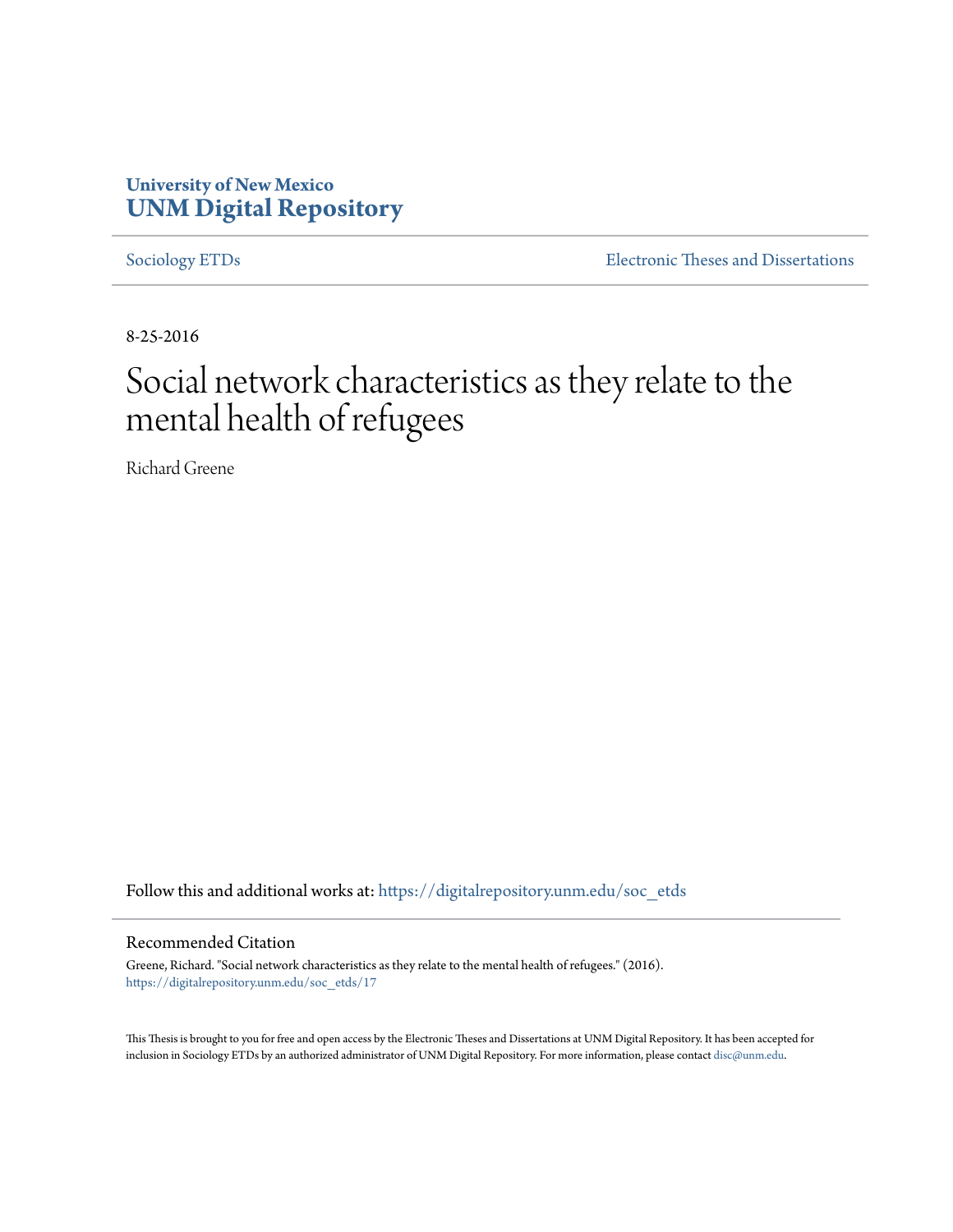University of New Mexico
**UNM Digital Repository**

Sociology ETDs | Electronic Theses and Dissertations

8-25-2016

# Social network characteristics as they relate to the mental health of refugees

Richard Greene

Follow this and additional works at: https://digitalrepository.unm.edu/soc_etds

## Recommended Citation

Greene, Richard. "Social network characteristics as they relate to the mental health of refugees." (2016). https://digitalrepository.unm.edu/soc_etds/17

This Thesis is brought to you for free and open access by the Electronic Theses and Dissertations at UNM Digital Repository. It has been accepted for inclusion in Sociology ETDs by an authorized administrator of UNM Digital Repository. For more information, please contact disc@unm.edu.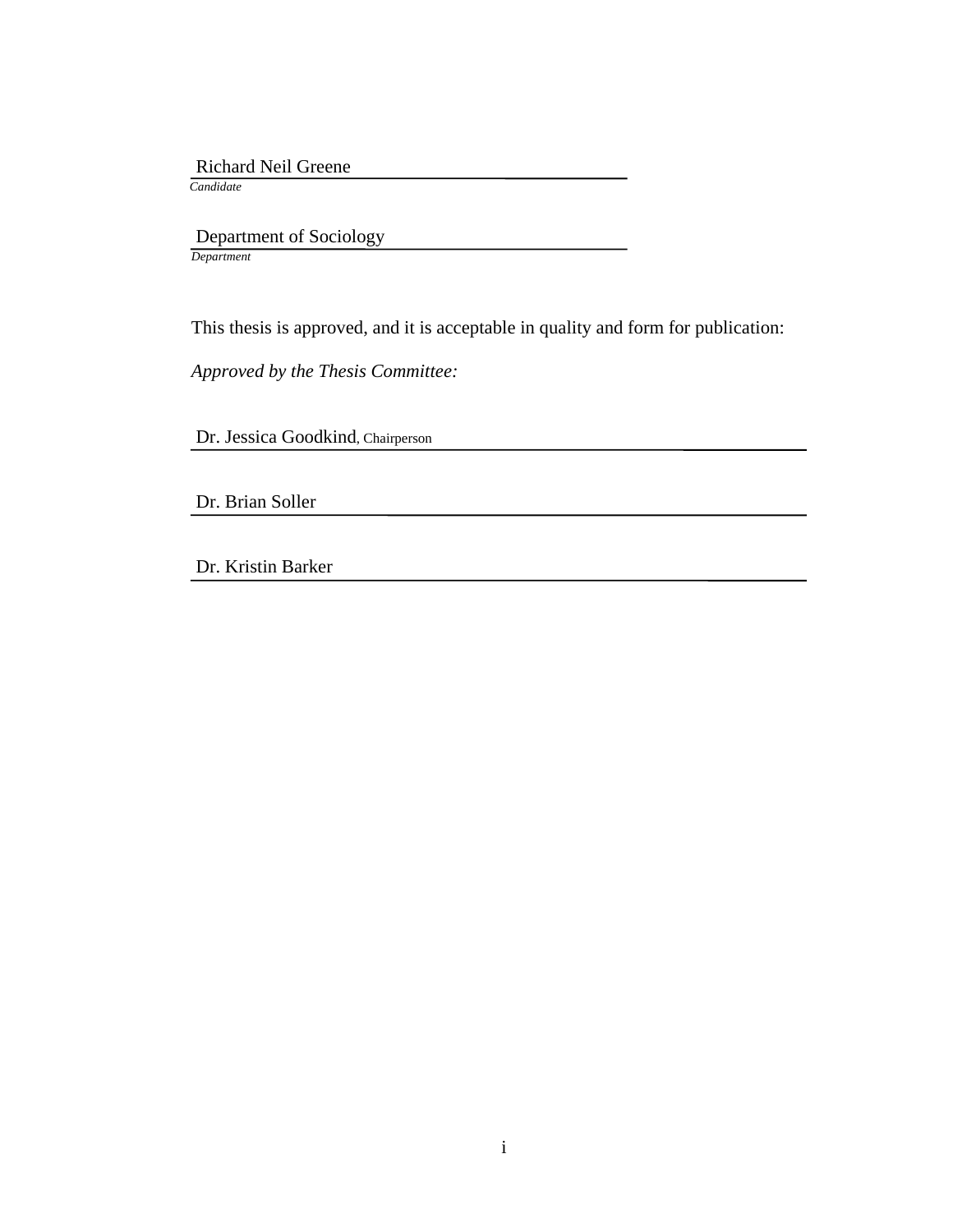Richard Neil Greene
*Candidate*

Department of Sociology
*Department*

This thesis is approved, and it is acceptable in quality and form for publication:

*Approved by the Thesis Committee:*

Dr. Jessica Goodkind, Chairperson

Dr. Brian Soller

Dr. Kristin Barker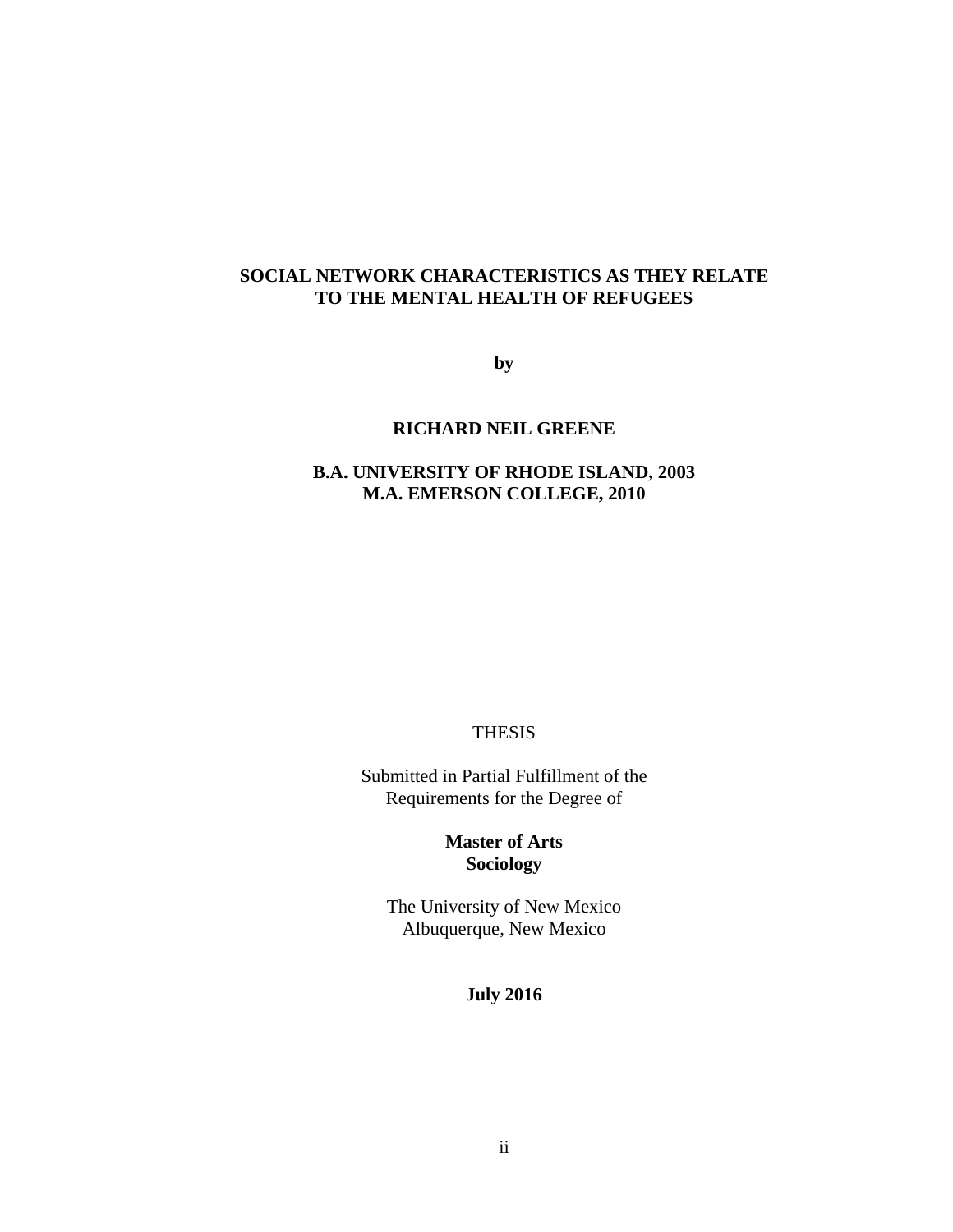**SOCIAL NETWORK CHARACTERISTICS AS THEY RELATE TO THE MENTAL HEALTH OF REFUGEES**

**by**

**RICHARD NEIL GREENE**

**B.A. UNIVERSITY OF RHODE ISLAND, 2003**
**M.A. EMERSON COLLEGE, 2010**

THESIS

Submitted in Partial Fulfillment of the
Requirements for the Degree of

**Master of Arts**
**Sociology**

The University of New Mexico
Albuquerque, New Mexico

**July 2016**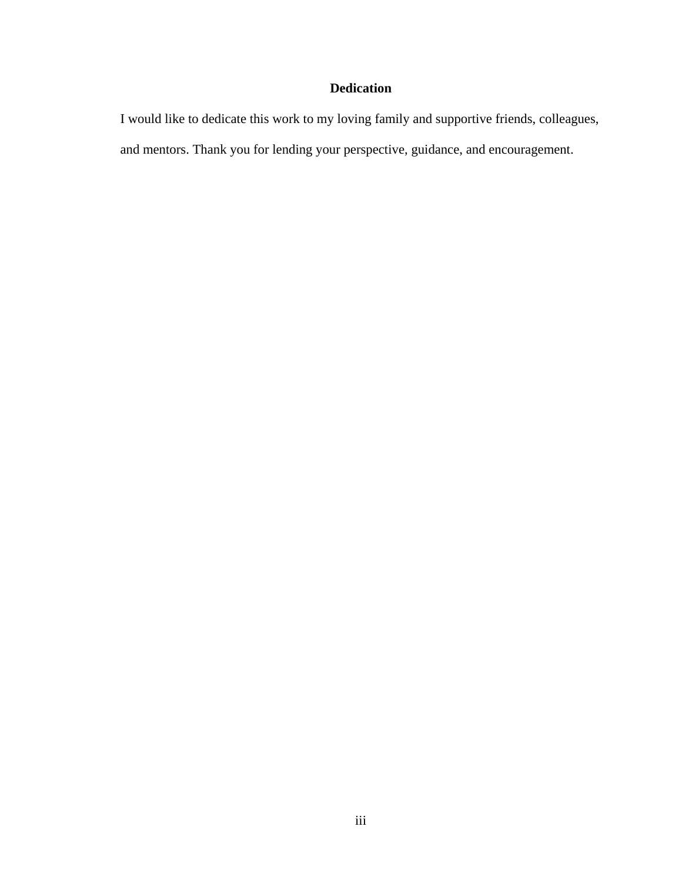## Dedication

I would like to dedicate this work to my loving family and supportive friends, colleagues, and mentors. Thank you for lending your perspective, guidance, and encouragement.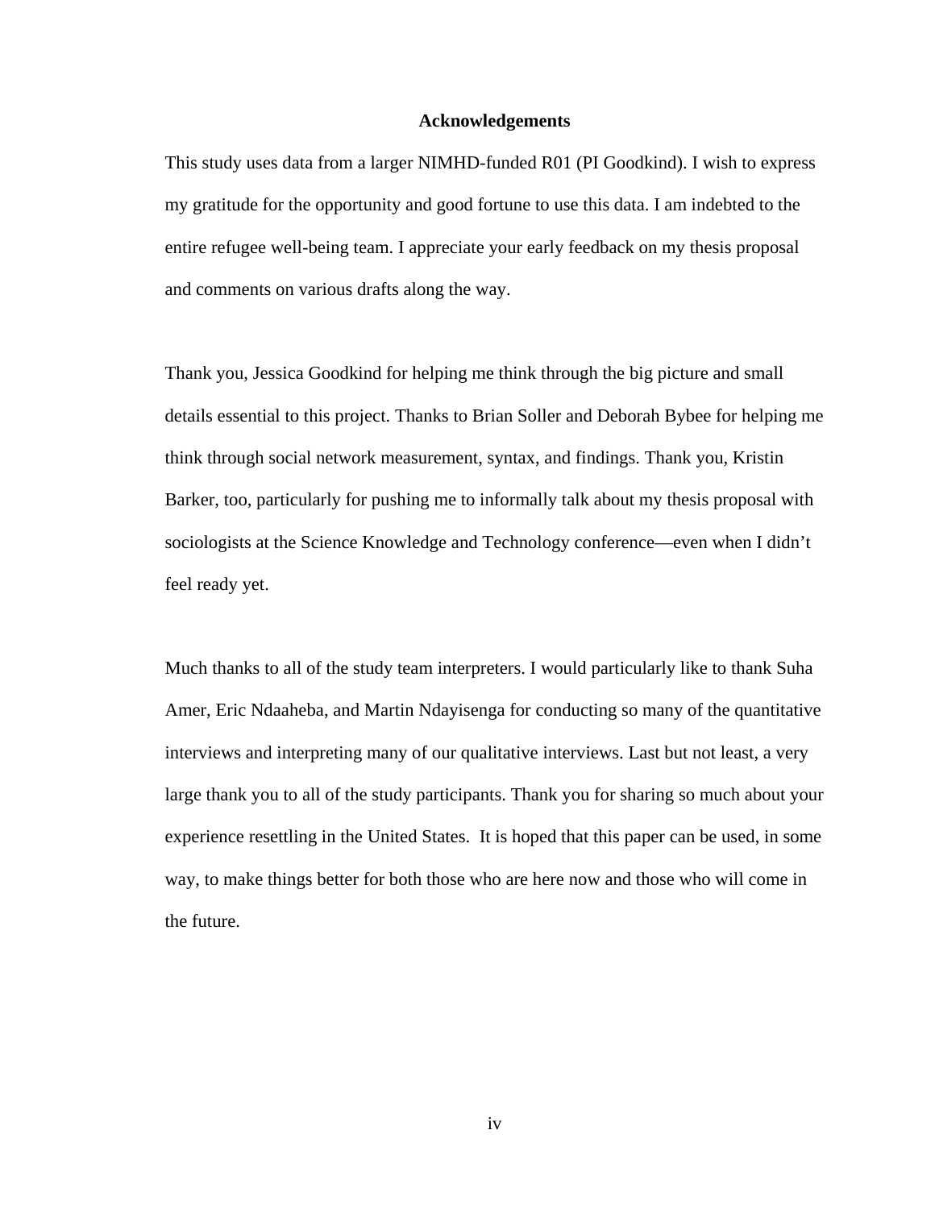# Acknowledgements

This study uses data from a larger NIMHD-funded R01 (PI Goodkind). I wish to express my gratitude for the opportunity and good fortune to use this data. I am indebted to the entire refugee well-being team. I appreciate your early feedback on my thesis proposal and comments on various drafts along the way.

Thank you, Jessica Goodkind for helping me think through the big picture and small details essential to this project. Thanks to Brian Soller and Deborah Bybee for helping me think through social network measurement, syntax, and findings. Thank you, Kristin Barker, too, particularly for pushing me to informally talk about my thesis proposal with sociologists at the Science Knowledge and Technology conference—even when I didn't feel ready yet.

Much thanks to all of the study team interpreters. I would particularly like to thank Suha Amer, Eric Ndaaheba, and Martin Ndayisenga for conducting so many of the quantitative interviews and interpreting many of our qualitative interviews. Last but not least, a very large thank you to all of the study participants. Thank you for sharing so much about your experience resettling in the United States. It is hoped that this paper can be used, in some way, to make things better for both those who are here now and those who will come in the future.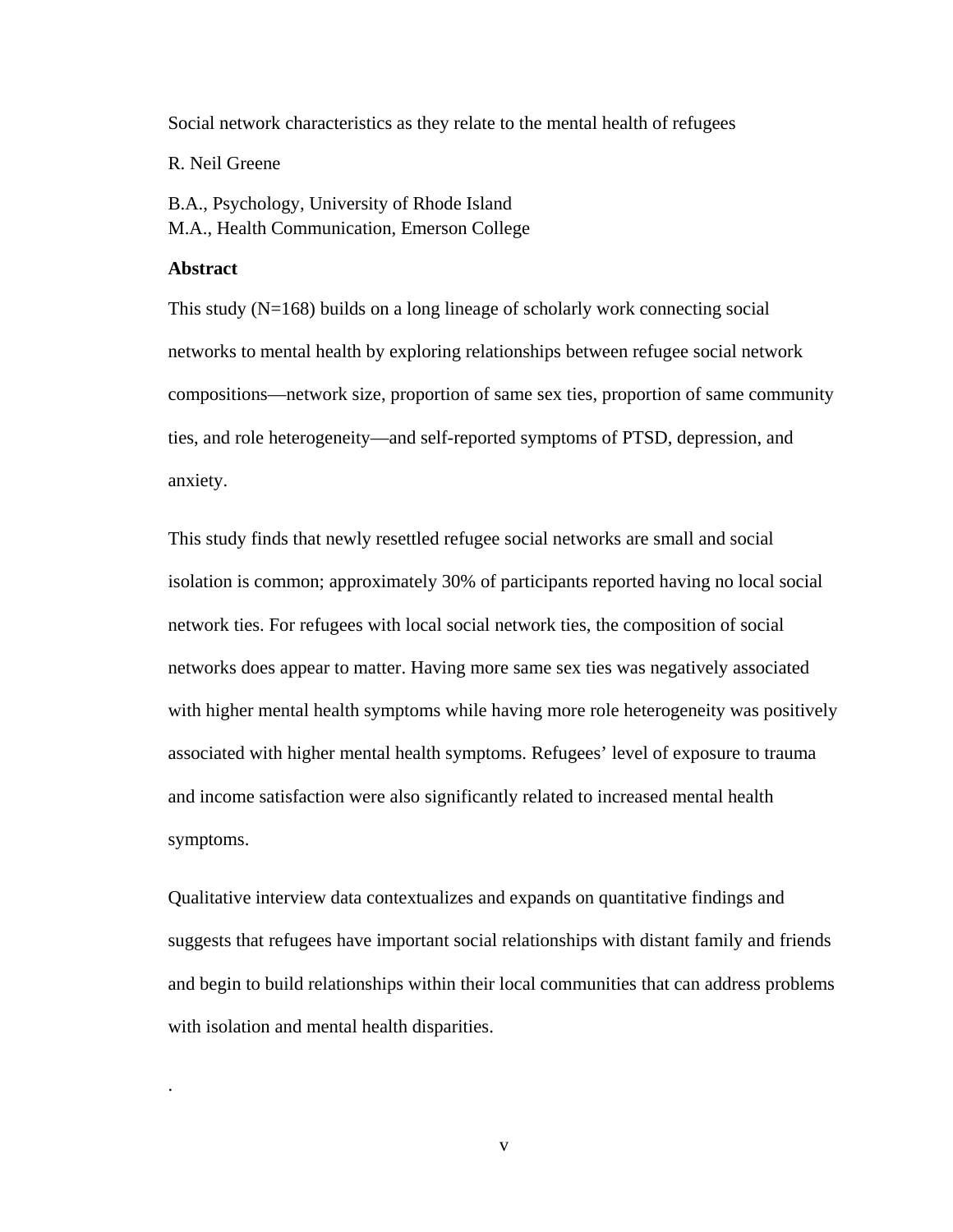Social network characteristics as they relate to the mental health of refugees

R. Neil Greene

B.A., Psychology, University of Rhode Island
M.A., Health Communication, Emerson College

**Abstract**

This study (N=168) builds on a long lineage of scholarly work connecting social networks to mental health by exploring relationships between refugee social network compositions—network size, proportion of same sex ties, proportion of same community ties, and role heterogeneity—and self-reported symptoms of PTSD, depression, and anxiety.

This study finds that newly resettled refugee social networks are small and social isolation is common; approximately 30% of participants reported having no local social network ties. For refugees with local social network ties, the composition of social networks does appear to matter. Having more same sex ties was negatively associated with higher mental health symptoms while having more role heterogeneity was positively associated with higher mental health symptoms. Refugees' level of exposure to trauma and income satisfaction were also significantly related to increased mental health symptoms.

Qualitative interview data contextualizes and expands on quantitative findings and suggests that refugees have important social relationships with distant family and friends and begin to build relationships within their local communities that can address problems with isolation and mental health disparities.

.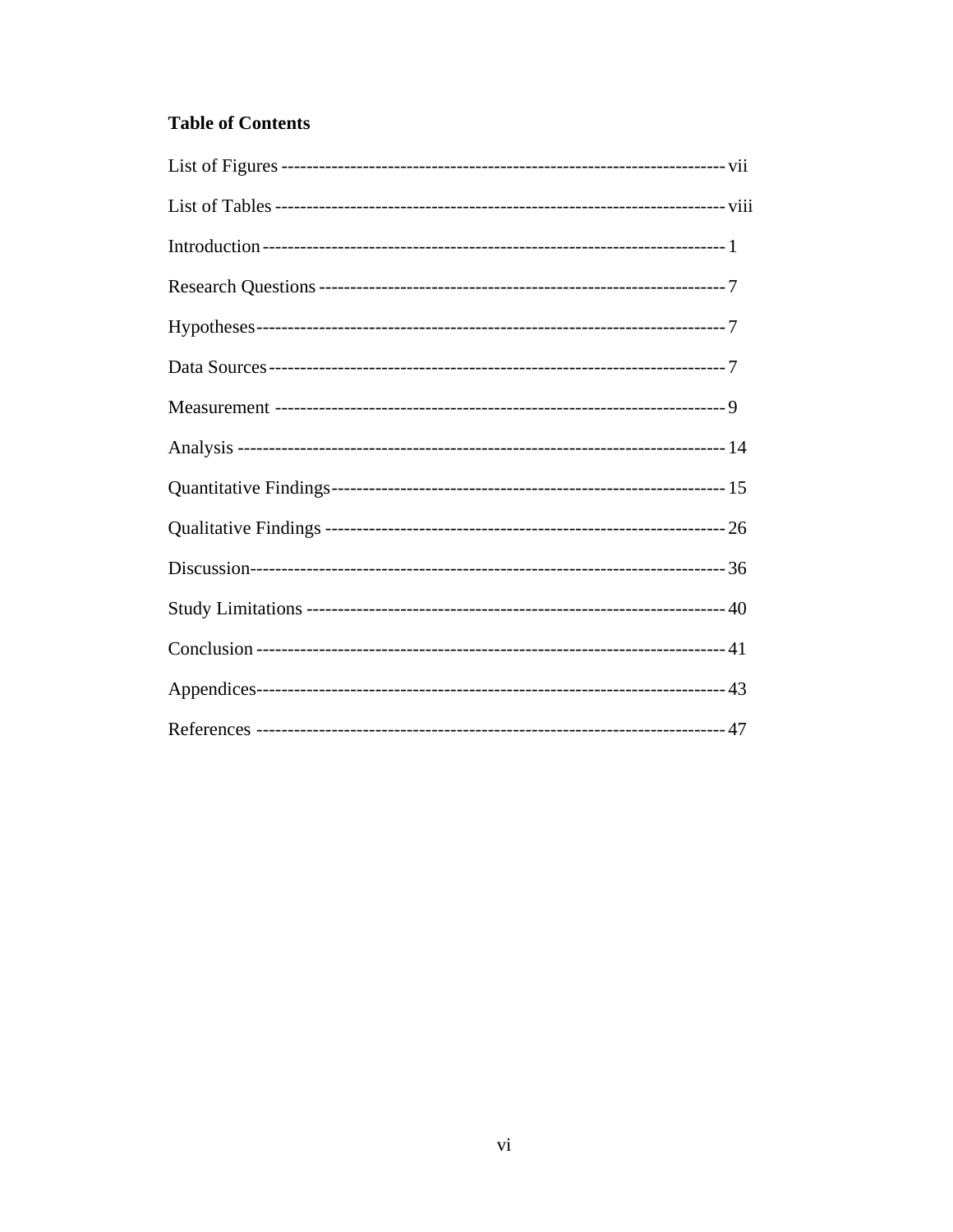**Table of Contents**

List of Figures ---------------------------------------------------------------------- vii

List of Tables ----------------------------------------------------------------------- viii

Introduction ------------------------------------------------------------------------- 1

Research Questions ---------------------------------------------------------------- 7

Hypotheses--------------------------------------------------------------------------- 7

Data Sources ------------------------------------------------------------------------ 7

Measurement ----------------------------------------------------------------------- 9

Analysis ------------------------------------------------------------------------------ 14

Quantitative Findings-------------------------------------------------------------- 15

Qualitative Findings ---------------------------------------------------------------- 26

Discussion---------------------------------------------------------------------------- 36

Study Limitations ------------------------------------------------------------------ 40

Conclusion -------------------------------------------------------------------------- 41

Appendices-------------------------------------------------------------------------- 43

References -------------------------------------------------------------------------- 47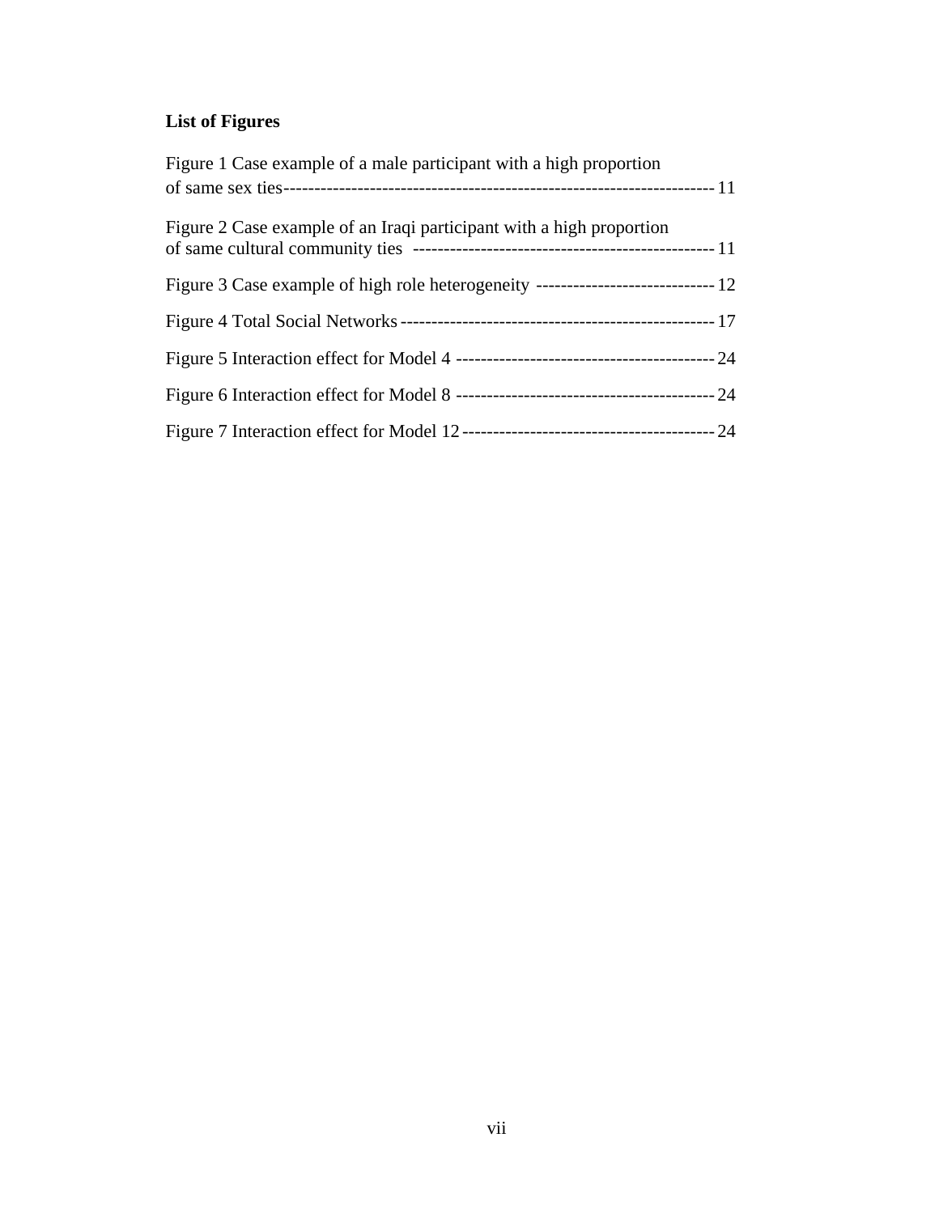## List of Figures

Figure 1 Case example of a male participant with a high proportion of same sex ties ---------- 11

Figure 2 Case example of an Iraqi participant with a high proportion of same cultural community ties ---------- 11

Figure 3 Case example of high role heterogeneity ---------- 12

Figure 4 Total Social Networks ---------- 17

Figure 5 Interaction effect for Model 4 ---------- 24

Figure 6 Interaction effect for Model 8 ---------- 24

Figure 7 Interaction effect for Model 12 ---------- 24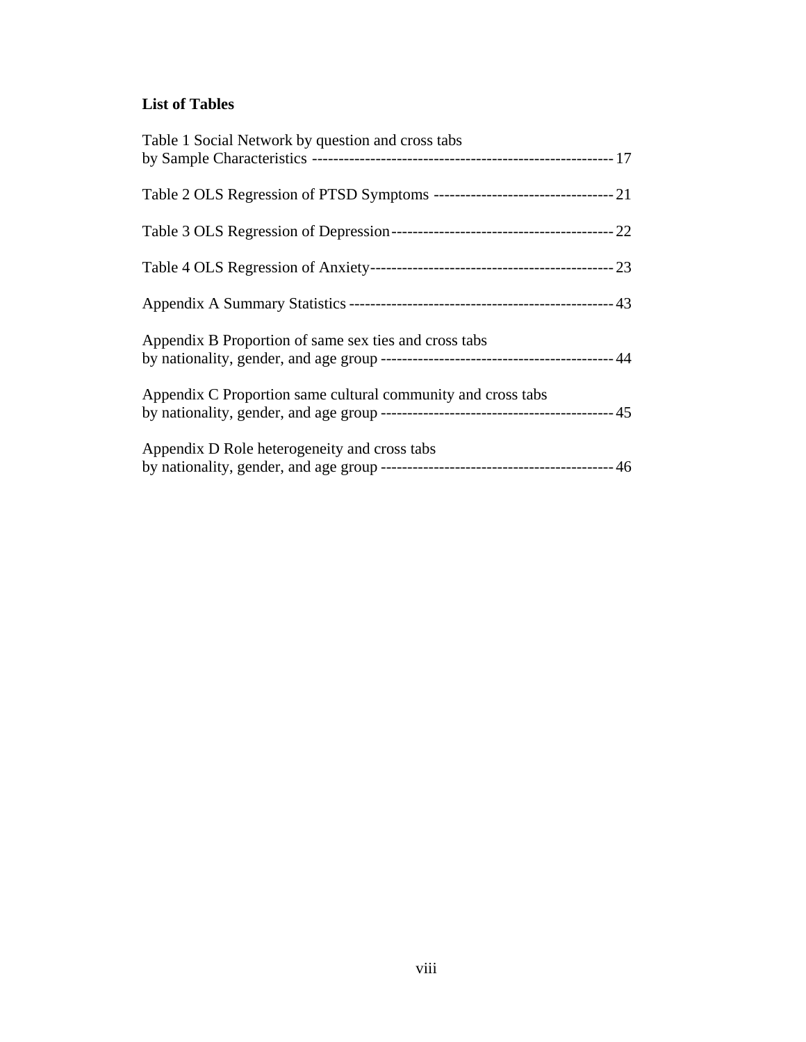**List of Tables**

Table 1 Social Network by question and cross tabs by Sample Characteristics -------------------------------------------------------- 17

Table 2 OLS Regression of PTSD Symptoms --------------------------------- 21

Table 3 OLS Regression of Depression----------------------------------------- 22

Table 4 OLS Regression of Anxiety---------------------------------------------- 23

Appendix A Summary Statistics ------------------------------------------------- 43

Appendix B Proportion of same sex ties and cross tabs by nationality, gender, and age group ------------------------------------------- 44

Appendix C Proportion same cultural community and cross tabs by nationality, gender, and age group ------------------------------------------- 45

Appendix D Role heterogeneity and cross tabs by nationality, gender, and age group ------------------------------------------- 46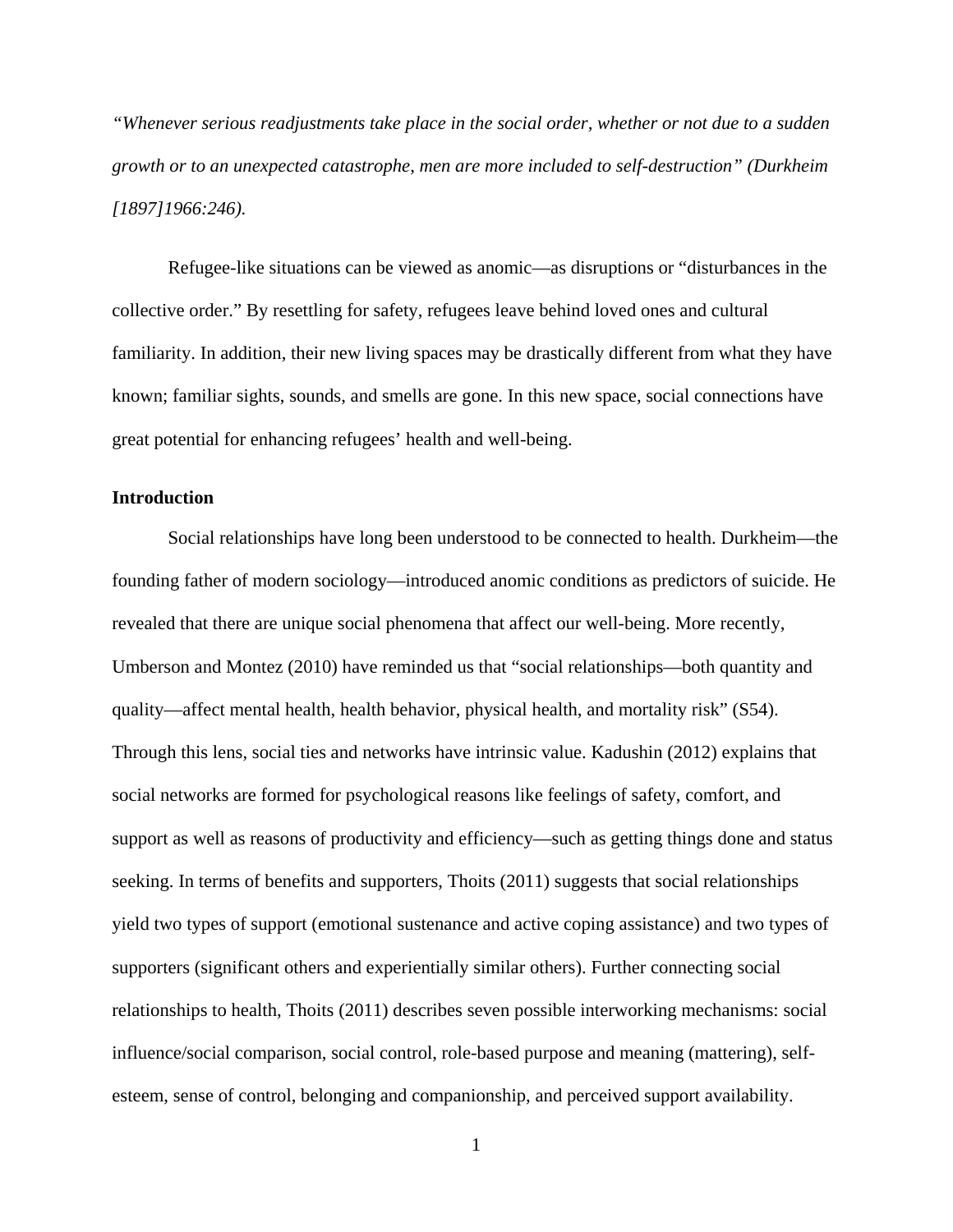*“Whenever serious readjustments take place in the social order, whether or not due to a sudden growth or to an unexpected catastrophe, men are more included to self-destruction” (Durkheim [1897]1966:246).*

Refugee-like situations can be viewed as anomic—as disruptions or “disturbances in the collective order.” By resettling for safety, refugees leave behind loved ones and cultural familiarity. In addition, their new living spaces may be drastically different from what they have known; familiar sights, sounds, and smells are gone. In this new space, social connections have great potential for enhancing refugees’ health and well-being.

## Introduction

Social relationships have long been understood to be connected to health. Durkheim—the founding father of modern sociology—introduced anomic conditions as predictors of suicide. He revealed that there are unique social phenomena that affect our well-being. More recently, Umberson and Montez (2010) have reminded us that “social relationships—both quantity and quality—affect mental health, health behavior, physical health, and mortality risk” (S54). Through this lens, social ties and networks have intrinsic value. Kadushin (2012) explains that social networks are formed for psychological reasons like feelings of safety, comfort, and support as well as reasons of productivity and efficiency—such as getting things done and status seeking. In terms of benefits and supporters, Thoits (2011) suggests that social relationships yield two types of support (emotional sustenance and active coping assistance) and two types of supporters (significant others and experientially similar others). Further connecting social relationships to health, Thoits (2011) describes seven possible interworking mechanisms: social influence/social comparison, social control, role-based purpose and meaning (mattering), self-esteem, sense of control, belonging and companionship, and perceived support availability.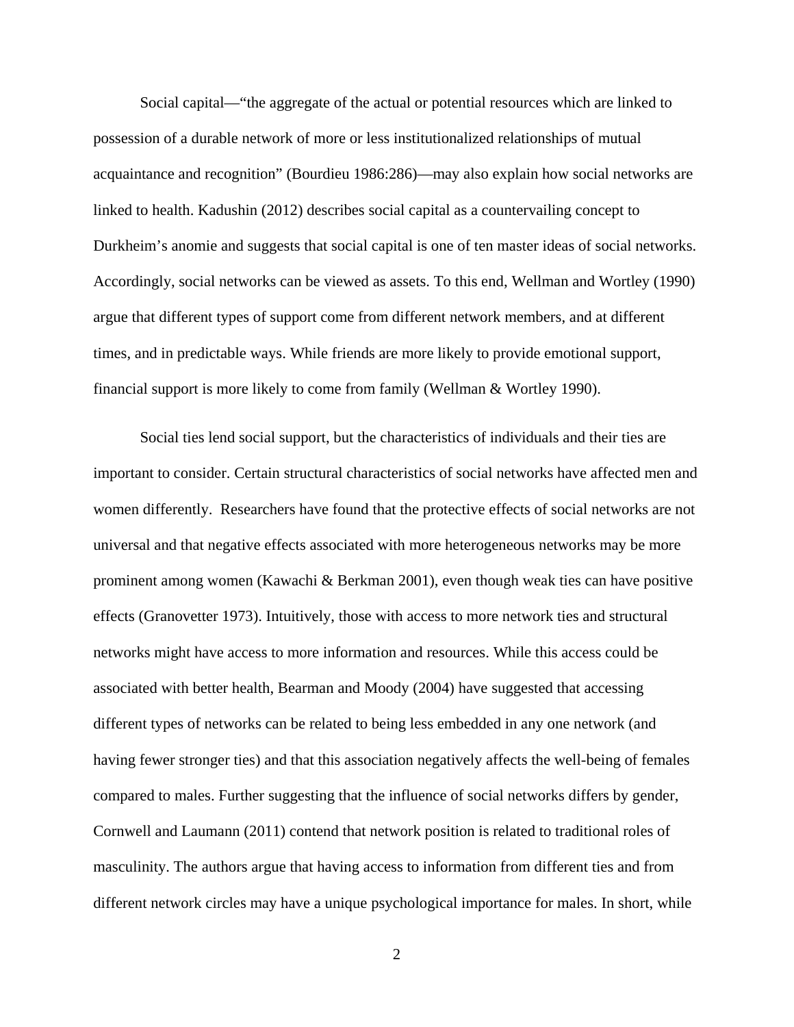Social capital—"the aggregate of the actual or potential resources which are linked to possession of a durable network of more or less institutionalized relationships of mutual acquaintance and recognition" (Bourdieu 1986:286)—may also explain how social networks are linked to health. Kadushin (2012) describes social capital as a countervailing concept to Durkheim's anomie and suggests that social capital is one of ten master ideas of social networks. Accordingly, social networks can be viewed as assets. To this end, Wellman and Wortley (1990) argue that different types of support come from different network members, and at different times, and in predictable ways. While friends are more likely to provide emotional support, financial support is more likely to come from family (Wellman & Wortley 1990).

Social ties lend social support, but the characteristics of individuals and their ties are important to consider. Certain structural characteristics of social networks have affected men and women differently. Researchers have found that the protective effects of social networks are not universal and that negative effects associated with more heterogeneous networks may be more prominent among women (Kawachi & Berkman 2001), even though weak ties can have positive effects (Granovetter 1973). Intuitively, those with access to more network ties and structural networks might have access to more information and resources. While this access could be associated with better health, Bearman and Moody (2004) have suggested that accessing different types of networks can be related to being less embedded in any one network (and having fewer stronger ties) and that this association negatively affects the well-being of females compared to males. Further suggesting that the influence of social networks differs by gender, Cornwell and Laumann (2011) contend that network position is related to traditional roles of masculinity. The authors argue that having access to information from different ties and from different network circles may have a unique psychological importance for males. In short, while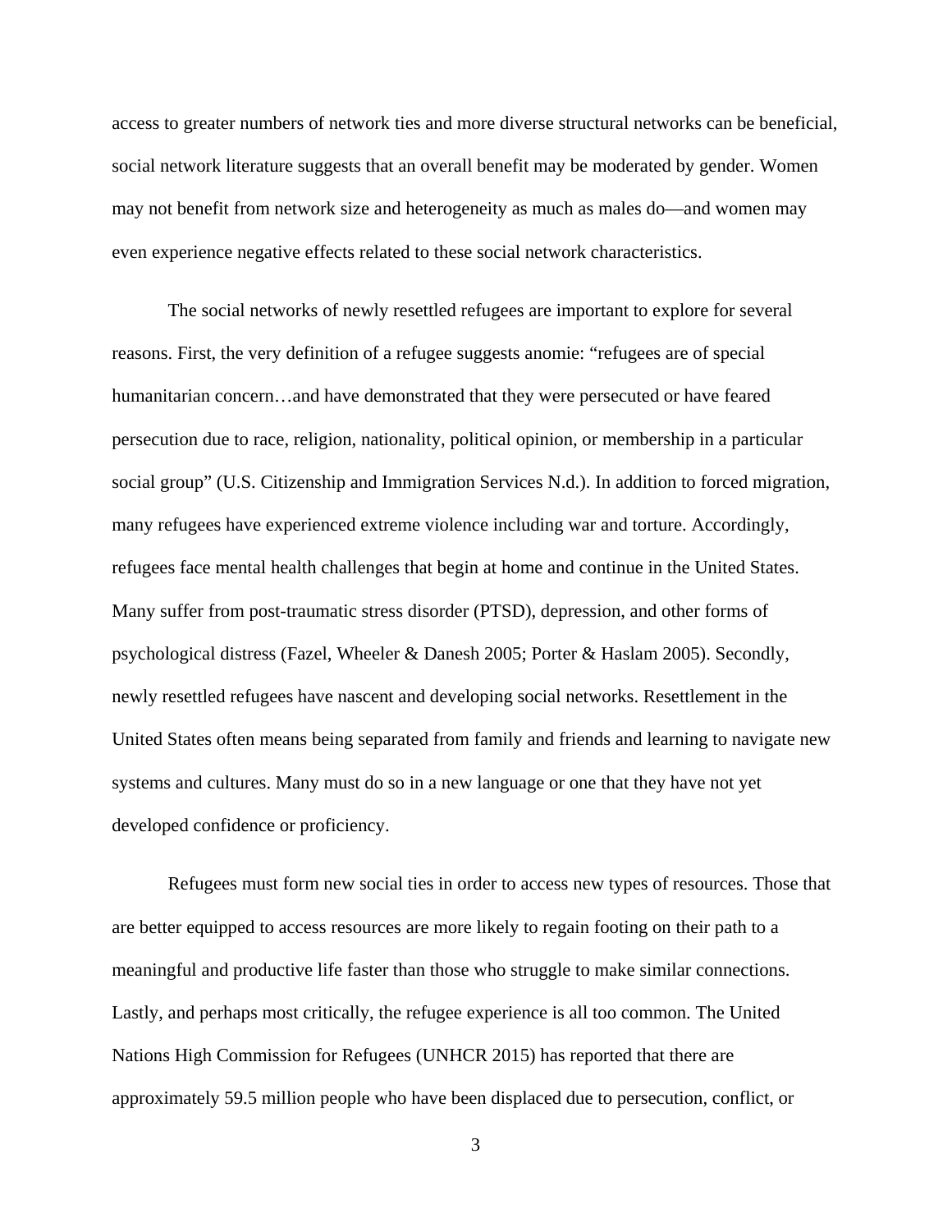access to greater numbers of network ties and more diverse structural networks can be beneficial, social network literature suggests that an overall benefit may be moderated by gender. Women may not benefit from network size and heterogeneity as much as males do—and women may even experience negative effects related to these social network characteristics.

The social networks of newly resettled refugees are important to explore for several reasons. First, the very definition of a refugee suggests anomie: "refugees are of special humanitarian concern…and have demonstrated that they were persecuted or have feared persecution due to race, religion, nationality, political opinion, or membership in a particular social group" (U.S. Citizenship and Immigration Services N.d.). In addition to forced migration, many refugees have experienced extreme violence including war and torture. Accordingly, refugees face mental health challenges that begin at home and continue in the United States. Many suffer from post-traumatic stress disorder (PTSD), depression, and other forms of psychological distress (Fazel, Wheeler & Danesh 2005; Porter & Haslam 2005). Secondly, newly resettled refugees have nascent and developing social networks. Resettlement in the United States often means being separated from family and friends and learning to navigate new systems and cultures. Many must do so in a new language or one that they have not yet developed confidence or proficiency.

Refugees must form new social ties in order to access new types of resources. Those that are better equipped to access resources are more likely to regain footing on their path to a meaningful and productive life faster than those who struggle to make similar connections. Lastly, and perhaps most critically, the refugee experience is all too common. The United Nations High Commission for Refugees (UNHCR 2015) has reported that there are approximately 59.5 million people who have been displaced due to persecution, conflict, or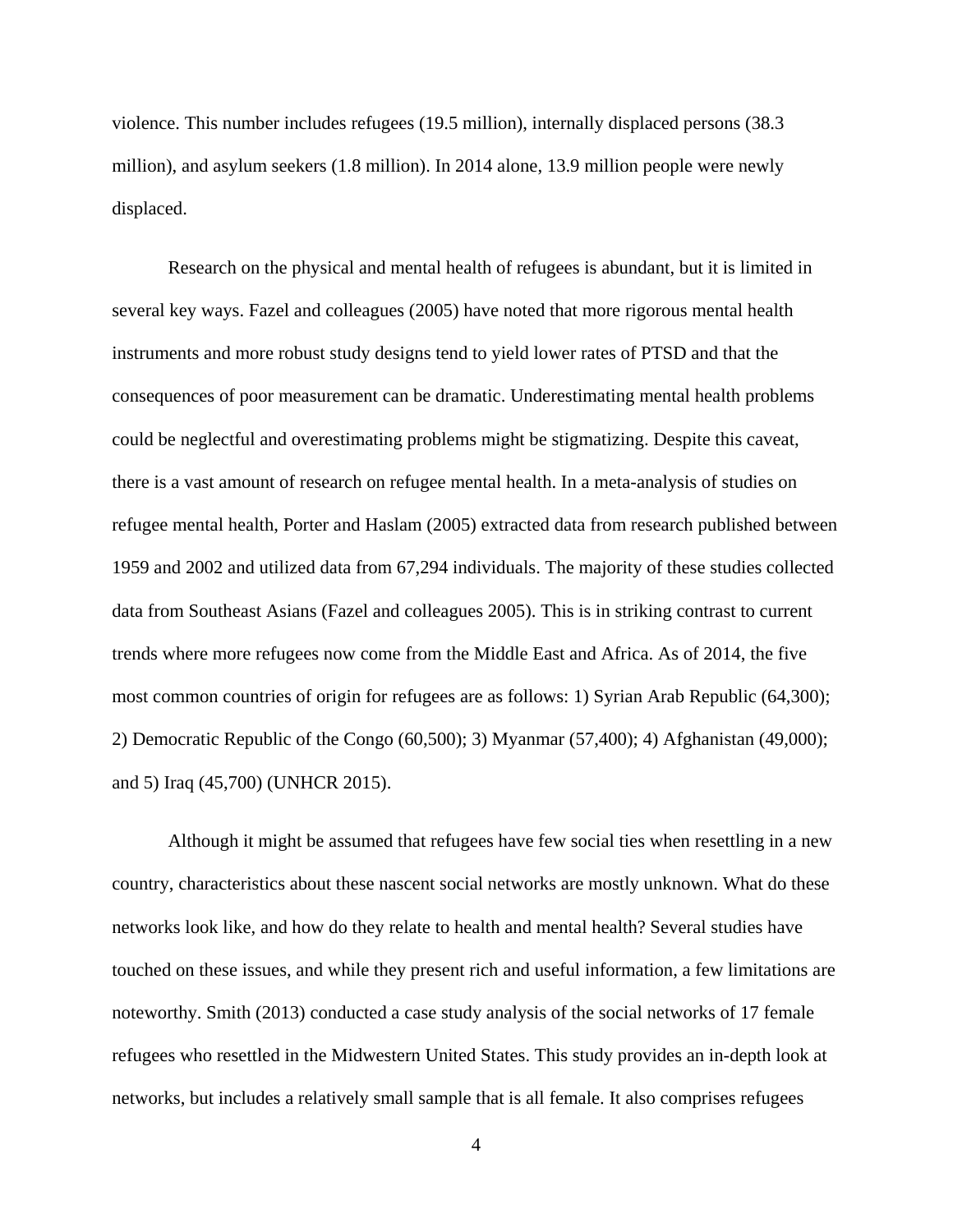violence. This number includes refugees (19.5 million), internally displaced persons (38.3 million), and asylum seekers (1.8 million). In 2014 alone, 13.9 million people were newly displaced.

Research on the physical and mental health of refugees is abundant, but it is limited in several key ways. Fazel and colleagues (2005) have noted that more rigorous mental health instruments and more robust study designs tend to yield lower rates of PTSD and that the consequences of poor measurement can be dramatic. Underestimating mental health problems could be neglectful and overestimating problems might be stigmatizing. Despite this caveat, there is a vast amount of research on refugee mental health. In a meta-analysis of studies on refugee mental health, Porter and Haslam (2005) extracted data from research published between 1959 and 2002 and utilized data from 67,294 individuals. The majority of these studies collected data from Southeast Asians (Fazel and colleagues 2005). This is in striking contrast to current trends where more refugees now come from the Middle East and Africa. As of 2014, the five most common countries of origin for refugees are as follows: 1) Syrian Arab Republic (64,300); 2) Democratic Republic of the Congo (60,500); 3) Myanmar (57,400); 4) Afghanistan (49,000); and 5) Iraq (45,700) (UNHCR 2015).

Although it might be assumed that refugees have few social ties when resettling in a new country, characteristics about these nascent social networks are mostly unknown. What do these networks look like, and how do they relate to health and mental health? Several studies have touched on these issues, and while they present rich and useful information, a few limitations are noteworthy. Smith (2013) conducted a case study analysis of the social networks of 17 female refugees who resettled in the Midwestern United States. This study provides an in-depth look at networks, but includes a relatively small sample that is all female. It also comprises refugees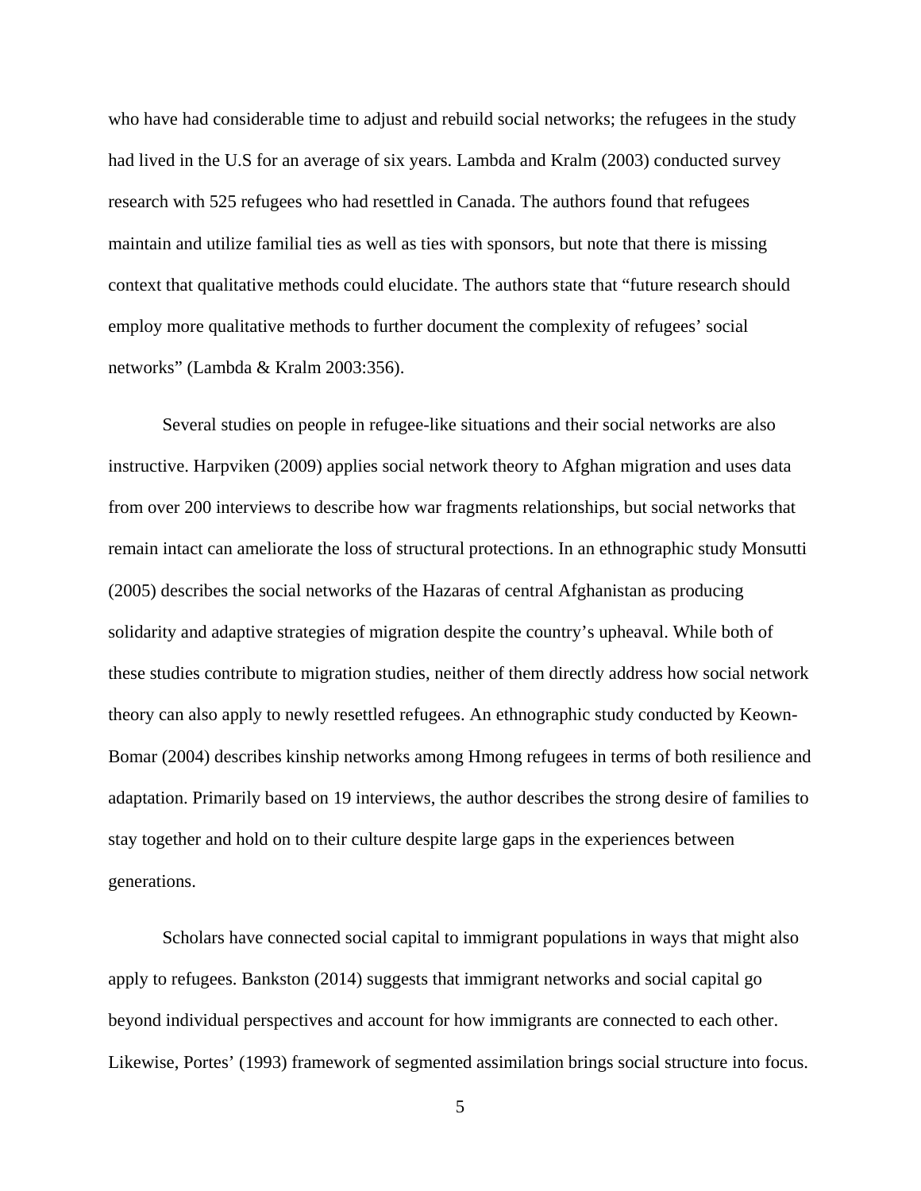who have had considerable time to adjust and rebuild social networks; the refugees in the study had lived in the U.S for an average of six years. Lambda and Kralm (2003) conducted survey research with 525 refugees who had resettled in Canada. The authors found that refugees maintain and utilize familial ties as well as ties with sponsors, but note that there is missing context that qualitative methods could elucidate. The authors state that "future research should employ more qualitative methods to further document the complexity of refugees' social networks" (Lambda & Kralm 2003:356).

Several studies on people in refugee-like situations and their social networks are also instructive. Harpviken (2009) applies social network theory to Afghan migration and uses data from over 200 interviews to describe how war fragments relationships, but social networks that remain intact can ameliorate the loss of structural protections. In an ethnographic study Monsutti (2005) describes the social networks of the Hazaras of central Afghanistan as producing solidarity and adaptive strategies of migration despite the country's upheaval. While both of these studies contribute to migration studies, neither of them directly address how social network theory can also apply to newly resettled refugees. An ethnographic study conducted by Keown-Bomar (2004) describes kinship networks among Hmong refugees in terms of both resilience and adaptation. Primarily based on 19 interviews, the author describes the strong desire of families to stay together and hold on to their culture despite large gaps in the experiences between generations.

Scholars have connected social capital to immigrant populations in ways that might also apply to refugees. Bankston (2014) suggests that immigrant networks and social capital go beyond individual perspectives and account for how immigrants are connected to each other. Likewise, Portes' (1993) framework of segmented assimilation brings social structure into focus.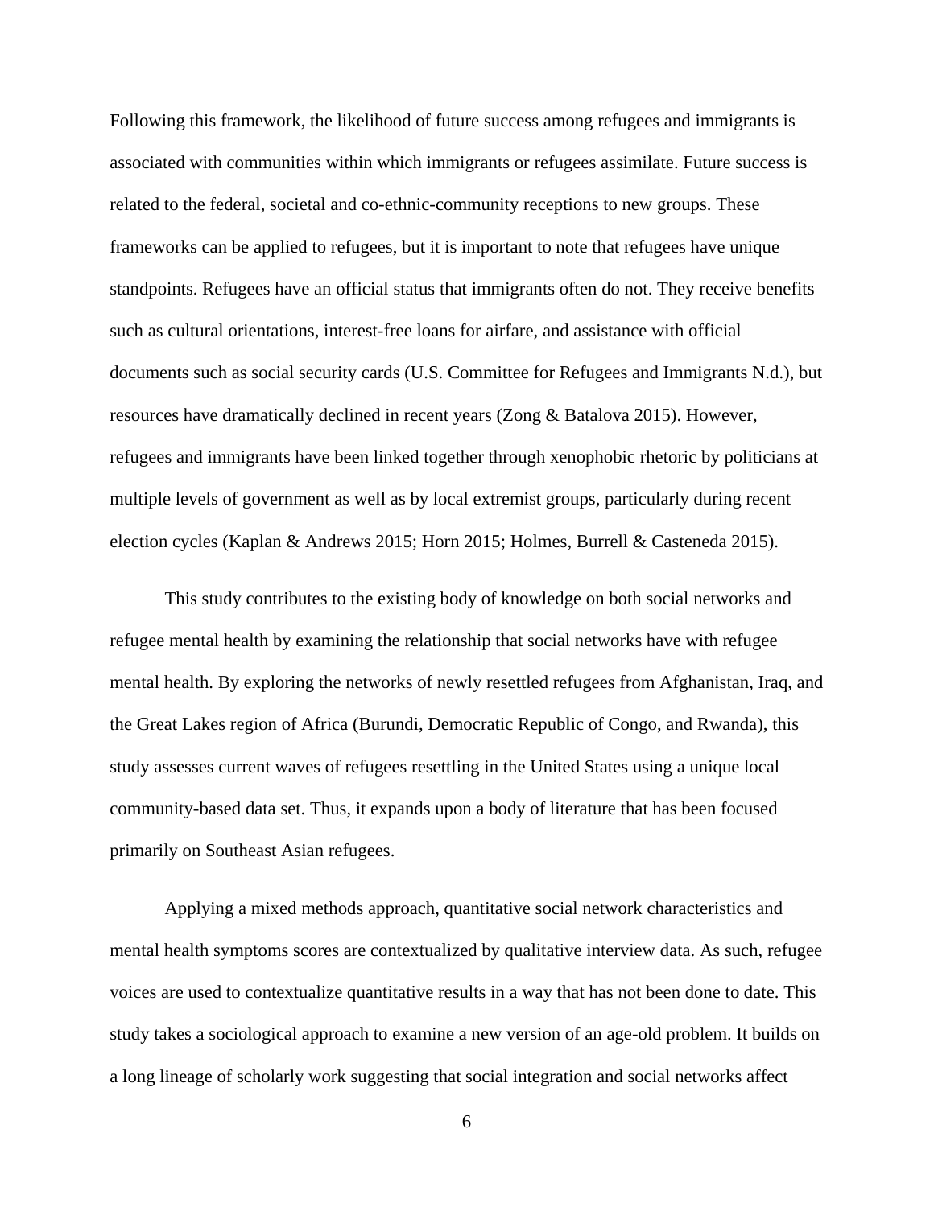Following this framework, the likelihood of future success among refugees and immigrants is associated with communities within which immigrants or refugees assimilate. Future success is related to the federal, societal and co-ethnic-community receptions to new groups. These frameworks can be applied to refugees, but it is important to note that refugees have unique standpoints. Refugees have an official status that immigrants often do not. They receive benefits such as cultural orientations, interest-free loans for airfare, and assistance with official documents such as social security cards (U.S. Committee for Refugees and Immigrants N.d.), but resources have dramatically declined in recent years (Zong & Batalova 2015). However, refugees and immigrants have been linked together through xenophobic rhetoric by politicians at multiple levels of government as well as by local extremist groups, particularly during recent election cycles (Kaplan & Andrews 2015; Horn 2015; Holmes, Burrell & Casteneda 2015).

This study contributes to the existing body of knowledge on both social networks and refugee mental health by examining the relationship that social networks have with refugee mental health. By exploring the networks of newly resettled refugees from Afghanistan, Iraq, and the Great Lakes region of Africa (Burundi, Democratic Republic of Congo, and Rwanda), this study assesses current waves of refugees resettling in the United States using a unique local community-based data set. Thus, it expands upon a body of literature that has been focused primarily on Southeast Asian refugees.

Applying a mixed methods approach, quantitative social network characteristics and mental health symptoms scores are contextualized by qualitative interview data. As such, refugee voices are used to contextualize quantitative results in a way that has not been done to date. This study takes a sociological approach to examine a new version of an age-old problem. It builds on a long lineage of scholarly work suggesting that social integration and social networks affect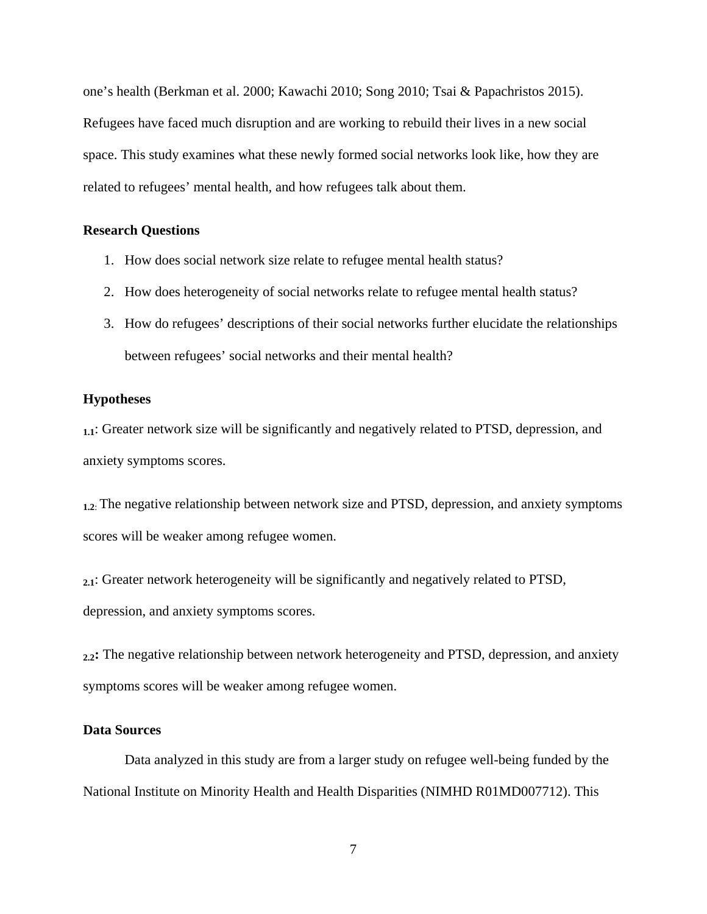one's health (Berkman et al. 2000; Kawachi 2010; Song 2010; Tsai & Papachristos 2015). Refugees have faced much disruption and are working to rebuild their lives in a new social space. This study examines what these newly formed social networks look like, how they are related to refugees' mental health, and how refugees talk about them.

### Research Questions

1. How does social network size relate to refugee mental health status?
2. How does heterogeneity of social networks relate to refugee mental health status?
3. How do refugees' descriptions of their social networks further elucidate the relationships between refugees' social networks and their mental health?

### Hypotheses

$_{1.1}$: Greater network size will be significantly and negatively related to PTSD, depression, and anxiety symptoms scores.

$_{1.2}$: The negative relationship between network size and PTSD, depression, and anxiety symptoms scores will be weaker among refugee women.

$_{2.1}$: Greater network heterogeneity will be significantly and negatively related to PTSD, depression, and anxiety symptoms scores.

$_{2.2}$: The negative relationship between network heterogeneity and PTSD, depression, and anxiety symptoms scores will be weaker among refugee women.

### Data Sources

Data analyzed in this study are from a larger study on refugee well-being funded by the National Institute on Minority Health and Health Disparities (NIMHD R01MD007712). This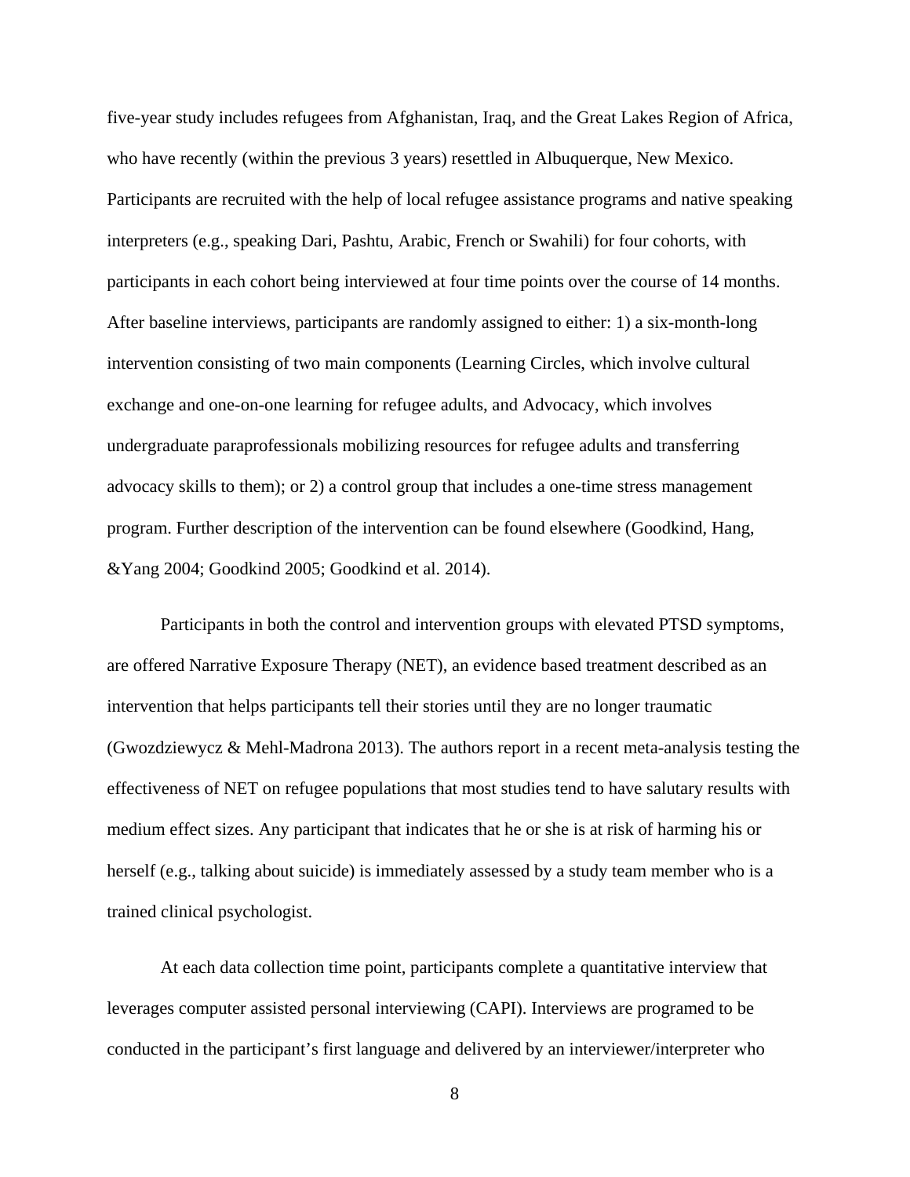five-year study includes refugees from Afghanistan, Iraq, and the Great Lakes Region of Africa, who have recently (within the previous 3 years) resettled in Albuquerque, New Mexico. Participants are recruited with the help of local refugee assistance programs and native speaking interpreters (e.g., speaking Dari, Pashtu, Arabic, French or Swahili) for four cohorts, with participants in each cohort being interviewed at four time points over the course of 14 months. After baseline interviews, participants are randomly assigned to either: 1) a six-month-long intervention consisting of two main components (Learning Circles, which involve cultural exchange and one-on-one learning for refugee adults, and Advocacy, which involves undergraduate paraprofessionals mobilizing resources for refugee adults and transferring advocacy skills to them); or 2) a control group that includes a one-time stress management program. Further description of the intervention can be found elsewhere (Goodkind, Hang, &Yang 2004; Goodkind 2005; Goodkind et al. 2014).

Participants in both the control and intervention groups with elevated PTSD symptoms, are offered Narrative Exposure Therapy (NET), an evidence based treatment described as an intervention that helps participants tell their stories until they are no longer traumatic (Gwozdziewycz & Mehl-Madrona 2013). The authors report in a recent meta-analysis testing the effectiveness of NET on refugee populations that most studies tend to have salutary results with medium effect sizes. Any participant that indicates that he or she is at risk of harming his or herself (e.g., talking about suicide) is immediately assessed by a study team member who is a trained clinical psychologist.

At each data collection time point, participants complete a quantitative interview that leverages computer assisted personal interviewing (CAPI). Interviews are programed to be conducted in the participant's first language and delivered by an interviewer/interpreter who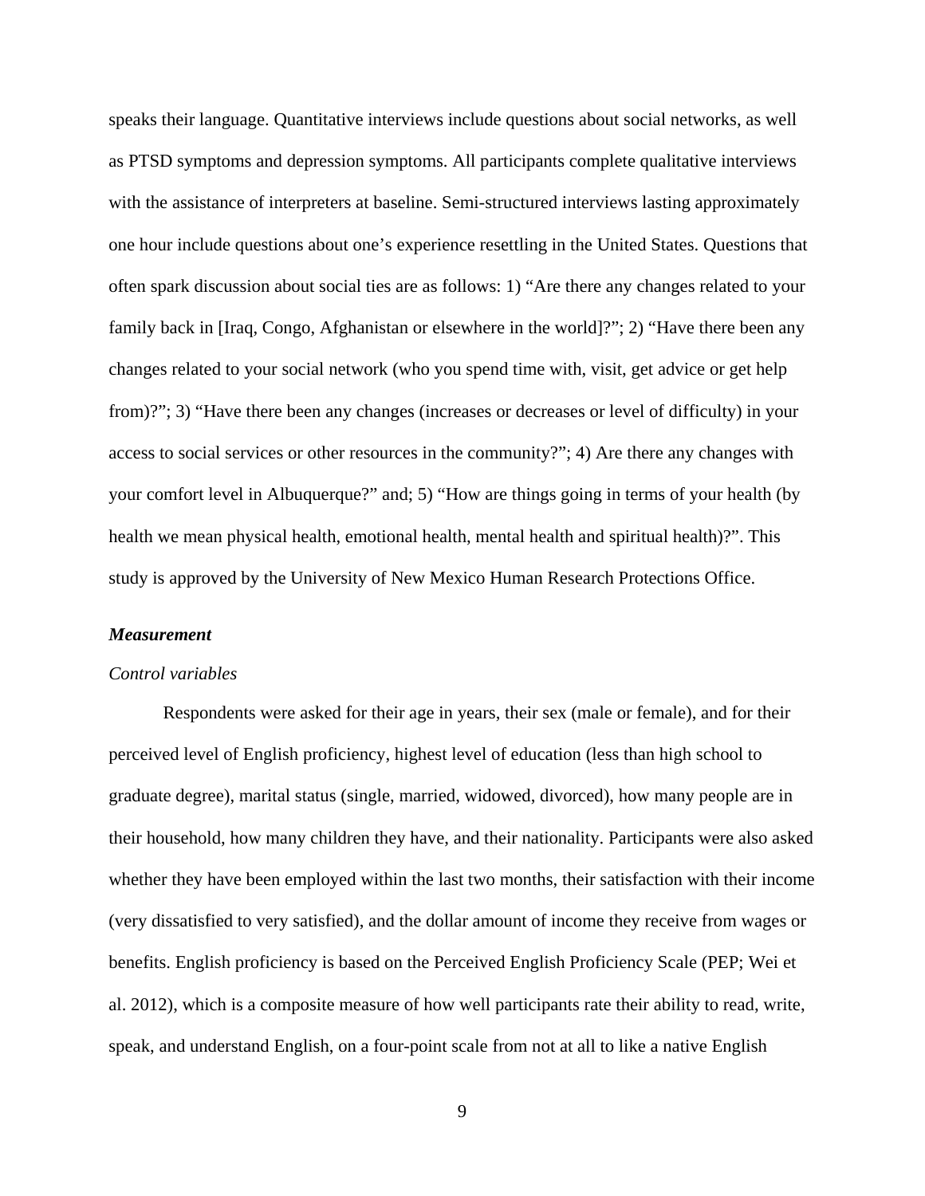speaks their language. Quantitative interviews include questions about social networks, as well as PTSD symptoms and depression symptoms. All participants complete qualitative interviews with the assistance of interpreters at baseline. Semi-structured interviews lasting approximately one hour include questions about one's experience resettling in the United States. Questions that often spark discussion about social ties are as follows: 1) "Are there any changes related to your family back in [Iraq, Congo, Afghanistan or elsewhere in the world]?"; 2) "Have there been any changes related to your social network (who you spend time with, visit, get advice or get help from)?"; 3) "Have there been any changes (increases or decreases or level of difficulty) in your access to social services or other resources in the community?"; 4) Are there any changes with your comfort level in Albuquerque?" and; 5) "How are things going in terms of your health (by health we mean physical health, emotional health, mental health and spiritual health)?". This study is approved by the University of New Mexico Human Research Protections Office.

### *Measurement*

#### *Control variables*

Respondents were asked for their age in years, their sex (male or female), and for their perceived level of English proficiency, highest level of education (less than high school to graduate degree), marital status (single, married, widowed, divorced), how many people are in their household, how many children they have, and their nationality. Participants were also asked whether they have been employed within the last two months, their satisfaction with their income (very dissatisfied to very satisfied), and the dollar amount of income they receive from wages or benefits. English proficiency is based on the Perceived English Proficiency Scale (PEP; Wei et al. 2012), which is a composite measure of how well participants rate their ability to read, write, speak, and understand English, on a four-point scale from not at all to like a native English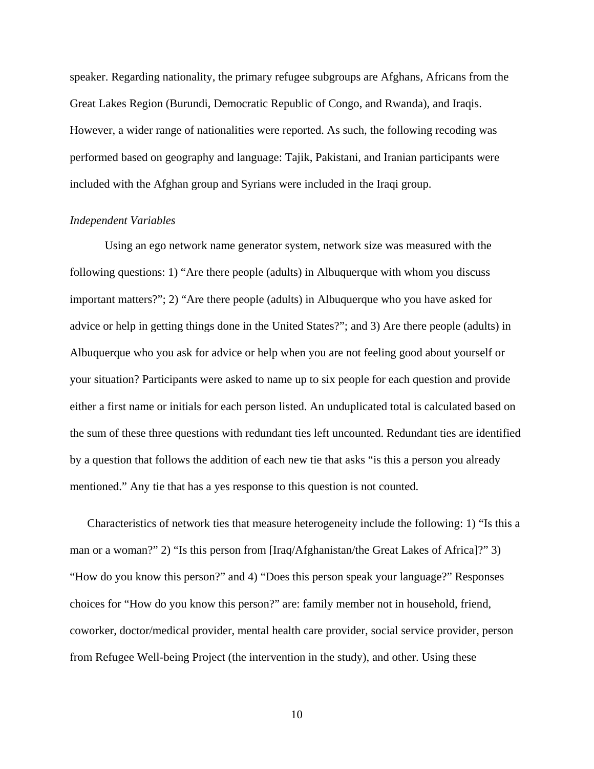speaker. Regarding nationality, the primary refugee subgroups are Afghans, Africans from the Great Lakes Region (Burundi, Democratic Republic of Congo, and Rwanda), and Iraqis. However, a wider range of nationalities were reported. As such, the following recoding was performed based on geography and language: Tajik, Pakistani, and Iranian participants were included with the Afghan group and Syrians were included in the Iraqi group.

*Independent Variables*

Using an ego network name generator system, network size was measured with the following questions: 1) "Are there people (adults) in Albuquerque with whom you discuss important matters?"; 2) "Are there people (adults) in Albuquerque who you have asked for advice or help in getting things done in the United States?"; and 3) Are there people (adults) in Albuquerque who you ask for advice or help when you are not feeling good about yourself or your situation? Participants were asked to name up to six people for each question and provide either a first name or initials for each person listed. An unduplicated total is calculated based on the sum of these three questions with redundant ties left uncounted. Redundant ties are identified by a question that follows the addition of each new tie that asks "is this a person you already mentioned." Any tie that has a yes response to this question is not counted.

Characteristics of network ties that measure heterogeneity include the following: 1) "Is this a man or a woman?" 2) "Is this person from [Iraq/Afghanistan/the Great Lakes of Africa]?" 3) "How do you know this person?" and 4) "Does this person speak your language?" Responses choices for "How do you know this person?" are: family member not in household, friend, coworker, doctor/medical provider, mental health care provider, social service provider, person from Refugee Well-being Project (the intervention in the study), and other. Using these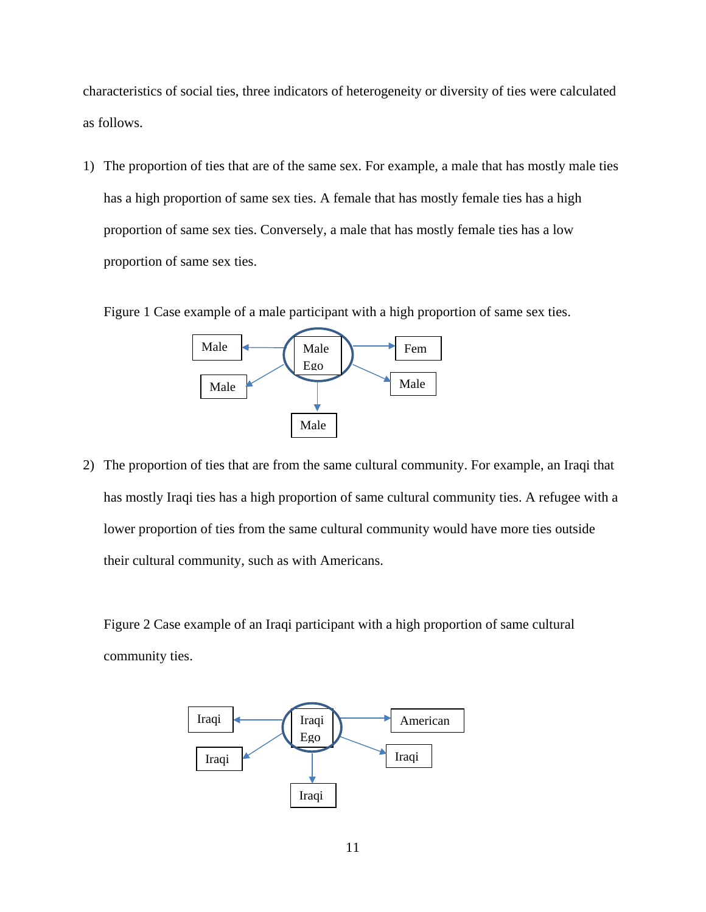characteristics of social ties, three indicators of heterogeneity or diversity of ties were calculated as follows.

1) The proportion of ties that are of the same sex. For example, a male that has mostly male ties has a high proportion of same sex ties. A female that has mostly female ties has a high proportion of same sex ties. Conversely, a male that has mostly female ties has a low proportion of same sex ties.

   Figure 1 Case example of a male participant with a high proportion of same sex ties.

2) The proportion of ties that are from the same cultural community. For example, an Iraqi that has mostly Iraqi ties has a high proportion of same cultural community ties. A refugee with a lower proportion of ties from the same cultural community would have more ties outside their cultural community, such as with Americans.

   Figure 2 Case example of an Iraqi participant with a high proportion of same cultural community ties.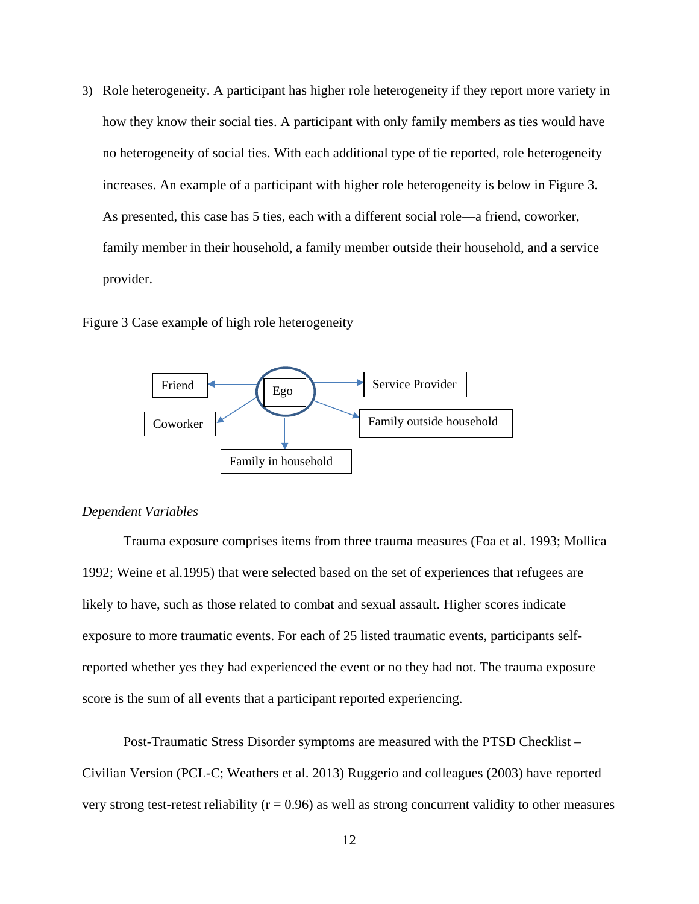3) Role heterogeneity. A participant has higher role heterogeneity if they report more variety in how they know their social ties. A participant with only family members as ties would have no heterogeneity of social ties. With each additional type of tie reported, role heterogeneity increases. An example of a participant with higher role heterogeneity is below in Figure 3. As presented, this case has 5 ties, each with a different social role—a friend, coworker, family member in their household, a family member outside their household, and a service provider.

Figure 3 Case example of high role heterogeneity

Friend

Coworker

Ego

Service Provider

Family outside household

Family in household

*Dependent Variables*

Trauma exposure comprises items from three trauma measures (Foa et al. 1993; Mollica 1992; Weine et al.1995) that were selected based on the set of experiences that refugees are likely to have, such as those related to combat and sexual assault. Higher scores indicate exposure to more traumatic events. For each of 25 listed traumatic events, participants self-reported whether yes they had experienced the event or no they had not. The trauma exposure score is the sum of all events that a participant reported experiencing.

Post-Traumatic Stress Disorder symptoms are measured with the PTSD Checklist – Civilian Version (PCL-C; Weathers et al. 2013) Ruggerio and colleagues (2003) have reported very strong test-retest reliability (r = 0.96) as well as strong concurrent validity to other measures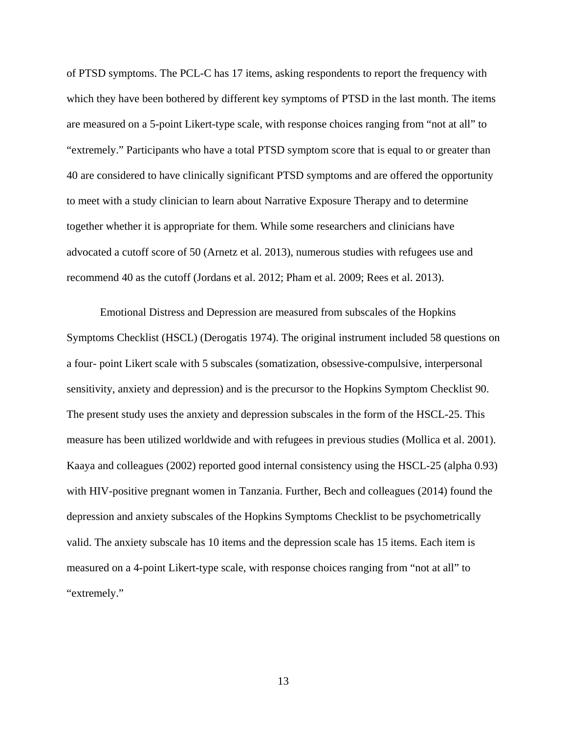of PTSD symptoms. The PCL-C has 17 items, asking respondents to report the frequency with which they have been bothered by different key symptoms of PTSD in the last month. The items are measured on a 5-point Likert-type scale, with response choices ranging from "not at all" to "extremely." Participants who have a total PTSD symptom score that is equal to or greater than 40 are considered to have clinically significant PTSD symptoms and are offered the opportunity to meet with a study clinician to learn about Narrative Exposure Therapy and to determine together whether it is appropriate for them. While some researchers and clinicians have advocated a cutoff score of 50 (Arnetz et al. 2013), numerous studies with refugees use and recommend 40 as the cutoff (Jordans et al. 2012; Pham et al. 2009; Rees et al. 2013).

Emotional Distress and Depression are measured from subscales of the Hopkins Symptoms Checklist (HSCL) (Derogatis 1974). The original instrument included 58 questions on a four- point Likert scale with 5 subscales (somatization, obsessive-compulsive, interpersonal sensitivity, anxiety and depression) and is the precursor to the Hopkins Symptom Checklist 90. The present study uses the anxiety and depression subscales in the form of the HSCL-25. This measure has been utilized worldwide and with refugees in previous studies (Mollica et al. 2001). Kaaya and colleagues (2002) reported good internal consistency using the HSCL-25 (alpha 0.93) with HIV-positive pregnant women in Tanzania. Further, Bech and colleagues (2014) found the depression and anxiety subscales of the Hopkins Symptoms Checklist to be psychometrically valid. The anxiety subscale has 10 items and the depression scale has 15 items. Each item is measured on a 4-point Likert-type scale, with response choices ranging from "not at all" to "extremely."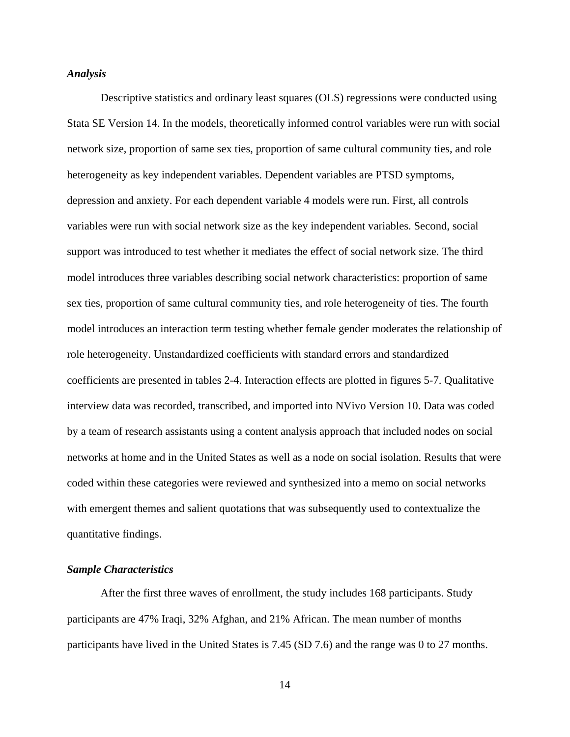### *Analysis*

Descriptive statistics and ordinary least squares (OLS) regressions were conducted using Stata SE Version 14. In the models, theoretically informed control variables were run with social network size, proportion of same sex ties, proportion of same cultural community ties, and role heterogeneity as key independent variables. Dependent variables are PTSD symptoms, depression and anxiety. For each dependent variable 4 models were run. First, all controls variables were run with social network size as the key independent variables. Second, social support was introduced to test whether it mediates the effect of social network size. The third model introduces three variables describing social network characteristics: proportion of same sex ties, proportion of same cultural community ties, and role heterogeneity of ties. The fourth model introduces an interaction term testing whether female gender moderates the relationship of role heterogeneity. Unstandardized coefficients with standard errors and standardized coefficients are presented in tables 2-4. Interaction effects are plotted in figures 5-7. Qualitative interview data was recorded, transcribed, and imported into NVivo Version 10. Data was coded by a team of research assistants using a content analysis approach that included nodes on social networks at home and in the United States as well as a node on social isolation. Results that were coded within these categories were reviewed and synthesized into a memo on social networks with emergent themes and salient quotations that was subsequently used to contextualize the quantitative findings.

### *Sample Characteristics*

After the first three waves of enrollment, the study includes 168 participants. Study participants are 47% Iraqi, 32% Afghan, and 21% African. The mean number of months participants have lived in the United States is 7.45 (SD 7.6) and the range was 0 to 27 months.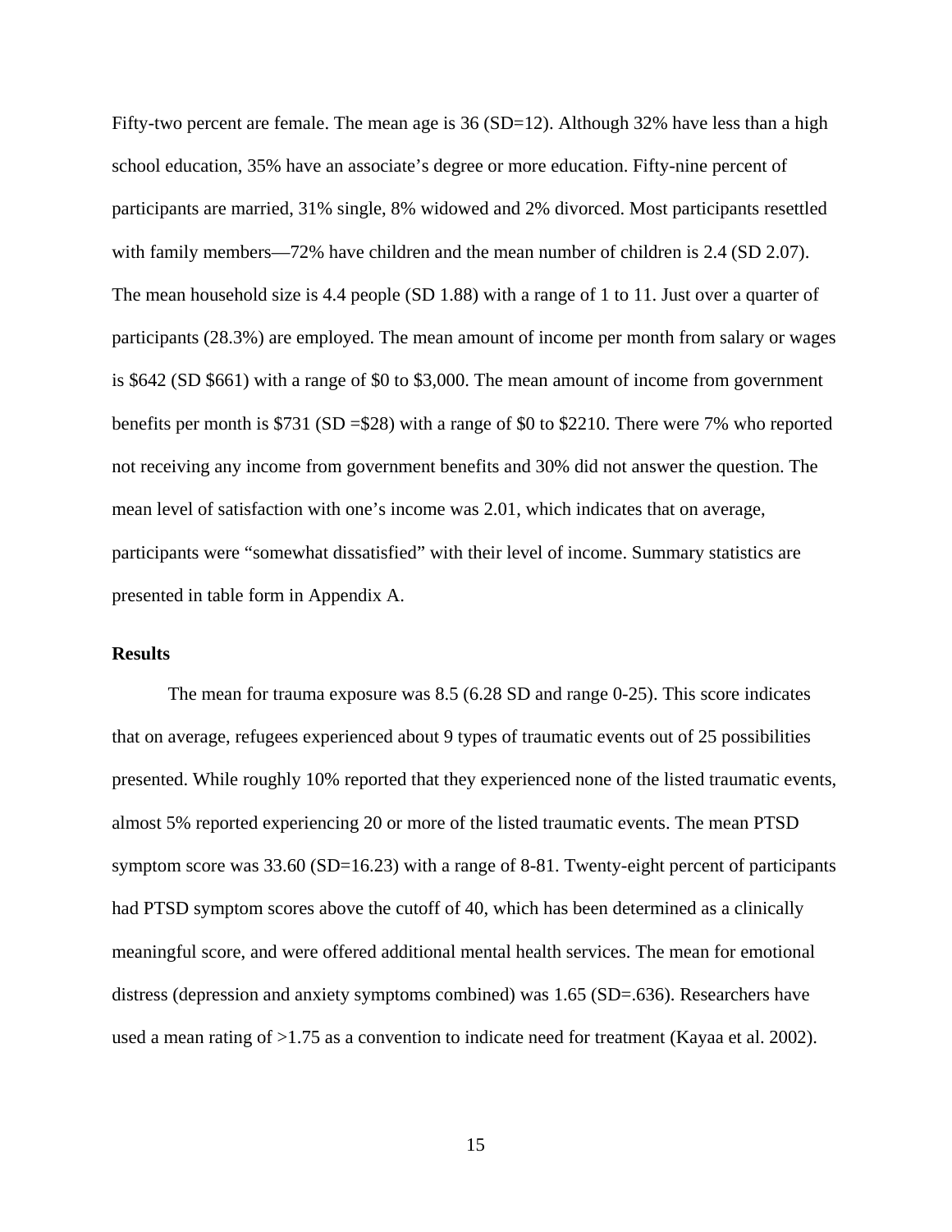Fifty-two percent are female. The mean age is 36 (SD=12). Although 32% have less than a high school education, 35% have an associate's degree or more education. Fifty-nine percent of participants are married, 31% single, 8% widowed and 2% divorced. Most participants resettled with family members—72% have children and the mean number of children is 2.4 (SD 2.07). The mean household size is 4.4 people (SD 1.88) with a range of 1 to 11. Just over a quarter of participants (28.3%) are employed. The mean amount of income per month from salary or wages is $642 (SD $661) with a range of $0 to $3,000. The mean amount of income from government benefits per month is $731 (SD =$28) with a range of $0 to $2210. There were 7% who reported not receiving any income from government benefits and 30% did not answer the question. The mean level of satisfaction with one's income was 2.01, which indicates that on average, participants were "somewhat dissatisfied" with their level of income. Summary statistics are presented in table form in Appendix A.

**Results**

The mean for trauma exposure was 8.5 (6.28 SD and range 0-25). This score indicates that on average, refugees experienced about 9 types of traumatic events out of 25 possibilities presented. While roughly 10% reported that they experienced none of the listed traumatic events, almost 5% reported experiencing 20 or more of the listed traumatic events. The mean PTSD symptom score was 33.60 (SD=16.23) with a range of 8-81. Twenty-eight percent of participants had PTSD symptom scores above the cutoff of 40, which has been determined as a clinically meaningful score, and were offered additional mental health services. The mean for emotional distress (depression and anxiety symptoms combined) was 1.65 (SD=.636). Researchers have used a mean rating of >1.75 as a convention to indicate need for treatment (Kayaa et al. 2002).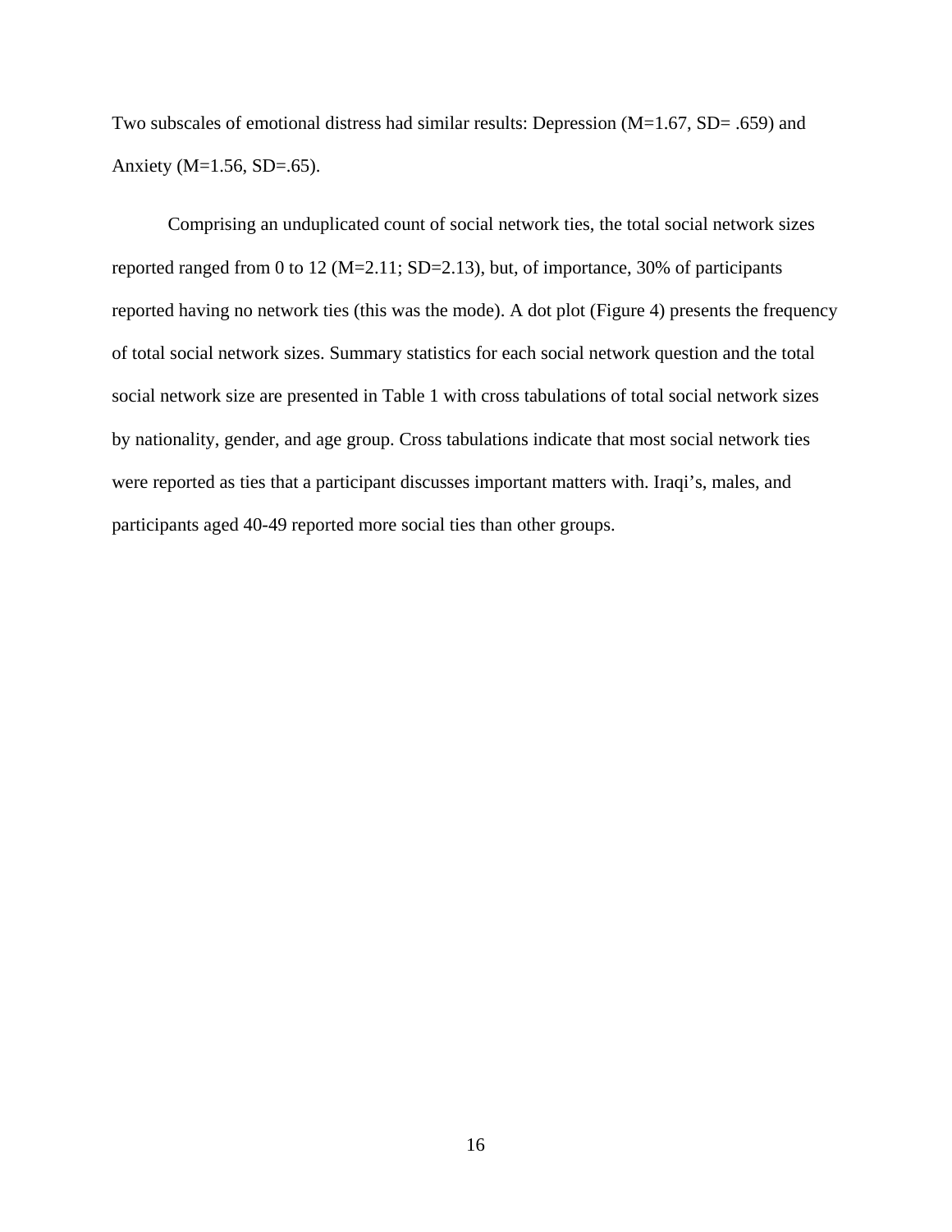Two subscales of emotional distress had similar results: Depression (M=1.67, SD= .659) and Anxiety (M=1.56, SD=.65).

Comprising an unduplicated count of social network ties, the total social network sizes reported ranged from 0 to 12 (M=2.11; SD=2.13), but, of importance, 30% of participants reported having no network ties (this was the mode). A dot plot (Figure 4) presents the frequency of total social network sizes. Summary statistics for each social network question and the total social network size are presented in Table 1 with cross tabulations of total social network sizes by nationality, gender, and age group. Cross tabulations indicate that most social network ties were reported as ties that a participant discusses important matters with. Iraqi's, males, and participants aged 40-49 reported more social ties than other groups.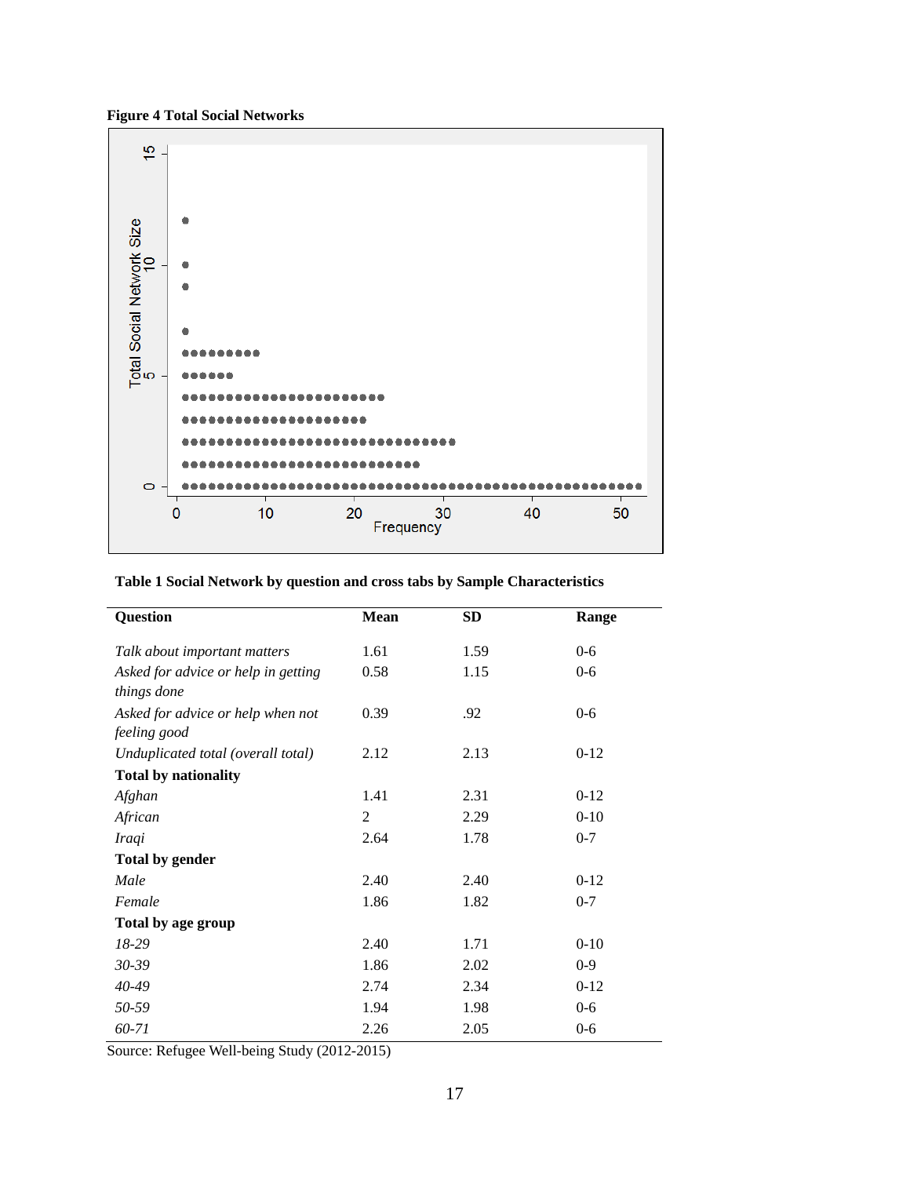**Figure 4 Total Social Networks**

**Table 1 Social Network by question and cross tabs by Sample Characteristics**

| Question | Mean | SD | Range |
|---|---|---|---|
| *Talk about important matters* | 1.61 | 1.59 | 0-6 |
| *Asked for advice or help in getting things done* | 0.58 | 1.15 | 0-6 |
| *Asked for advice or help when not feeling good* | 0.39 | .92 | 0-6 |
| *Unduplicated total (overall total)* | 2.12 | 2.13 | 0-12 |
| **Total by nationality** | | | |
| *Afghan* | 1.41 | 2.31 | 0-12 |
| *African* | 2 | 2.29 | 0-10 |
| *Iraqi* | 2.64 | 1.78 | 0-7 |
| **Total by gender** | | | |
| *Male* | 2.40 | 2.40 | 0-12 |
| *Female* | 1.86 | 1.82 | 0-7 |
| **Total by age group** | | | |
| *18-29* | 2.40 | 1.71 | 0-10 |
| *30-39* | 1.86 | 2.02 | 0-9 |
| *40-49* | 2.74 | 2.34 | 0-12 |
| *50-59* | 1.94 | 1.98 | 0-6 |
| *60-71* | 2.26 | 2.05 | 0-6 |

Source: Refugee Well-being Study (2012-2015)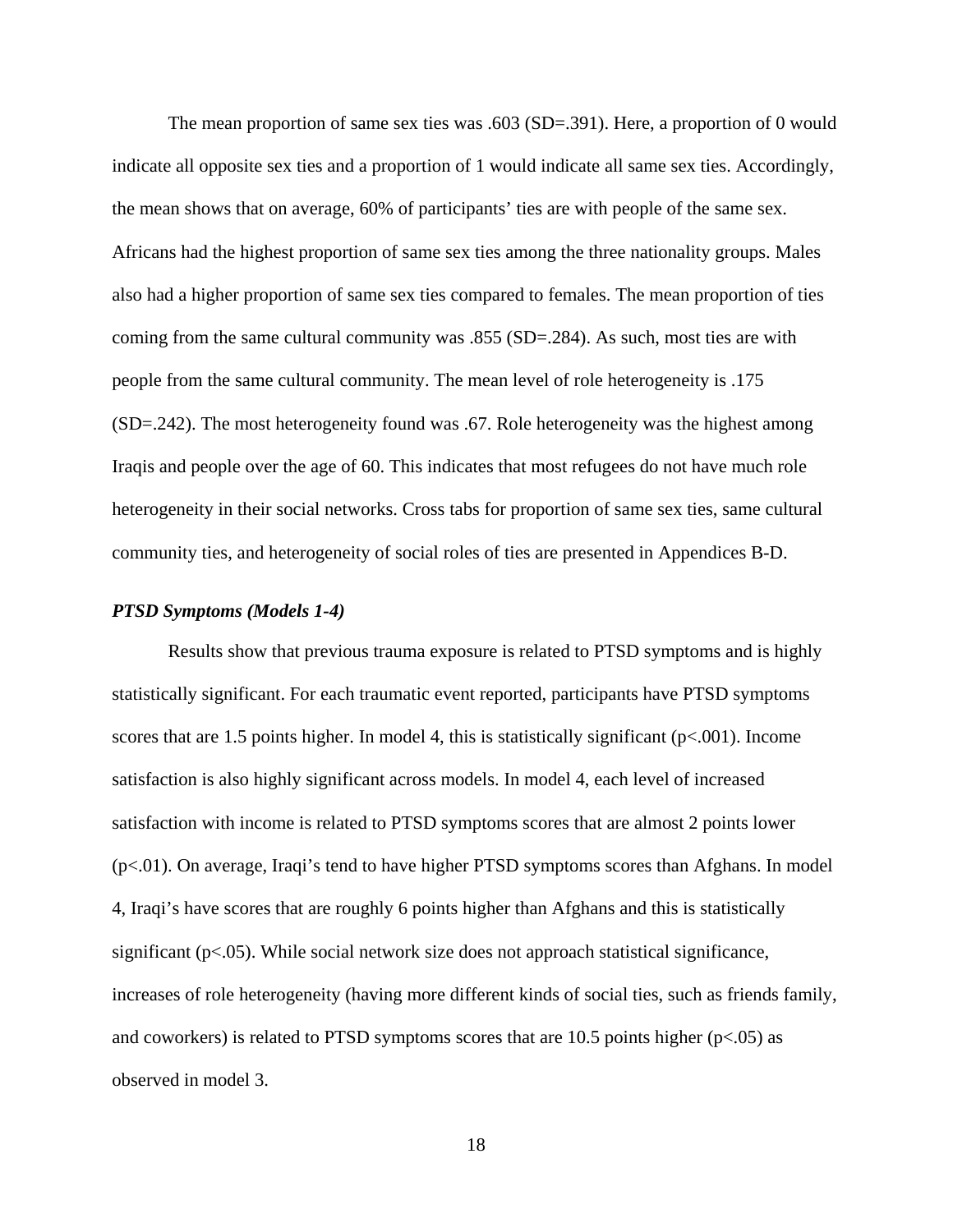The mean proportion of same sex ties was .603 (SD=.391). Here, a proportion of 0 would indicate all opposite sex ties and a proportion of 1 would indicate all same sex ties. Accordingly, the mean shows that on average, 60% of participants' ties are with people of the same sex. Africans had the highest proportion of same sex ties among the three nationality groups. Males also had a higher proportion of same sex ties compared to females. The mean proportion of ties coming from the same cultural community was .855 (SD=.284). As such, most ties are with people from the same cultural community. The mean level of role heterogeneity is .175 (SD=.242). The most heterogeneity found was .67. Role heterogeneity was the highest among Iraqis and people over the age of 60. This indicates that most refugees do not have much role heterogeneity in their social networks. Cross tabs for proportion of same sex ties, same cultural community ties, and heterogeneity of social roles of ties are presented in Appendices B-D.

### ***PTSD Symptoms (Models 1-4)***

Results show that previous trauma exposure is related to PTSD symptoms and is highly statistically significant. For each traumatic event reported, participants have PTSD symptoms scores that are 1.5 points higher. In model 4, this is statistically significant ($p<.001$). Income satisfaction is also highly significant across models. In model 4, each level of increased satisfaction with income is related to PTSD symptoms scores that are almost 2 points lower ($p<.01$). On average, Iraqi's tend to have higher PTSD symptoms scores than Afghans. In model 4, Iraqi's have scores that are roughly 6 points higher than Afghans and this is statistically significant ($p<.05$). While social network size does not approach statistical significance, increases of role heterogeneity (having more different kinds of social ties, such as friends family, and coworkers) is related to PTSD symptoms scores that are 10.5 points higher ($p<.05$) as observed in model 3.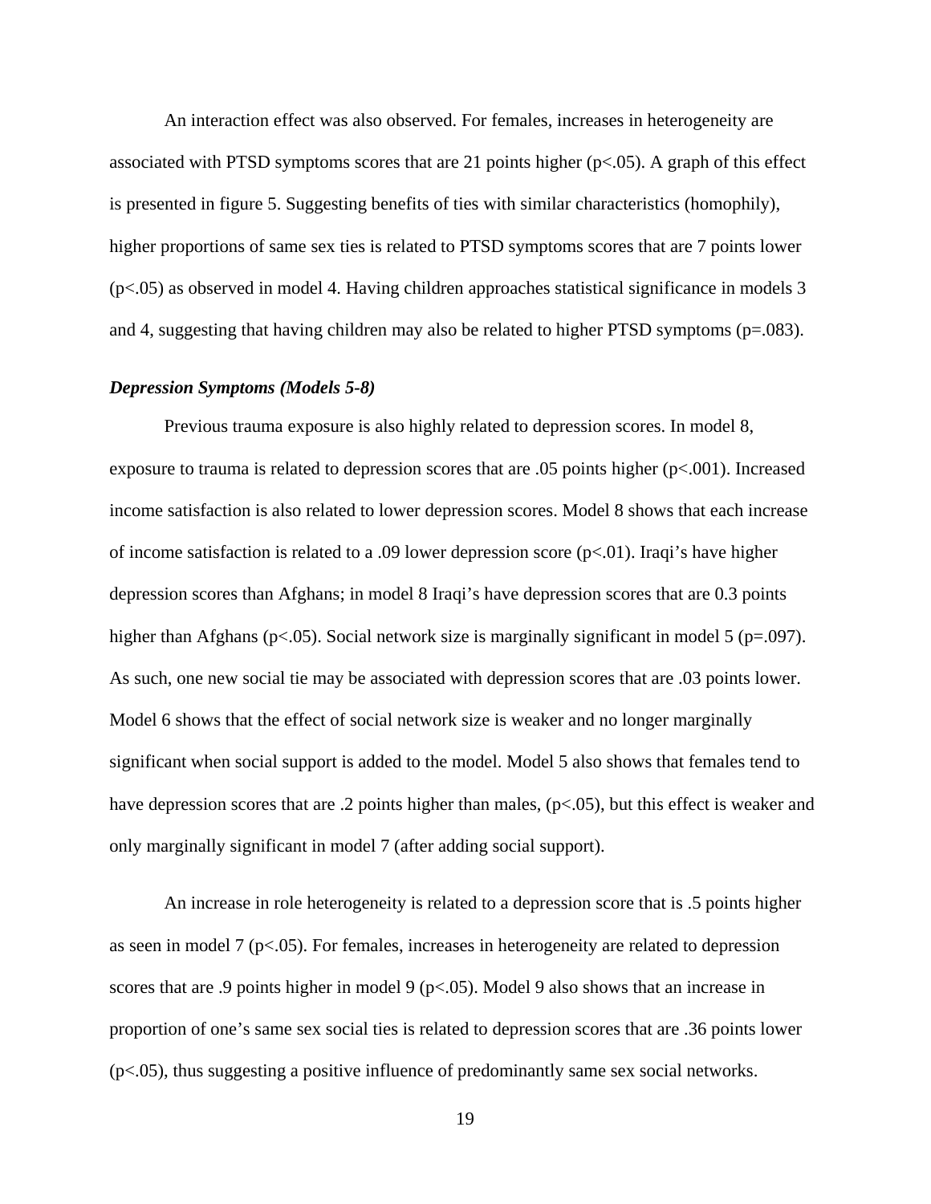An interaction effect was also observed. For females, increases in heterogeneity are associated with PTSD symptoms scores that are 21 points higher ($p<.05$). A graph of this effect is presented in figure 5. Suggesting benefits of ties with similar characteristics (homophily), higher proportions of same sex ties is related to PTSD symptoms scores that are 7 points lower ($p<.05$) as observed in model 4. Having children approaches statistical significance in models 3 and 4, suggesting that having children may also be related to higher PTSD symptoms ($p=.083$).

### *Depression Symptoms (Models 5-8)*

Previous trauma exposure is also highly related to depression scores. In model 8, exposure to trauma is related to depression scores that are .05 points higher ($p<.001$). Increased income satisfaction is also related to lower depression scores. Model 8 shows that each increase of income satisfaction is related to a .09 lower depression score ($p<.01$). Iraqi's have higher depression scores than Afghans; in model 8 Iraqi's have depression scores that are 0.3 points higher than Afghans ($p<.05$). Social network size is marginally significant in model 5 ($p=.097$). As such, one new social tie may be associated with depression scores that are .03 points lower. Model 6 shows that the effect of social network size is weaker and no longer marginally significant when social support is added to the model. Model 5 also shows that females tend to have depression scores that are .2 points higher than males, ($p<.05$), but this effect is weaker and only marginally significant in model 7 (after adding social support).

An increase in role heterogeneity is related to a depression score that is .5 points higher as seen in model 7 ($p<.05$). For females, increases in heterogeneity are related to depression scores that are .9 points higher in model 9 ($p<.05$). Model 9 also shows that an increase in proportion of one's same sex social ties is related to depression scores that are .36 points lower ($p<.05$), thus suggesting a positive influence of predominantly same sex social networks.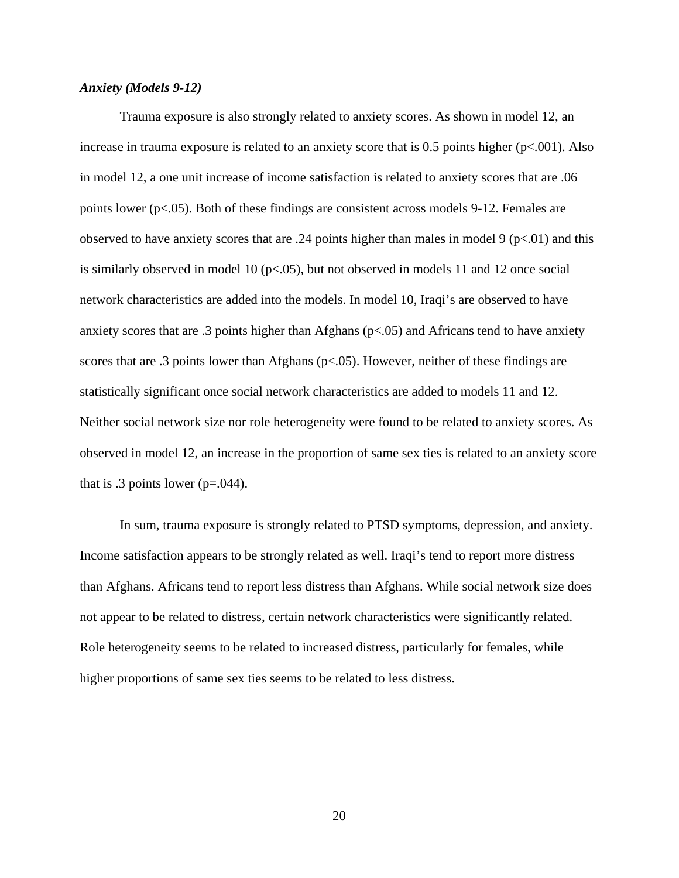***Anxiety (Models 9-12)***

Trauma exposure is also strongly related to anxiety scores. As shown in model 12, an increase in trauma exposure is related to an anxiety score that is 0.5 points higher ($p<.001$). Also in model 12, a one unit increase of income satisfaction is related to anxiety scores that are .06 points lower ($p<.05$). Both of these findings are consistent across models 9-12. Females are observed to have anxiety scores that are .24 points higher than males in model 9 ($p<.01$) and this is similarly observed in model 10 ($p<.05$), but not observed in models 11 and 12 once social network characteristics are added into the models. In model 10, Iraqi's are observed to have anxiety scores that are .3 points higher than Afghans ($p<.05$) and Africans tend to have anxiety scores that are .3 points lower than Afghans ($p<.05$). However, neither of these findings are statistically significant once social network characteristics are added to models 11 and 12. Neither social network size nor role heterogeneity were found to be related to anxiety scores. As observed in model 12, an increase in the proportion of same sex ties is related to an anxiety score that is .3 points lower ($p=.044$).

In sum, trauma exposure is strongly related to PTSD symptoms, depression, and anxiety. Income satisfaction appears to be strongly related as well. Iraqi's tend to report more distress than Afghans. Africans tend to report less distress than Afghans. While social network size does not appear to be related to distress, certain network characteristics were significantly related. Role heterogeneity seems to be related to increased distress, particularly for females, while higher proportions of same sex ties seems to be related to less distress.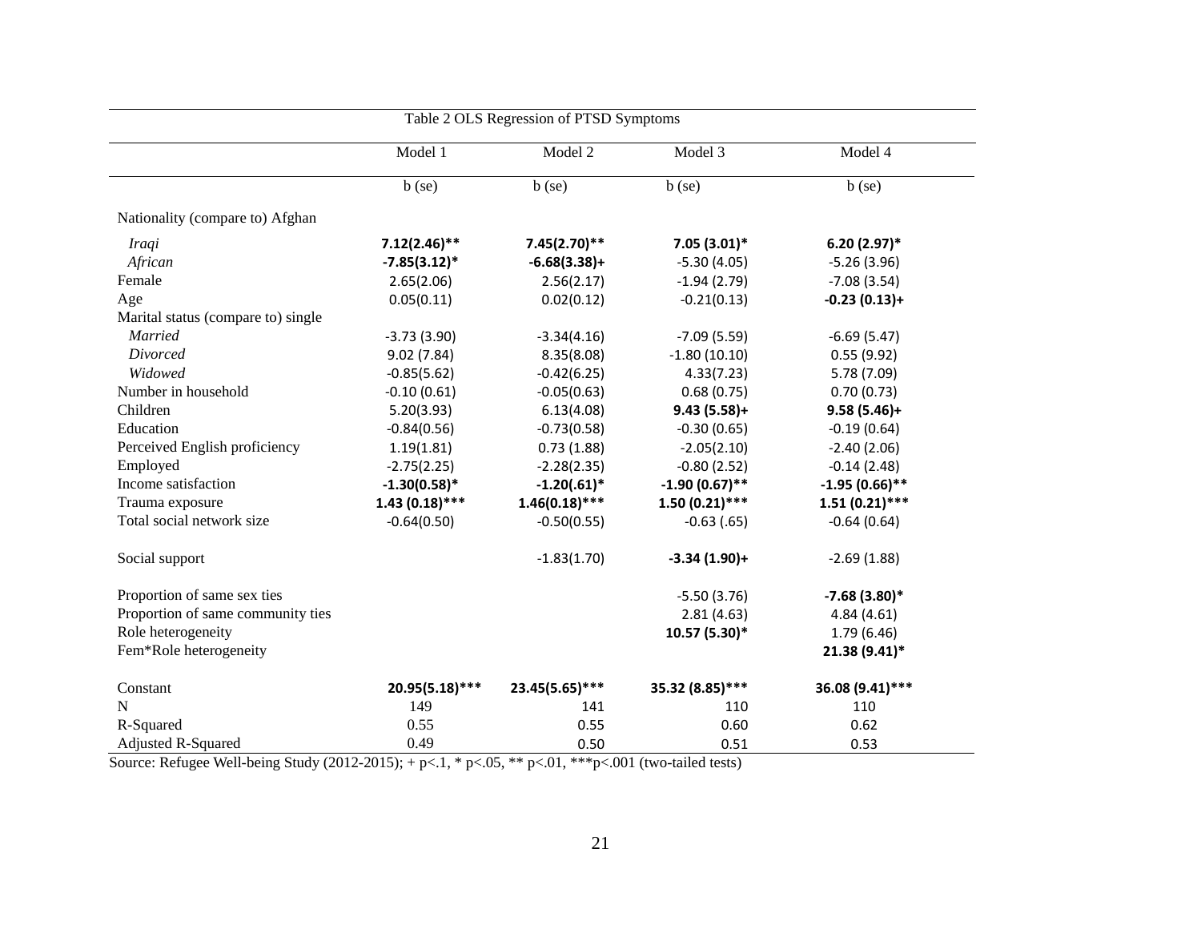Table 2 OLS Regression of PTSD Symptoms

| | Model 1 | Model 2 | Model 3 | Model 4 |
|---|---|---|---|---|
| | b (se) | b (se) | b (se) | b (se) |
| Nationality (compare to) Afghan | | | | |
| *Iraqi* | **7.12(2.46)\*\*** | **7.45(2.70)\*\*** | **7.05 (3.01)\*** | **6.20 (2.97)\*** |
| *African* | **-7.85(3.12)\*** | **-6.68(3.38)+** | -5.30 (4.05) | -5.26 (3.96) |
| Female | 2.65(2.06) | 2.56(2.17) | -1.94 (2.79) | -7.08 (3.54) |
| Age | 0.05(0.11) | 0.02(0.12) | -0.21(0.13) | **-0.23 (0.13)+** |
| Marital status (compare to) single | | | | |
| *Married* | -3.73 (3.90) | -3.34(4.16) | -7.09 (5.59) | -6.69 (5.47) |
| *Divorced* | 9.02 (7.84) | 8.35(8.08) | -1.80 (10.10) | 0.55 (9.92) |
| *Widowed* | -0.85(5.62) | -0.42(6.25) | 4.33(7.23) | 5.78 (7.09) |
| Number in household | -0.10 (0.61) | -0.05(0.63) | 0.68 (0.75) | 0.70 (0.73) |
| Children | 5.20(3.93) | 6.13(4.08) | **9.43 (5.58)+** | **9.58 (5.46)+** |
| Education | -0.84(0.56) | -0.73(0.58) | -0.30 (0.65) | -0.19 (0.64) |
| Perceived English proficiency | 1.19(1.81) | 0.73 (1.88) | -2.05(2.10) | -2.40 (2.06) |
| Employed | -2.75(2.25) | -2.28(2.35) | -0.80 (2.52) | -0.14 (2.48) |
| Income satisfaction | **-1.30(0.58)\*** | **-1.20(.61)\*** | **-1.90 (0.67)\*\*** | **-1.95 (0.66)\*\*** |
| Trauma exposure | **1.43 (0.18)\*\*\*** | **1.46(0.18)\*\*\*** | **1.50 (0.21)\*\*\*** | **1.51 (0.21)\*\*\*** |
| Total social network size | -0.64(0.50) | -0.50(0.55) | -0.63 (.65) | -0.64 (0.64) |
| Social support | | -1.83(1.70) | **-3.34 (1.90)+** | -2.69 (1.88) |
| Proportion of same sex ties | | | -5.50 (3.76) | **-7.68 (3.80)\*** |
| Proportion of same community ties | | | 2.81 (4.63) | 4.84 (4.61) |
| Role heterogeneity | | | **10.57 (5.30)\*** | 1.79 (6.46) |
| Fem*Role heterogeneity | | | | **21.38 (9.41)\*** |
| Constant | **20.95(5.18)\*\*\*** | **23.45(5.65)\*\*\*** | **35.32 (8.85)\*\*\*** | **36.08 (9.41)\*\*\*** |
| N | 149 | 141 | 110 | 110 |
| R-Squared | 0.55 | 0.55 | 0.60 | 0.62 |
| Adjusted R-Squared | 0.49 | 0.50 | 0.51 | 0.53 |

Source: Refugee Well-being Study (2012-2015); + p<.1, * p<.05, ** p<.01, ***p<.001 (two-tailed tests)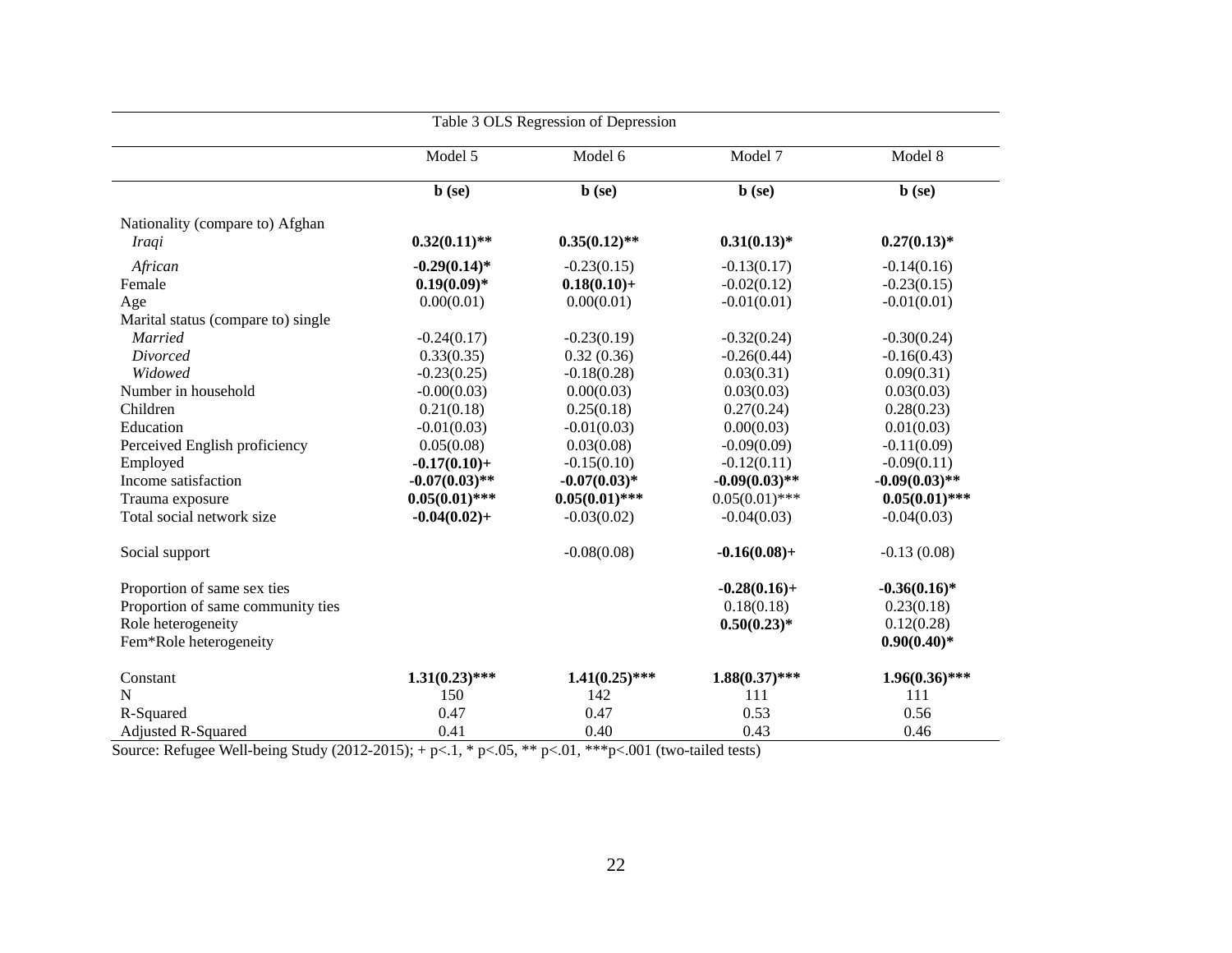Table 3 OLS Regression of Depression

| | Model 5 | Model 6 | Model 7 | Model 8 |
|---|---|---|---|---|
| | **b (se)** | **b (se)** | **b (se)** | **b (se)** |
| Nationality (compare to) Afghan | | | | |
| *Iraqi* | **0.32(0.11)**** | **0.35(0.12)**** | **0.31(0.13)*** | **0.27(0.13)*** |
| *African* | **-0.29(0.14)*** | -0.23(0.15) | -0.13(0.17) | -0.14(0.16) |
| Female | **0.19(0.09)*** | **0.18(0.10)+** | -0.02(0.12) | -0.23(0.15) |
| Age | 0.00(0.01) | 0.00(0.01) | -0.01(0.01) | -0.01(0.01) |
| Marital status (compare to) single | | | | |
| *Married* | -0.24(0.17) | -0.23(0.19) | -0.32(0.24) | -0.30(0.24) |
| *Divorced* | 0.33(0.35) | 0.32 (0.36) | -0.26(0.44) | -0.16(0.43) |
| *Widowed* | -0.23(0.25) | -0.18(0.28) | 0.03(0.31) | 0.09(0.31) |
| Number in household | -0.00(0.03) | 0.00(0.03) | 0.03(0.03) | 0.03(0.03) |
| Children | 0.21(0.18) | 0.25(0.18) | 0.27(0.24) | 0.28(0.23) |
| Education | -0.01(0.03) | -0.01(0.03) | 0.00(0.03) | 0.01(0.03) |
| Perceived English proficiency | 0.05(0.08) | 0.03(0.08) | -0.09(0.09) | -0.11(0.09) |
| Employed | **-0.17(0.10)+** | -0.15(0.10) | -0.12(0.11) | -0.09(0.11) |
| Income satisfaction | **-0.07(0.03)**** | **-0.07(0.03)*** | **-0.09(0.03)**** | **-0.09(0.03)**** |
| Trauma exposure | **0.05(0.01)***** | **0.05(0.01)***** | 0.05(0.01)*** | **0.05(0.01)***** |
| Total social network size | **-0.04(0.02)+** | -0.03(0.02) | -0.04(0.03) | -0.04(0.03) |
| Social support | | -0.08(0.08) | **-0.16(0.08)+** | -0.13 (0.08) |
| Proportion of same sex ties | | | **-0.28(0.16)+** | **-0.36(0.16)*** |
| Proportion of same community ties | | | 0.18(0.18) | 0.23(0.18) |
| Role heterogeneity | | | **0.50(0.23)*** | 0.12(0.28) |
| Fem*Role heterogeneity | | | | **0.90(0.40)*** |
| Constant | **1.31(0.23)***** | **1.41(0.25)***** | **1.88(0.37)***** | **1.96(0.36)***** |
| N | 150 | 142 | 111 | 111 |
| R-Squared | 0.47 | 0.47 | 0.53 | 0.56 |
| Adjusted R-Squared | 0.41 | 0.40 | 0.43 | 0.46 |

Source: Refugee Well-being Study (2012-2015); + p<.1, * p<.05, ** p<.01, ***p<.001 (two-tailed tests)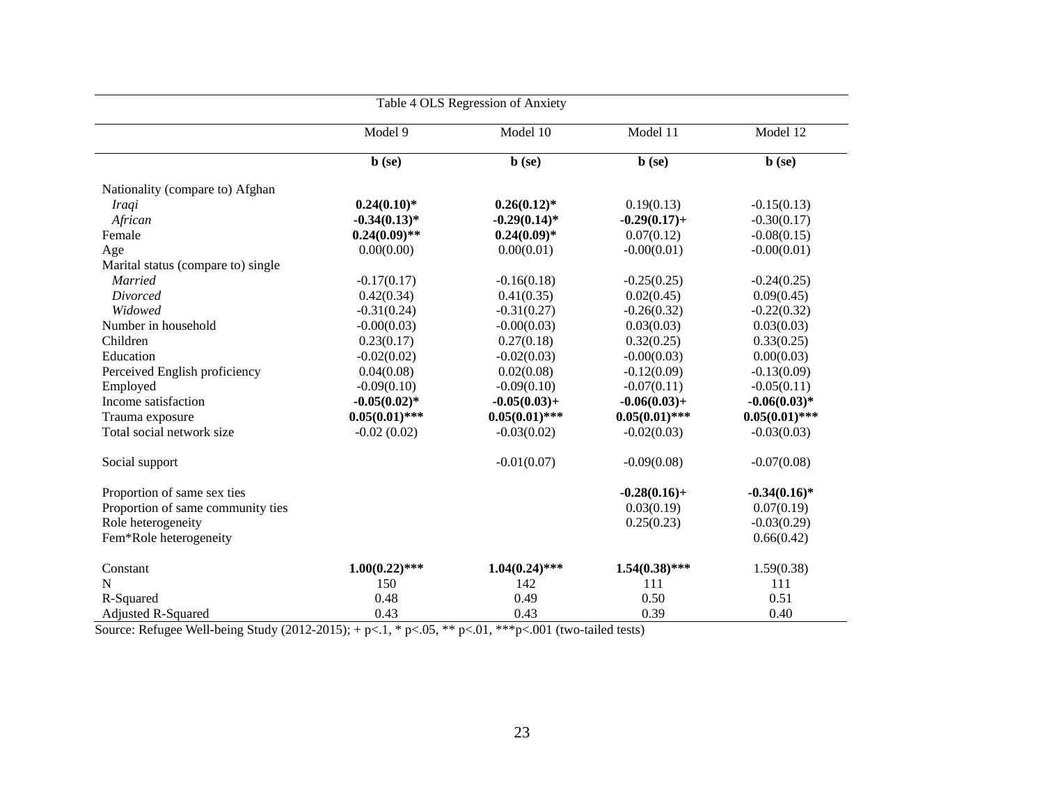Table 4 OLS Regression of Anxiety

| | Model 9 | Model 10 | Model 11 | Model 12 |
|---|---|---|---|---|
| | **b (se)** | **b (se)** | **b (se)** | **b (se)** |
| Nationality (compare to) Afghan | | | | |
| *Iraqi* | **0.24(0.10)*** | **0.26(0.12)*** | 0.19(0.13) | -0.15(0.13) |
| *African* | **-0.34(0.13)*** | **-0.29(0.14)*** | **-0.29(0.17)+** | -0.30(0.17) |
| Female | **0.24(0.09)**** | **0.24(0.09)*** | 0.07(0.12) | -0.08(0.15) |
| Age | 0.00(0.00) | 0.00(0.01) | -0.00(0.01) | -0.00(0.01) |
| Marital status (compare to) single | | | | |
| *Married* | -0.17(0.17) | -0.16(0.18) | -0.25(0.25) | -0.24(0.25) |
| *Divorced* | 0.42(0.34) | 0.41(0.35) | 0.02(0.45) | 0.09(0.45) |
| *Widowed* | -0.31(0.24) | -0.31(0.27) | -0.26(0.32) | -0.22(0.32) |
| Number in household | -0.00(0.03) | -0.00(0.03) | 0.03(0.03) | 0.03(0.03) |
| Children | 0.23(0.17) | 0.27(0.18) | 0.32(0.25) | 0.33(0.25) |
| Education | -0.02(0.02) | -0.02(0.03) | -0.00(0.03) | 0.00(0.03) |
| Perceived English proficiency | 0.04(0.08) | 0.02(0.08) | -0.12(0.09) | -0.13(0.09) |
| Employed | -0.09(0.10) | -0.09(0.10) | -0.07(0.11) | -0.05(0.11) |
| Income satisfaction | **-0.05(0.02)*** | **-0.05(0.03)+** | **-0.06(0.03)+** | **-0.06(0.03)*** |
| Trauma exposure | **0.05(0.01)***** | **0.05(0.01)***** | **0.05(0.01)***** | **0.05(0.01)***** |
| Total social network size | -0.02 (0.02) | -0.03(0.02) | -0.02(0.03) | -0.03(0.03) |
| Social support | | -0.01(0.07) | -0.09(0.08) | -0.07(0.08) |
| Proportion of same sex ties | | | **-0.28(0.16)+** | **-0.34(0.16)*** |
| Proportion of same community ties | | | 0.03(0.19) | 0.07(0.19) |
| Role heterogeneity | | | 0.25(0.23) | -0.03(0.29) |
| Fem*Role heterogeneity | | | | 0.66(0.42) |
| Constant | **1.00(0.22)***** | **1.04(0.24)***** | **1.54(0.38)***** | 1.59(0.38) |
| N | 150 | 142 | 111 | 111 |
| R-Squared | 0.48 | 0.49 | 0.50 | 0.51 |
| Adjusted R-Squared | 0.43 | 0.43 | 0.39 | 0.40 |

Source: Refugee Well-being Study (2012-2015); + p<.1, * p<.05, ** p<.01, ***p<.001 (two-tailed tests)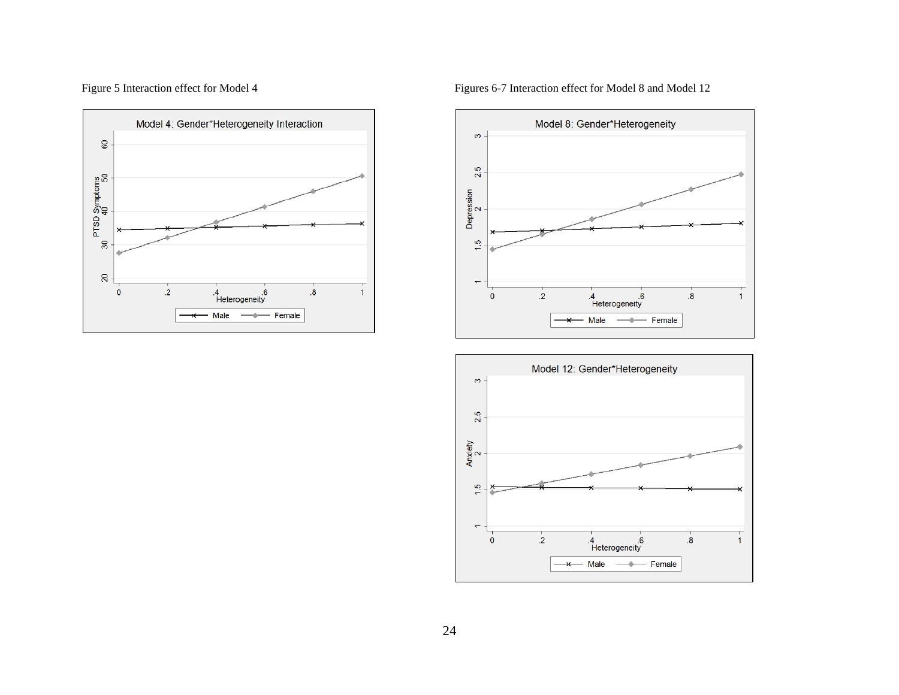Figure 5 Interaction effect for Model 4

Figures 6-7 Interaction effect for Model 8 and Model 12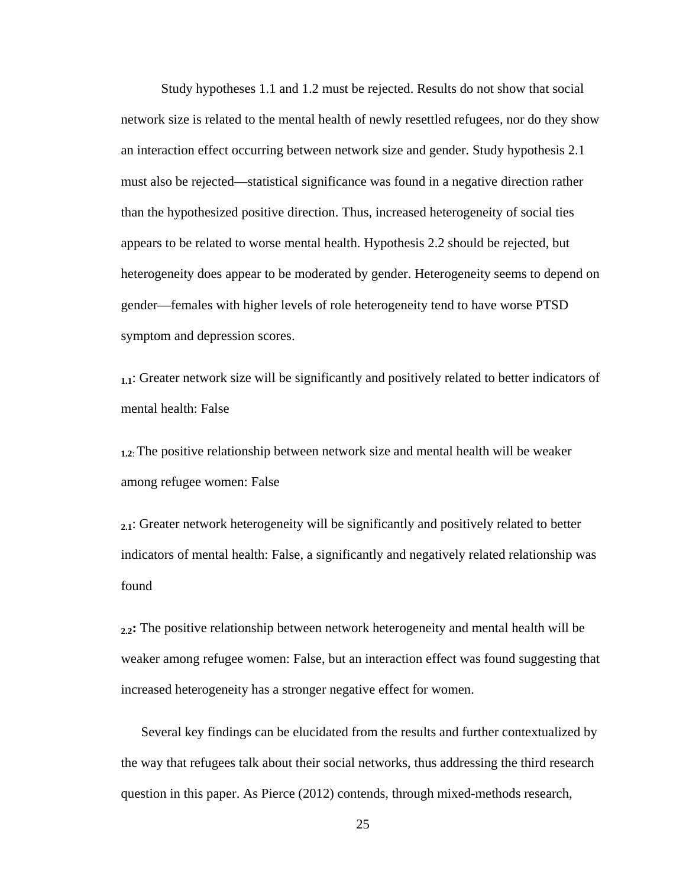Study hypotheses 1.1 and 1.2 must be rejected. Results do not show that social network size is related to the mental health of newly resettled refugees, nor do they show an interaction effect occurring between network size and gender. Study hypothesis 2.1 must also be rejected—statistical significance was found in a negative direction rather than the hypothesized positive direction. Thus, increased heterogeneity of social ties appears to be related to worse mental health. Hypothesis 2.2 should be rejected, but heterogeneity does appear to be moderated by gender. Heterogeneity seems to depend on gender—females with higher levels of role heterogeneity tend to have worse PTSD symptom and depression scores.

**1.1**: Greater network size will be significantly and positively related to better indicators of mental health: False

**1.2**: The positive relationship between network size and mental health will be weaker among refugee women: False

**2.1**: Greater network heterogeneity will be significantly and positively related to better indicators of mental health: False, a significantly and negatively related relationship was found

**2.2**: The positive relationship between network heterogeneity and mental health will be weaker among refugee women: False, but an interaction effect was found suggesting that increased heterogeneity has a stronger negative effect for women.

Several key findings can be elucidated from the results and further contextualized by the way that refugees talk about their social networks, thus addressing the third research question in this paper. As Pierce (2012) contends, through mixed-methods research,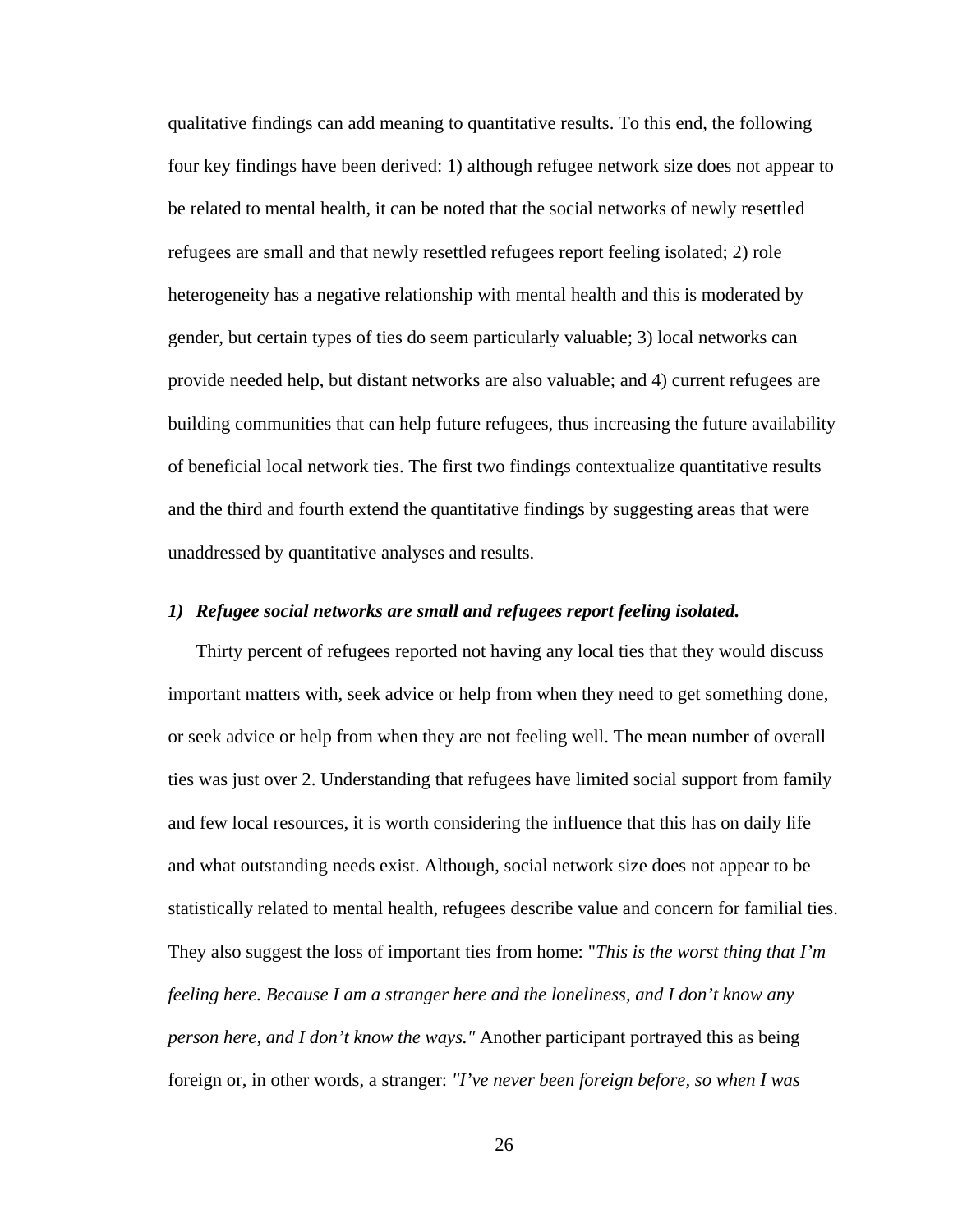qualitative findings can add meaning to quantitative results. To this end, the following four key findings have been derived: 1) although refugee network size does not appear to be related to mental health, it can be noted that the social networks of newly resettled refugees are small and that newly resettled refugees report feeling isolated; 2) role heterogeneity has a negative relationship with mental health and this is moderated by gender, but certain types of ties do seem particularly valuable; 3) local networks can provide needed help, but distant networks are also valuable; and 4) current refugees are building communities that can help future refugees, thus increasing the future availability of beneficial local network ties. The first two findings contextualize quantitative results and the third and fourth extend the quantitative findings by suggesting areas that were unaddressed by quantitative analyses and results.

### *1) Refugee social networks are small and refugees report feeling isolated.*

Thirty percent of refugees reported not having any local ties that they would discuss important matters with, seek advice or help from when they need to get something done, or seek advice or help from when they are not feeling well. The mean number of overall ties was just over 2. Understanding that refugees have limited social support from family and few local resources, it is worth considering the influence that this has on daily life and what outstanding needs exist. Although, social network size does not appear to be statistically related to mental health, refugees describe value and concern for familial ties. They also suggest the loss of important ties from home: "*This is the worst thing that I'm feeling here. Because I am a stranger here and the loneliness, and I don't know any person here, and I don't know the ways."* Another participant portrayed this as being foreign or, in other words, a stranger: *"I've never been foreign before, so when I was*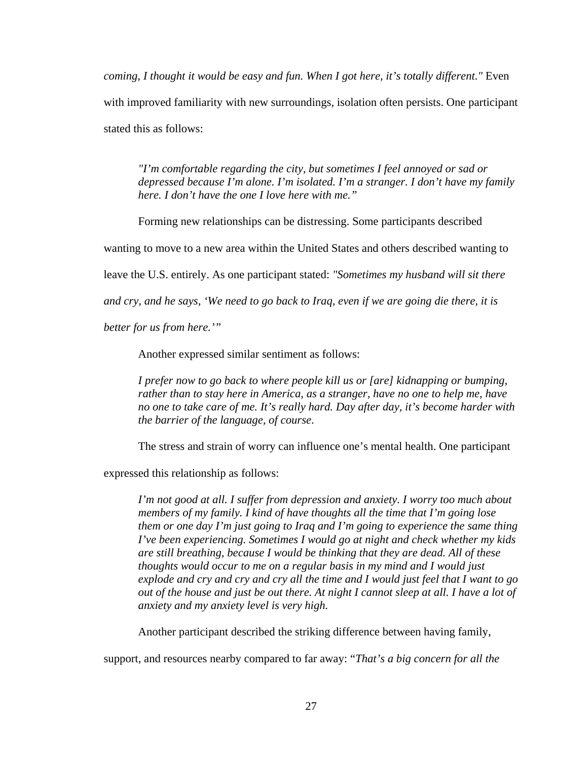*coming, I thought it would be easy and fun. When I got here, it's totally different."* Even with improved familiarity with new surroundings, isolation often persists. One participant stated this as follows:

> *"I'm comfortable regarding the city, but sometimes I feel annoyed or sad or depressed because I'm alone. I'm isolated. I'm a stranger. I don't have my family here. I don't have the one I love here with me."*

Forming new relationships can be distressing. Some participants described wanting to move to a new area within the United States and others described wanting to leave the U.S. entirely. As one participant stated: *"Sometimes my husband will sit there and cry, and he says, 'We need to go back to Iraq, even if we are going die there, it is better for us from here.'"*

Another expressed similar sentiment as follows:

> *I prefer now to go back to where people kill us or [are] kidnapping or bumping, rather than to stay here in America, as a stranger, have no one to help me, have no one to take care of me. It's really hard. Day after day, it's become harder with the barrier of the language, of course.*

The stress and strain of worry can influence one's mental health. One participant expressed this relationship as follows:

> *I'm not good at all. I suffer from depression and anxiety. I worry too much about members of my family. I kind of have thoughts all the time that I'm going lose them or one day I'm just going to Iraq and I'm going to experience the same thing I've been experiencing. Sometimes I would go at night and check whether my kids are still breathing, because I would be thinking that they are dead. All of these thoughts would occur to me on a regular basis in my mind and I would just explode and cry and cry and cry all the time and I would just feel that I want to go out of the house and just be out there. At night I cannot sleep at all. I have a lot of anxiety and my anxiety level is very high.*

Another participant described the striking difference between having family, support, and resources nearby compared to far away: "*That's a big concern for all the*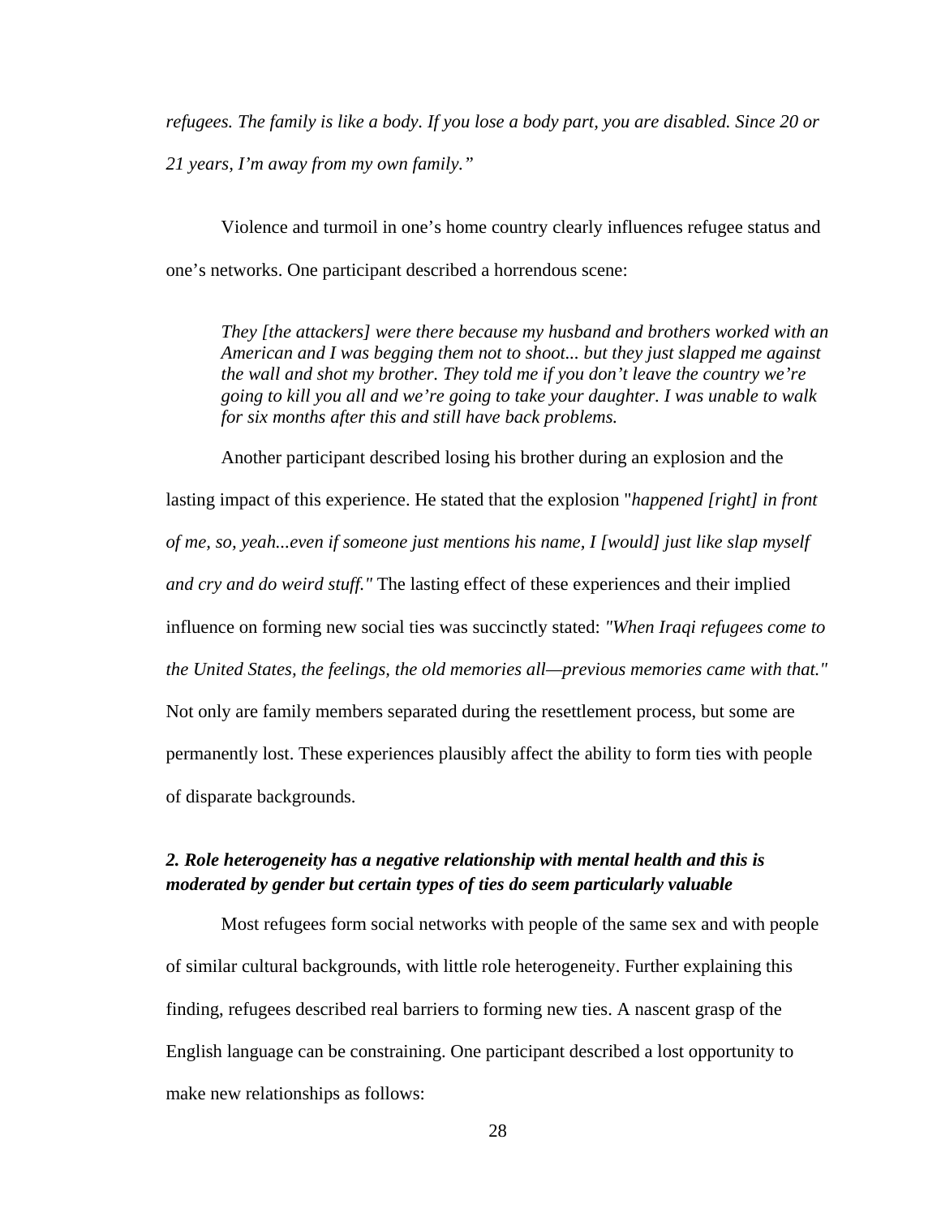*refugees. The family is like a body. If you lose a body part, you are disabled. Since 20 or 21 years, I'm away from my own family."*

Violence and turmoil in one's home country clearly influences refugee status and one's networks. One participant described a horrendous scene:

> *They [the attackers] were there because my husband and brothers worked with an American and I was begging them not to shoot... but they just slapped me against the wall and shot my brother. They told me if you don't leave the country we're going to kill you all and we're going to take your daughter. I was unable to walk for six months after this and still have back problems.*

Another participant described losing his brother during an explosion and the lasting impact of this experience. He stated that the explosion "*happened [right] in front of me, so, yeah...even if someone just mentions his name, I [would] just like slap myself and cry and do weird stuff."* The lasting effect of these experiences and their implied influence on forming new social ties was succinctly stated: *"When Iraqi refugees come to the United States, the feelings, the old memories all—previous memories came with that."* Not only are family members separated during the resettlement process, but some are permanently lost. These experiences plausibly affect the ability to form ties with people of disparate backgrounds.

### *2. Role heterogeneity has a negative relationship with mental health and this is moderated by gender but certain types of ties do seem particularly valuable*

Most refugees form social networks with people of the same sex and with people of similar cultural backgrounds, with little role heterogeneity. Further explaining this finding, refugees described real barriers to forming new ties. A nascent grasp of the English language can be constraining. One participant described a lost opportunity to make new relationships as follows: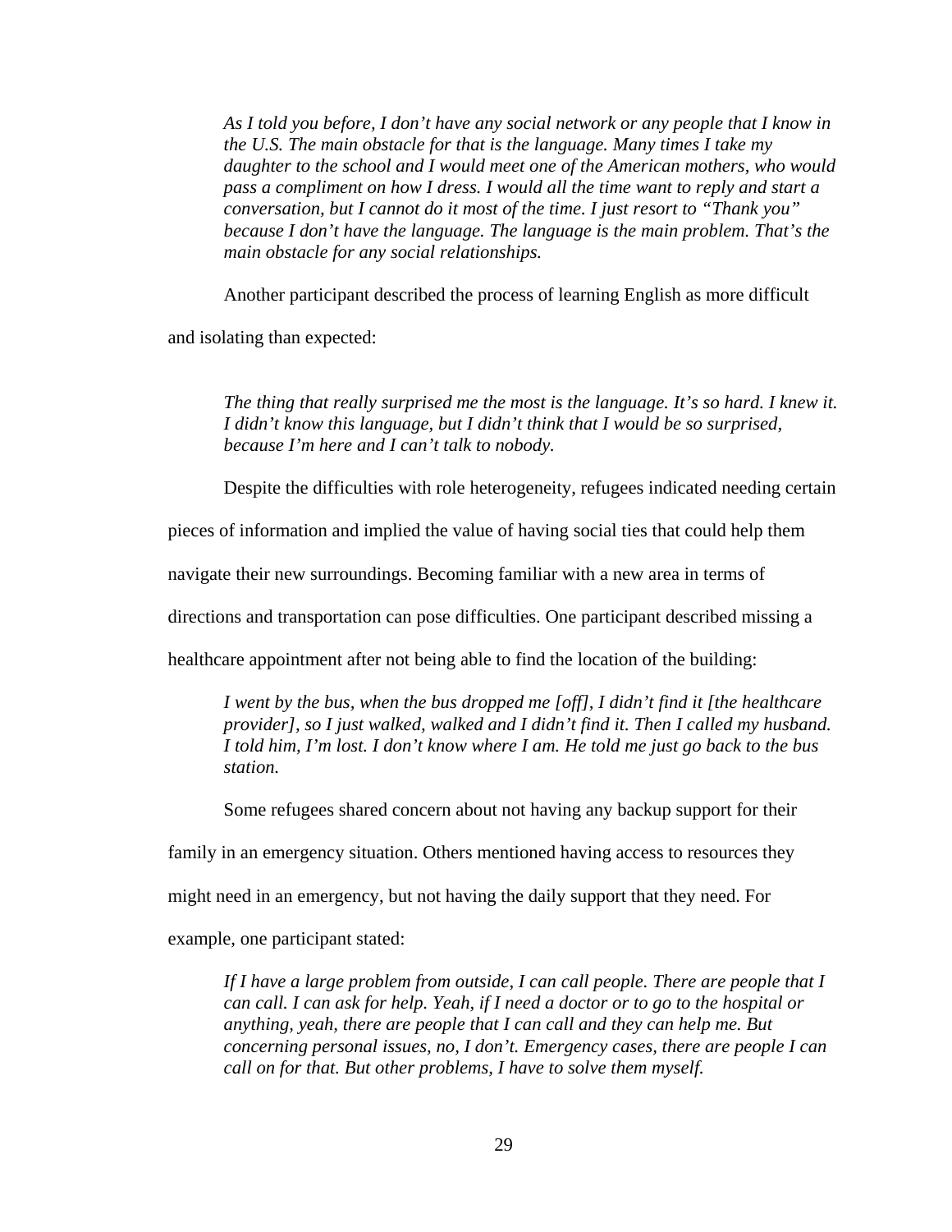> *As I told you before, I don't have any social network or any people that I know in the U.S. The main obstacle for that is the language. Many times I take my daughter to the school and I would meet one of the American mothers, who would pass a compliment on how I dress. I would all the time want to reply and start a conversation, but I cannot do it most of the time. I just resort to "Thank you" because I don't have the language. The language is the main problem. That's the main obstacle for any social relationships.*

Another participant described the process of learning English as more difficult and isolating than expected:

> *The thing that really surprised me the most is the language. It's so hard. I knew it. I didn't know this language, but I didn't think that I would be so surprised, because I'm here and I can't talk to nobody.*

Despite the difficulties with role heterogeneity, refugees indicated needing certain pieces of information and implied the value of having social ties that could help them navigate their new surroundings. Becoming familiar with a new area in terms of directions and transportation can pose difficulties. One participant described missing a healthcare appointment after not being able to find the location of the building:

> *I went by the bus, when the bus dropped me [off], I didn't find it [the healthcare provider], so I just walked, walked and I didn't find it. Then I called my husband. I told him, I'm lost. I don't know where I am. He told me just go back to the bus station.*

Some refugees shared concern about not having any backup support for their family in an emergency situation. Others mentioned having access to resources they might need in an emergency, but not having the daily support that they need. For example, one participant stated:

> *If I have a large problem from outside, I can call people. There are people that I can call. I can ask for help. Yeah, if I need a doctor or to go to the hospital or anything, yeah, there are people that I can call and they can help me. But concerning personal issues, no, I don't. Emergency cases, there are people I can call on for that. But other problems, I have to solve them myself.*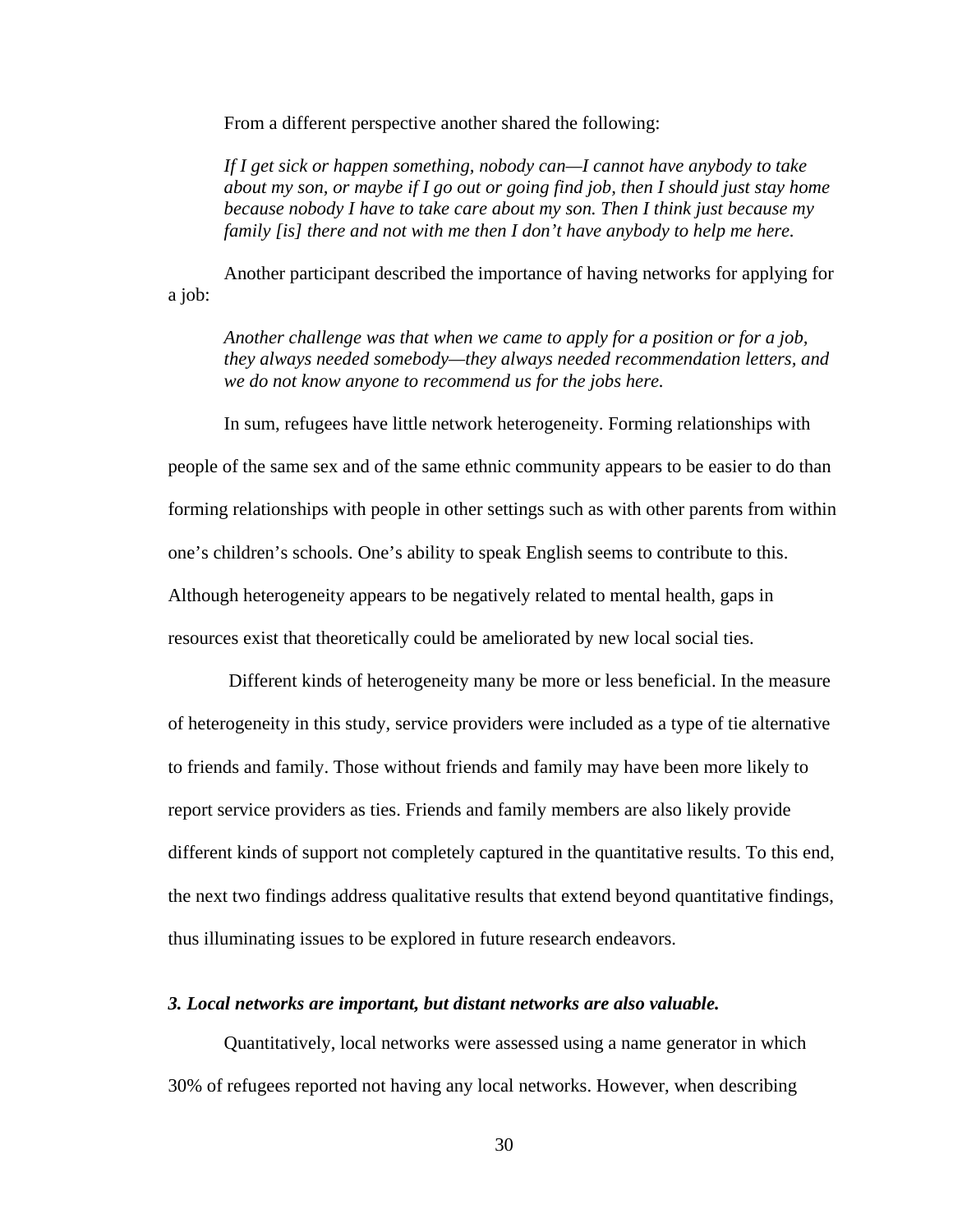From a different perspective another shared the following:

> *If I get sick or happen something, nobody can—I cannot have anybody to take about my son, or maybe if I go out or going find job, then I should just stay home because nobody I have to take care about my son. Then I think just because my family [is] there and not with me then I don't have anybody to help me here.*

Another participant described the importance of having networks for applying for a job:

> *Another challenge was that when we came to apply for a position or for a job, they always needed somebody—they always needed recommendation letters, and we do not know anyone to recommend us for the jobs here.*

In sum, refugees have little network heterogeneity. Forming relationships with people of the same sex and of the same ethnic community appears to be easier to do than forming relationships with people in other settings such as with other parents from within one's children's schools. One's ability to speak English seems to contribute to this. Although heterogeneity appears to be negatively related to mental health, gaps in resources exist that theoretically could be ameliorated by new local social ties.

Different kinds of heterogeneity many be more or less beneficial. In the measure of heterogeneity in this study, service providers were included as a type of tie alternative to friends and family. Those without friends and family may have been more likely to report service providers as ties. Friends and family members are also likely provide different kinds of support not completely captured in the quantitative results. To this end, the next two findings address qualitative results that extend beyond quantitative findings, thus illuminating issues to be explored in future research endeavors.

### *3. Local networks are important, but distant networks are also valuable.*

Quantitatively, local networks were assessed using a name generator in which 30% of refugees reported not having any local networks. However, when describing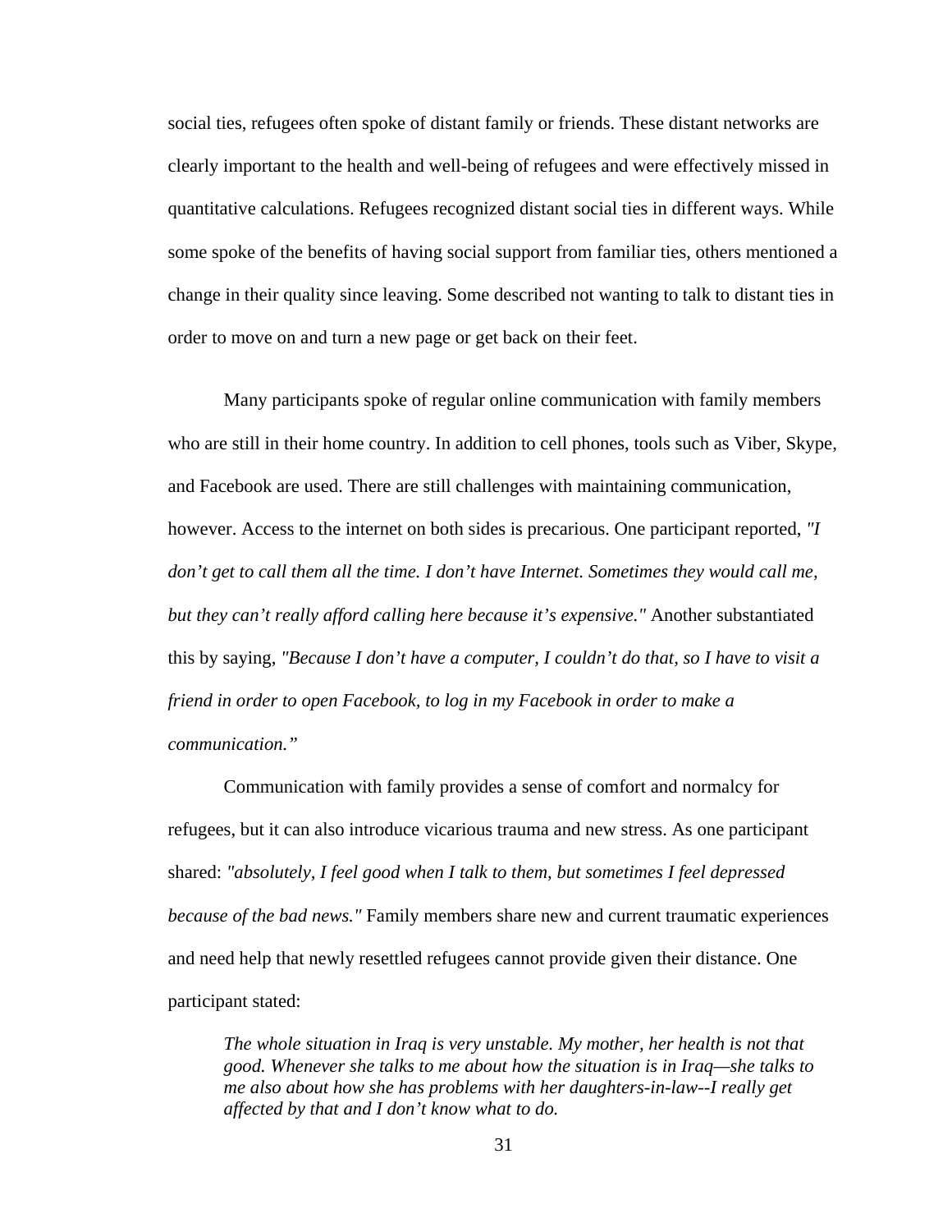social ties, refugees often spoke of distant family or friends. These distant networks are clearly important to the health and well-being of refugees and were effectively missed in quantitative calculations. Refugees recognized distant social ties in different ways. While some spoke of the benefits of having social support from familiar ties, others mentioned a change in their quality since leaving. Some described not wanting to talk to distant ties in order to move on and turn a new page or get back on their feet.

Many participants spoke of regular online communication with family members who are still in their home country. In addition to cell phones, tools such as Viber, Skype, and Facebook are used. There are still challenges with maintaining communication, however. Access to the internet on both sides is precarious. One participant reported, *"I don't get to call them all the time. I don't have Internet. Sometimes they would call me, but they can't really afford calling here because it's expensive."* Another substantiated this by saying, *"Because I don't have a computer, I couldn't do that, so I have to visit a friend in order to open Facebook, to log in my Facebook in order to make a communication."*

Communication with family provides a sense of comfort and normalcy for refugees, but it can also introduce vicarious trauma and new stress. As one participant shared: *"absolutely, I feel good when I talk to them, but sometimes I feel depressed because of the bad news."* Family members share new and current traumatic experiences and need help that newly resettled refugees cannot provide given their distance. One participant stated:

> *The whole situation in Iraq is very unstable. My mother, her health is not that good. Whenever she talks to me about how the situation is in Iraq—she talks to me also about how she has problems with her daughters-in-law--I really get affected by that and I don't know what to do.*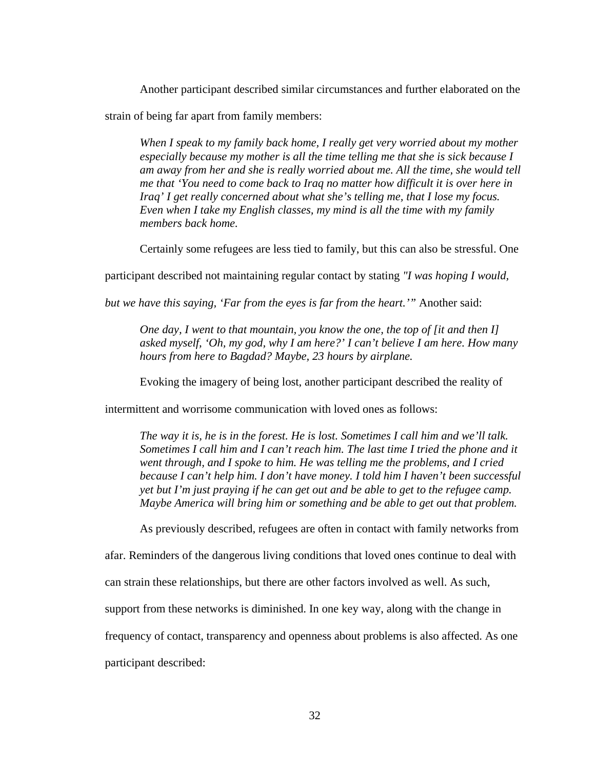Another participant described similar circumstances and further elaborated on the strain of being far apart from family members:

> *When I speak to my family back home, I really get very worried about my mother especially because my mother is all the time telling me that she is sick because I am away from her and she is really worried about me. All the time, she would tell me that 'You need to come back to Iraq no matter how difficult it is over here in Iraq' I get really concerned about what she's telling me, that I lose my focus. Even when I take my English classes, my mind is all the time with my family members back home.*

Certainly some refugees are less tied to family, but this can also be stressful. One participant described not maintaining regular contact by stating *"I was hoping I would, but we have this saying, 'Far from the eyes is far from the heart.'"* Another said:

> *One day, I went to that mountain, you know the one, the top of [it and then I] asked myself, 'Oh, my god, why I am here?' I can't believe I am here. How many hours from here to Bagdad? Maybe, 23 hours by airplane.*

Evoking the imagery of being lost, another participant described the reality of intermittent and worrisome communication with loved ones as follows:

> *The way it is, he is in the forest. He is lost. Sometimes I call him and we'll talk. Sometimes I call him and I can't reach him. The last time I tried the phone and it went through, and I spoke to him. He was telling me the problems, and I cried because I can't help him. I don't have money. I told him I haven't been successful yet but I'm just praying if he can get out and be able to get to the refugee camp. Maybe America will bring him or something and be able to get out that problem.*

As previously described, refugees are often in contact with family networks from afar. Reminders of the dangerous living conditions that loved ones continue to deal with can strain these relationships, but there are other factors involved as well. As such, support from these networks is diminished. In one key way, along with the change in frequency of contact, transparency and openness about problems is also affected. As one participant described: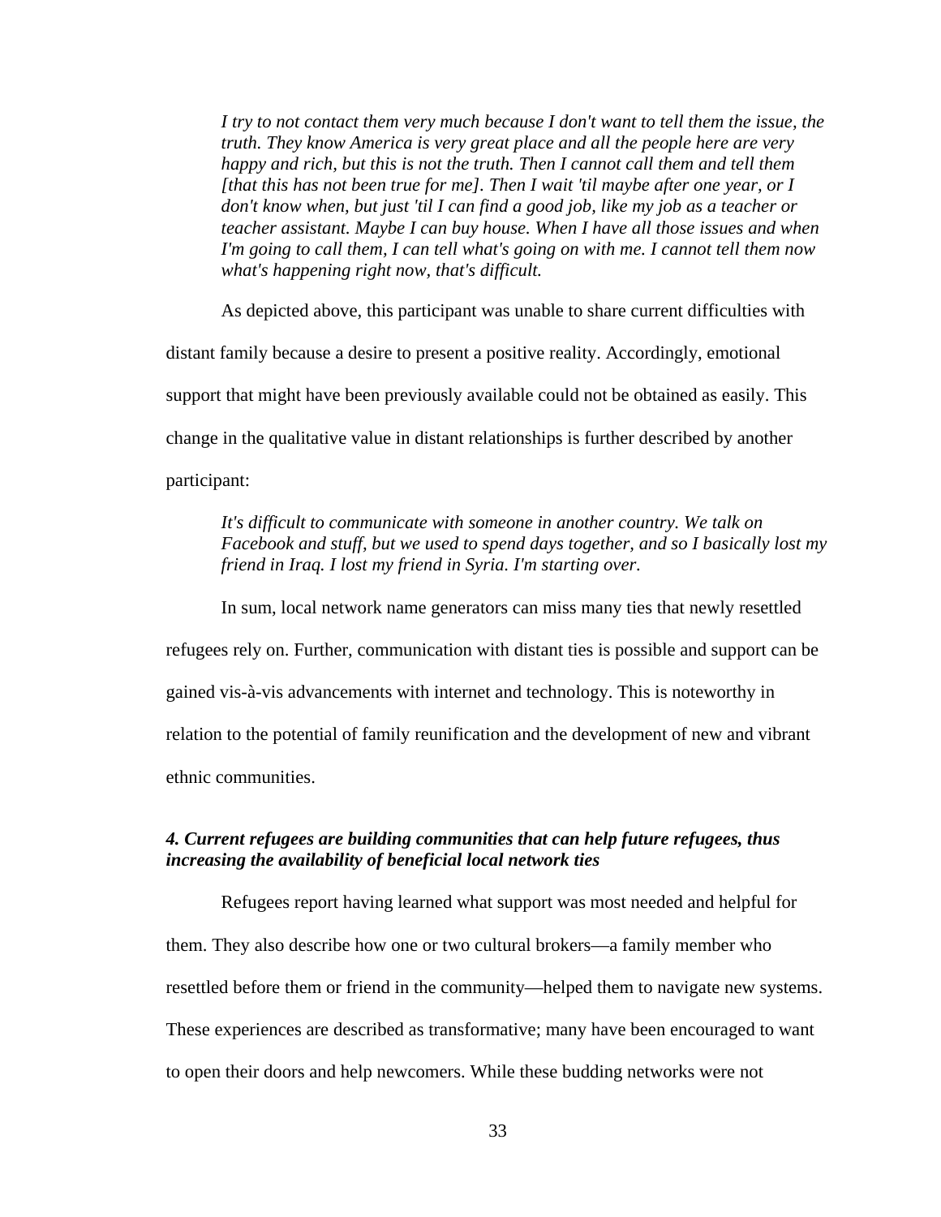*I try to not contact them very much because I don't want to tell them the issue, the truth. They know America is very great place and all the people here are very happy and rich, but this is not the truth. Then I cannot call them and tell them [that this has not been true for me]. Then I wait 'til maybe after one year, or I don't know when, but just 'til I can find a good job, like my job as a teacher or teacher assistant. Maybe I can buy house. When I have all those issues and when I'm going to call them, I can tell what's going on with me. I cannot tell them now what's happening right now, that's difficult.*

As depicted above, this participant was unable to share current difficulties with distant family because a desire to present a positive reality. Accordingly, emotional support that might have been previously available could not be obtained as easily. This change in the qualitative value in distant relationships is further described by another participant:

*It's difficult to communicate with someone in another country. We talk on Facebook and stuff, but we used to spend days together, and so I basically lost my friend in Iraq. I lost my friend in Syria. I'm starting over.*

In sum, local network name generators can miss many ties that newly resettled refugees rely on. Further, communication with distant ties is possible and support can be gained vis-à-vis advancements with internet and technology. This is noteworthy in relation to the potential of family reunification and the development of new and vibrant ethnic communities.

***4. Current refugees are building communities that can help future refugees, thus increasing the availability of beneficial local network ties***

Refugees report having learned what support was most needed and helpful for them. They also describe how one or two cultural brokers—a family member who resettled before them or friend in the community—helped them to navigate new systems. These experiences are described as transformative; many have been encouraged to want to open their doors and help newcomers. While these budding networks were not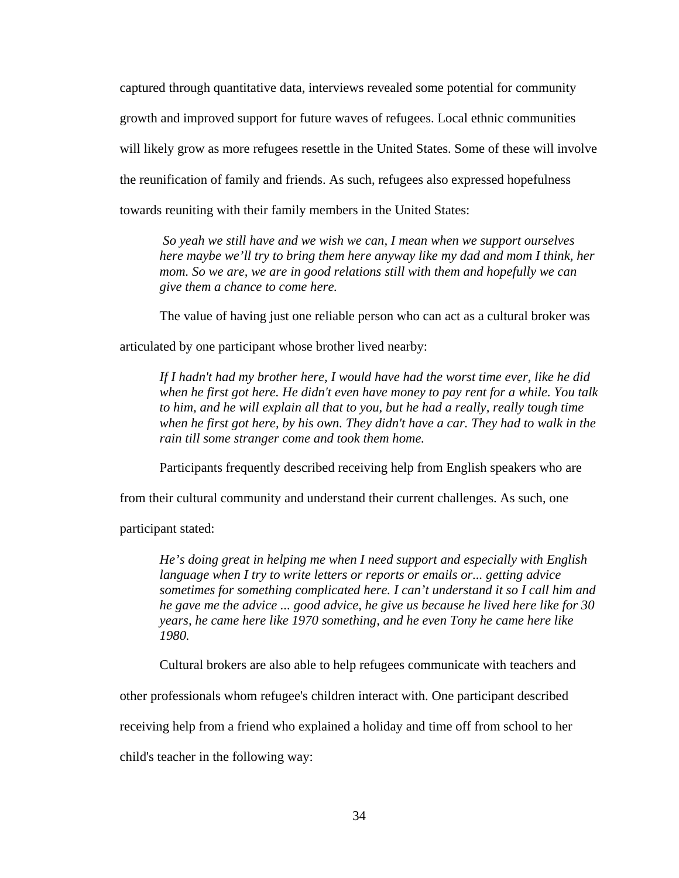captured through quantitative data, interviews revealed some potential for community growth and improved support for future waves of refugees. Local ethnic communities will likely grow as more refugees resettle in the United States. Some of these will involve the reunification of family and friends. As such, refugees also expressed hopefulness towards reuniting with their family members in the United States:

> *So yeah we still have and we wish we can, I mean when we support ourselves here maybe we'll try to bring them here anyway like my dad and mom I think, her mom. So we are, we are in good relations still with them and hopefully we can give them a chance to come here.*

The value of having just one reliable person who can act as a cultural broker was articulated by one participant whose brother lived nearby:

> *If I hadn't had my brother here, I would have had the worst time ever, like he did when he first got here. He didn't even have money to pay rent for a while. You talk to him, and he will explain all that to you, but he had a really, really tough time when he first got here, by his own. They didn't have a car. They had to walk in the rain till some stranger come and took them home.*

Participants frequently described receiving help from English speakers who are from their cultural community and understand their current challenges. As such, one participant stated:

> *He's doing great in helping me when I need support and especially with English language when I try to write letters or reports or emails or... getting advice sometimes for something complicated here. I can't understand it so I call him and he gave me the advice ... good advice, he give us because he lived here like for 30 years, he came here like 1970 something, and he even Tony he came here like 1980.*

Cultural brokers are also able to help refugees communicate with teachers and other professionals whom refugee's children interact with. One participant described receiving help from a friend who explained a holiday and time off from school to her child's teacher in the following way: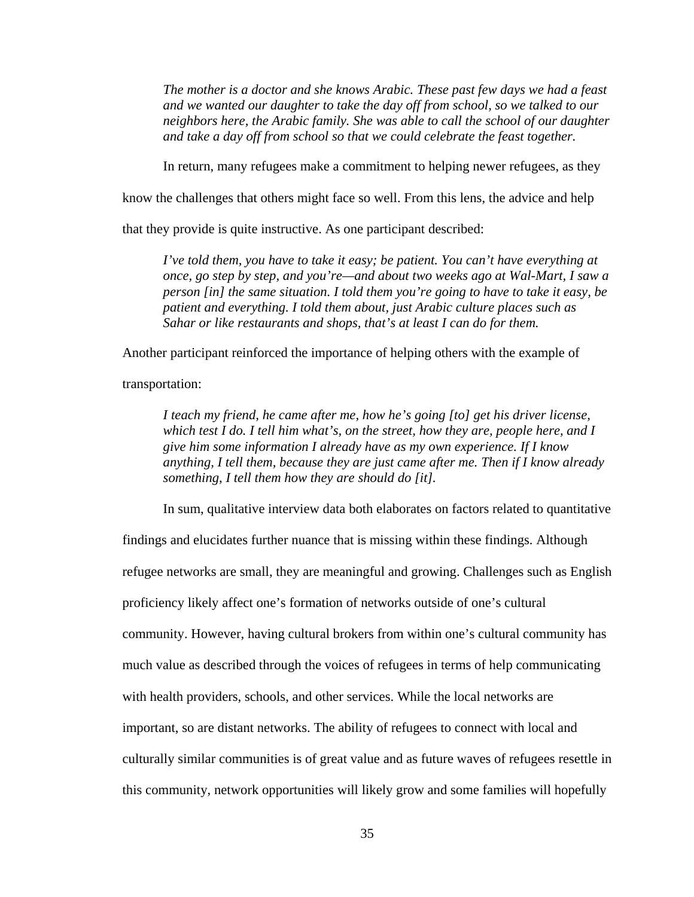*The mother is a doctor and she knows Arabic. These past few days we had a feast and we wanted our daughter to take the day off from school, so we talked to our neighbors here, the Arabic family. She was able to call the school of our daughter and take a day off from school so that we could celebrate the feast together.*

In return, many refugees make a commitment to helping newer refugees, as they know the challenges that others might face so well. From this lens, the advice and help that they provide is quite instructive. As one participant described:

*I've told them, you have to take it easy; be patient. You can't have everything at once, go step by step, and you're—and about two weeks ago at Wal-Mart, I saw a person [in] the same situation. I told them you're going to have to take it easy, be patient and everything. I told them about, just Arabic culture places such as Sahar or like restaurants and shops, that's at least I can do for them.*

Another participant reinforced the importance of helping others with the example of transportation:

*I teach my friend, he came after me, how he's going [to] get his driver license, which test I do. I tell him what's, on the street, how they are, people here, and I give him some information I already have as my own experience. If I know anything, I tell them, because they are just came after me. Then if I know already something, I tell them how they are should do [it].*

In sum, qualitative interview data both elaborates on factors related to quantitative findings and elucidates further nuance that is missing within these findings. Although refugee networks are small, they are meaningful and growing. Challenges such as English proficiency likely affect one's formation of networks outside of one's cultural community. However, having cultural brokers from within one's cultural community has much value as described through the voices of refugees in terms of help communicating with health providers, schools, and other services. While the local networks are important, so are distant networks. The ability of refugees to connect with local and culturally similar communities is of great value and as future waves of refugees resettle in this community, network opportunities will likely grow and some families will hopefully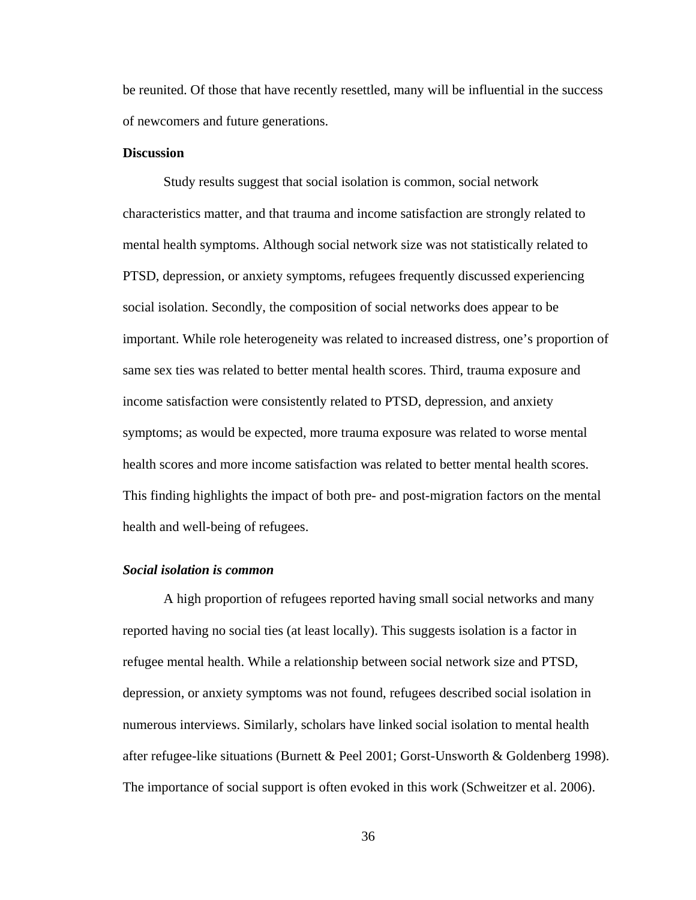be reunited. Of those that have recently resettled, many will be influential in the success of newcomers and future generations.

**Discussion**

Study results suggest that social isolation is common, social network characteristics matter, and that trauma and income satisfaction are strongly related to mental health symptoms. Although social network size was not statistically related to PTSD, depression, or anxiety symptoms, refugees frequently discussed experiencing social isolation. Secondly, the composition of social networks does appear to be important. While role heterogeneity was related to increased distress, one's proportion of same sex ties was related to better mental health scores. Third, trauma exposure and income satisfaction were consistently related to PTSD, depression, and anxiety symptoms; as would be expected, more trauma exposure was related to worse mental health scores and more income satisfaction was related to better mental health scores. This finding highlights the impact of both pre- and post-migration factors on the mental health and well-being of refugees.

***Social isolation is common***

A high proportion of refugees reported having small social networks and many reported having no social ties (at least locally). This suggests isolation is a factor in refugee mental health. While a relationship between social network size and PTSD, depression, or anxiety symptoms was not found, refugees described social isolation in numerous interviews. Similarly, scholars have linked social isolation to mental health after refugee-like situations (Burnett & Peel 2001; Gorst-Unsworth & Goldenberg 1998). The importance of social support is often evoked in this work (Schweitzer et al. 2006).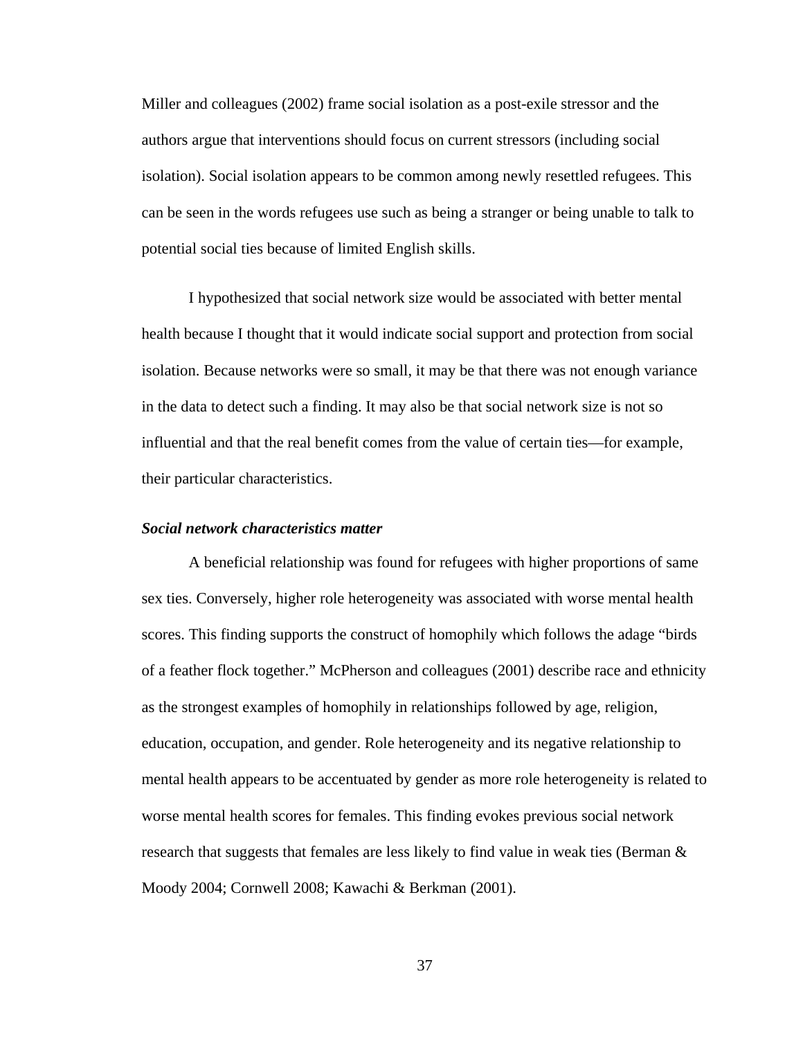Miller and colleagues (2002) frame social isolation as a post-exile stressor and the authors argue that interventions should focus on current stressors (including social isolation). Social isolation appears to be common among newly resettled refugees. This can be seen in the words refugees use such as being a stranger or being unable to talk to potential social ties because of limited English skills.

I hypothesized that social network size would be associated with better mental health because I thought that it would indicate social support and protection from social isolation. Because networks were so small, it may be that there was not enough variance in the data to detect such a finding. It may also be that social network size is not so influential and that the real benefit comes from the value of certain ties—for example, their particular characteristics.

***Social network characteristics matter***

A beneficial relationship was found for refugees with higher proportions of same sex ties. Conversely, higher role heterogeneity was associated with worse mental health scores. This finding supports the construct of homophily which follows the adage "birds of a feather flock together." McPherson and colleagues (2001) describe race and ethnicity as the strongest examples of homophily in relationships followed by age, religion, education, occupation, and gender. Role heterogeneity and its negative relationship to mental health appears to be accentuated by gender as more role heterogeneity is related to worse mental health scores for females. This finding evokes previous social network research that suggests that females are less likely to find value in weak ties (Berman & Moody 2004; Cornwell 2008; Kawachi & Berkman (2001).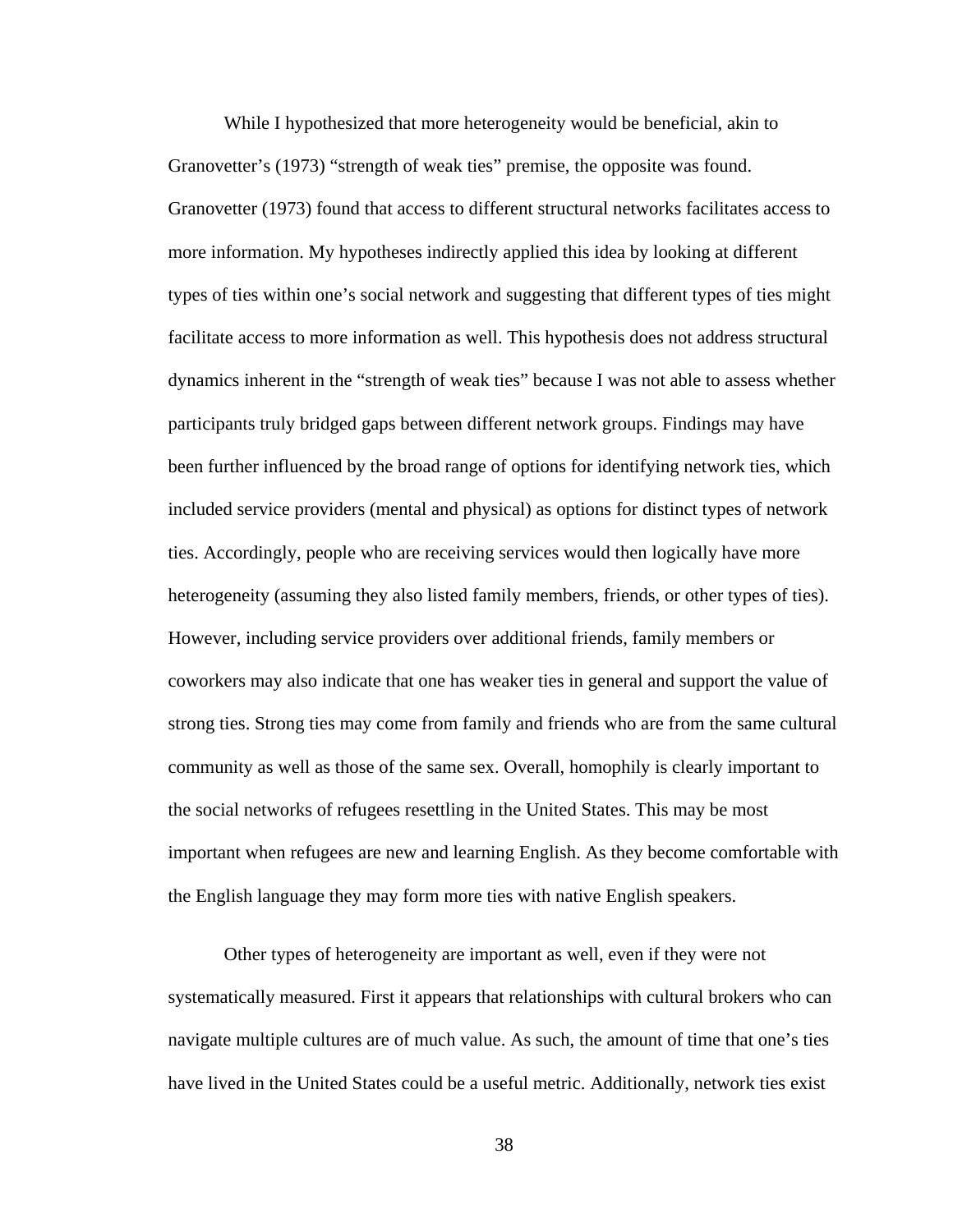While I hypothesized that more heterogeneity would be beneficial, akin to Granovetter's (1973) "strength of weak ties" premise, the opposite was found. Granovetter (1973) found that access to different structural networks facilitates access to more information. My hypotheses indirectly applied this idea by looking at different types of ties within one's social network and suggesting that different types of ties might facilitate access to more information as well. This hypothesis does not address structural dynamics inherent in the "strength of weak ties" because I was not able to assess whether participants truly bridged gaps between different network groups. Findings may have been further influenced by the broad range of options for identifying network ties, which included service providers (mental and physical) as options for distinct types of network ties. Accordingly, people who are receiving services would then logically have more heterogeneity (assuming they also listed family members, friends, or other types of ties). However, including service providers over additional friends, family members or coworkers may also indicate that one has weaker ties in general and support the value of strong ties. Strong ties may come from family and friends who are from the same cultural community as well as those of the same sex. Overall, homophily is clearly important to the social networks of refugees resettling in the United States. This may be most important when refugees are new and learning English. As they become comfortable with the English language they may form more ties with native English speakers.

Other types of heterogeneity are important as well, even if they were not systematically measured. First it appears that relationships with cultural brokers who can navigate multiple cultures are of much value. As such, the amount of time that one's ties have lived in the United States could be a useful metric. Additionally, network ties exist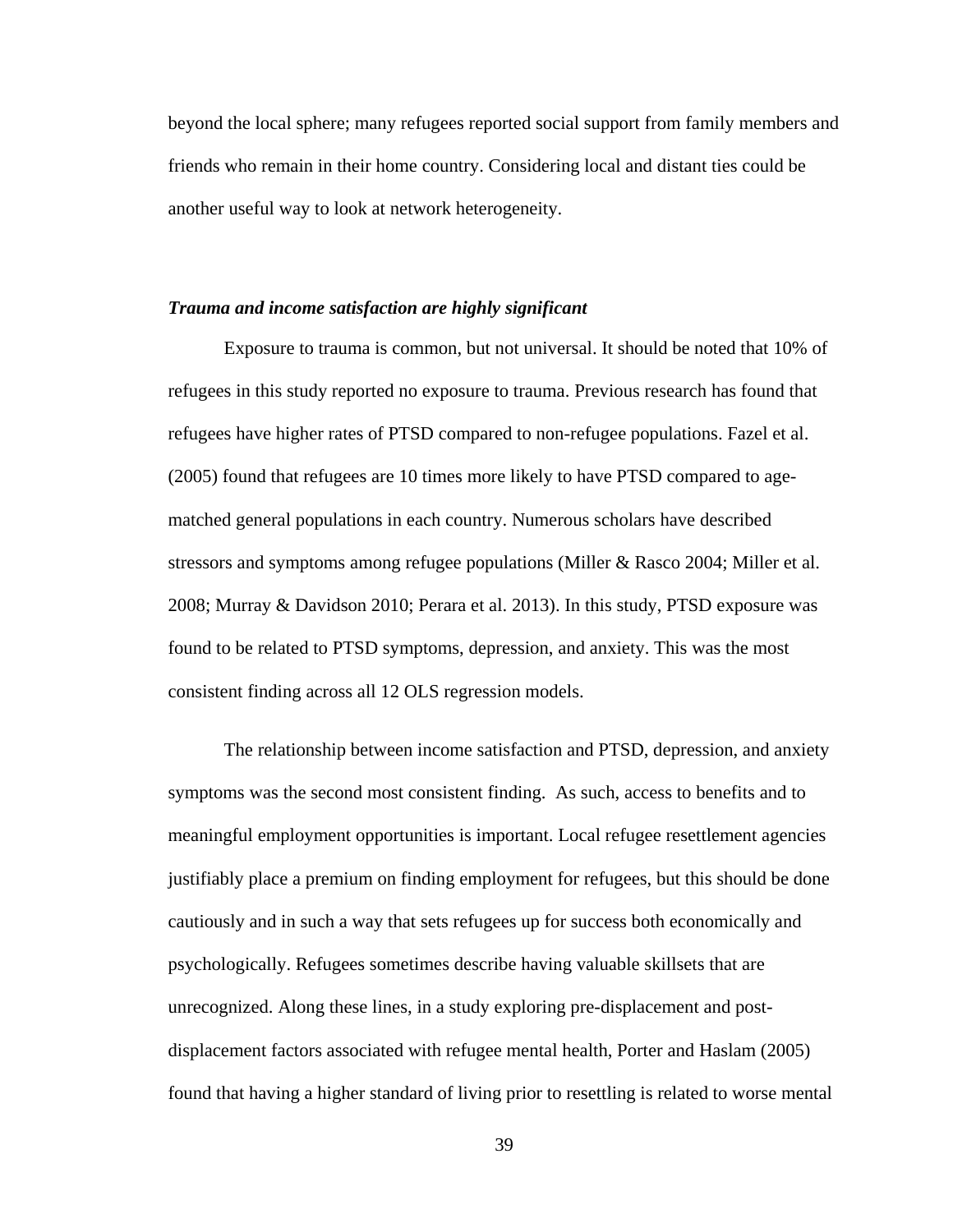beyond the local sphere; many refugees reported social support from family members and friends who remain in their home country. Considering local and distant ties could be another useful way to look at network heterogeneity.

### *Trauma and income satisfaction are highly significant*

Exposure to trauma is common, but not universal. It should be noted that 10% of refugees in this study reported no exposure to trauma. Previous research has found that refugees have higher rates of PTSD compared to non-refugee populations. Fazel et al. (2005) found that refugees are 10 times more likely to have PTSD compared to age-matched general populations in each country. Numerous scholars have described stressors and symptoms among refugee populations (Miller & Rasco 2004; Miller et al. 2008; Murray & Davidson 2010; Perara et al. 2013). In this study, PTSD exposure was found to be related to PTSD symptoms, depression, and anxiety. This was the most consistent finding across all 12 OLS regression models.

The relationship between income satisfaction and PTSD, depression, and anxiety symptoms was the second most consistent finding. As such, access to benefits and to meaningful employment opportunities is important. Local refugee resettlement agencies justifiably place a premium on finding employment for refugees, but this should be done cautiously and in such a way that sets refugees up for success both economically and psychologically. Refugees sometimes describe having valuable skillsets that are unrecognized. Along these lines, in a study exploring pre-displacement and post-displacement factors associated with refugee mental health, Porter and Haslam (2005) found that having a higher standard of living prior to resettling is related to worse mental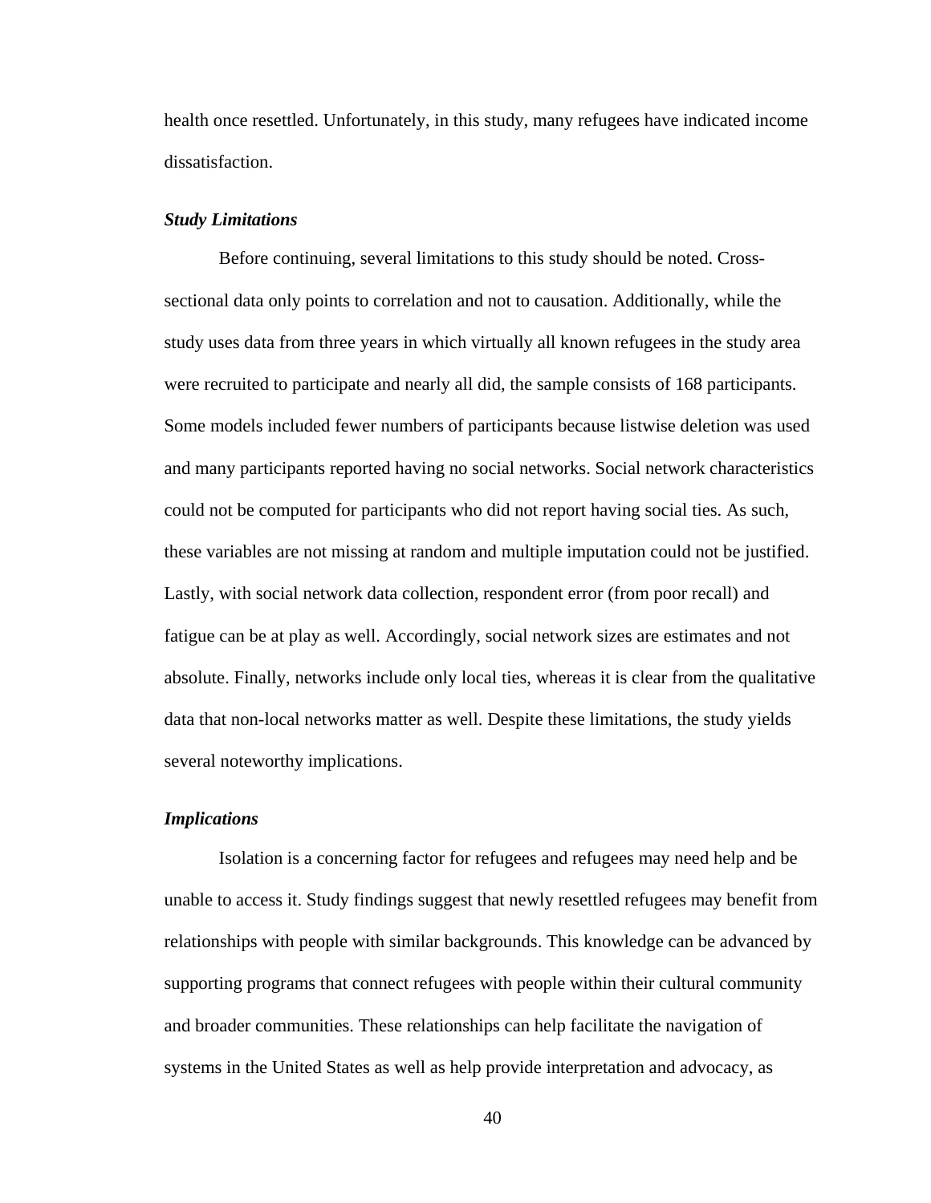health once resettled. Unfortunately, in this study, many refugees have indicated income dissatisfaction.

***Study Limitations***

Before continuing, several limitations to this study should be noted. Cross-sectional data only points to correlation and not to causation. Additionally, while the study uses data from three years in which virtually all known refugees in the study area were recruited to participate and nearly all did, the sample consists of 168 participants. Some models included fewer numbers of participants because listwise deletion was used and many participants reported having no social networks. Social network characteristics could not be computed for participants who did not report having social ties. As such, these variables are not missing at random and multiple imputation could not be justified. Lastly, with social network data collection, respondent error (from poor recall) and fatigue can be at play as well. Accordingly, social network sizes are estimates and not absolute. Finally, networks include only local ties, whereas it is clear from the qualitative data that non-local networks matter as well. Despite these limitations, the study yields several noteworthy implications.

***Implications***

Isolation is a concerning factor for refugees and refugees may need help and be unable to access it. Study findings suggest that newly resettled refugees may benefit from relationships with people with similar backgrounds. This knowledge can be advanced by supporting programs that connect refugees with people within their cultural community and broader communities. These relationships can help facilitate the navigation of systems in the United States as well as help provide interpretation and advocacy, as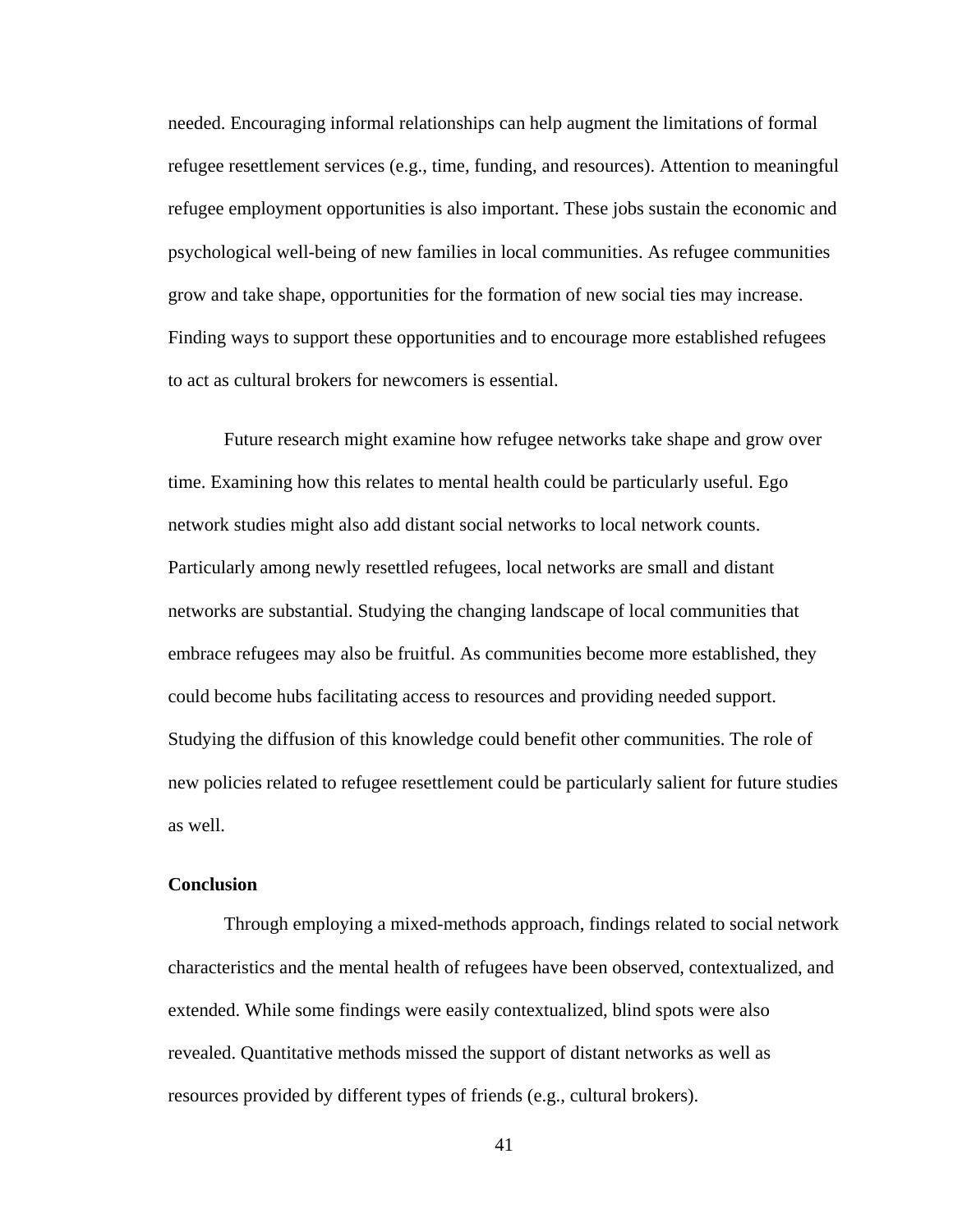needed. Encouraging informal relationships can help augment the limitations of formal refugee resettlement services (e.g., time, funding, and resources). Attention to meaningful refugee employment opportunities is also important. These jobs sustain the economic and psychological well-being of new families in local communities. As refugee communities grow and take shape, opportunities for the formation of new social ties may increase. Finding ways to support these opportunities and to encourage more established refugees to act as cultural brokers for newcomers is essential.

Future research might examine how refugee networks take shape and grow over time. Examining how this relates to mental health could be particularly useful. Ego network studies might also add distant social networks to local network counts. Particularly among newly resettled refugees, local networks are small and distant networks are substantial. Studying the changing landscape of local communities that embrace refugees may also be fruitful. As communities become more established, they could become hubs facilitating access to resources and providing needed support. Studying the diffusion of this knowledge could benefit other communities. The role of new policies related to refugee resettlement could be particularly salient for future studies as well.

**Conclusion**

Through employing a mixed-methods approach, findings related to social network characteristics and the mental health of refugees have been observed, contextualized, and extended. While some findings were easily contextualized, blind spots were also revealed. Quantitative methods missed the support of distant networks as well as resources provided by different types of friends (e.g., cultural brokers).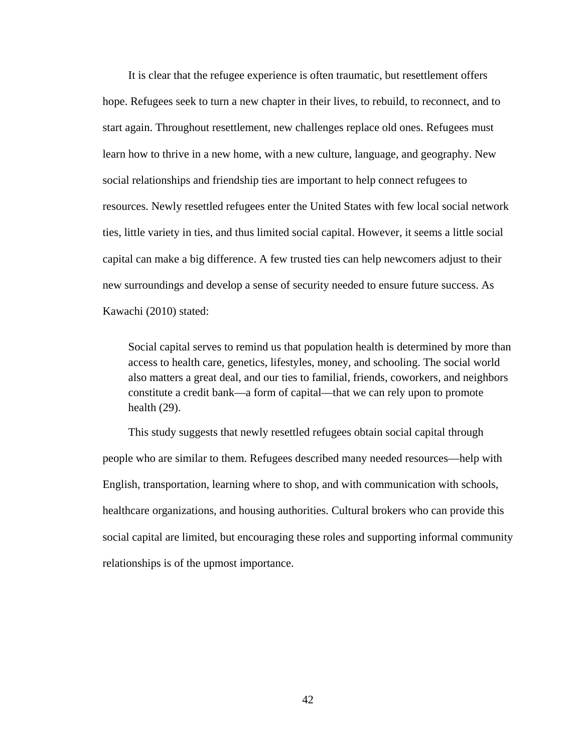It is clear that the refugee experience is often traumatic, but resettlement offers hope. Refugees seek to turn a new chapter in their lives, to rebuild, to reconnect, and to start again. Throughout resettlement, new challenges replace old ones. Refugees must learn how to thrive in a new home, with a new culture, language, and geography. New social relationships and friendship ties are important to help connect refugees to resources. Newly resettled refugees enter the United States with few local social network ties, little variety in ties, and thus limited social capital. However, it seems a little social capital can make a big difference. A few trusted ties can help newcomers adjust to their new surroundings and develop a sense of security needed to ensure future success. As Kawachi (2010) stated:

> Social capital serves to remind us that population health is determined by more than access to health care, genetics, lifestyles, money, and schooling. The social world also matters a great deal, and our ties to familial, friends, coworkers, and neighbors constitute a credit bank—a form of capital—that we can rely upon to promote health (29).

This study suggests that newly resettled refugees obtain social capital through people who are similar to them. Refugees described many needed resources—help with English, transportation, learning where to shop, and with communication with schools, healthcare organizations, and housing authorities. Cultural brokers who can provide this social capital are limited, but encouraging these roles and supporting informal community relationships is of the upmost importance.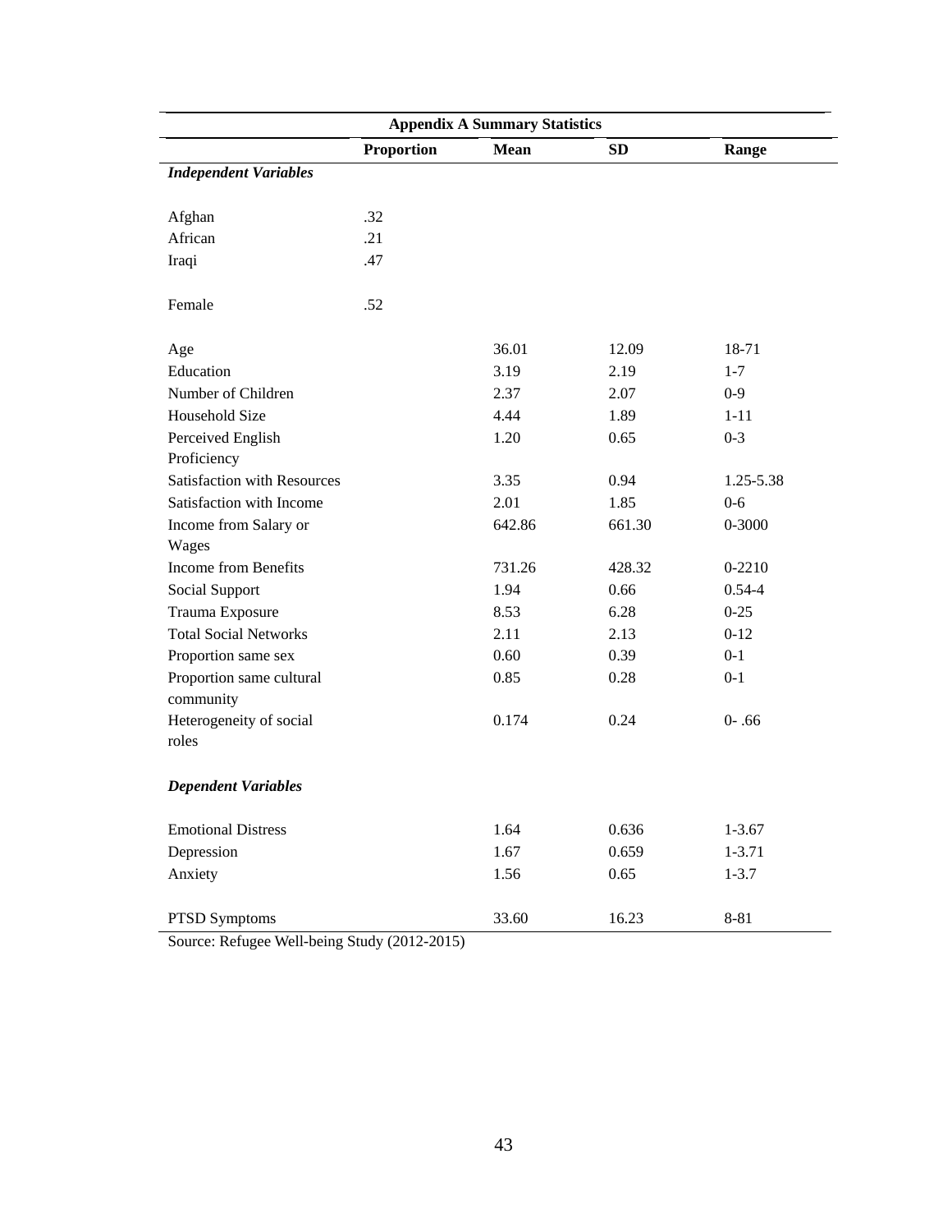| Appendix A Summary Statistics | | | | |
|---|---|---|---|---|
| | **Proportion** | **Mean** | **SD** | **Range** |
| ***Independent Variables*** | | | | |
| Afghan | .32 | | | |
| African | .21 | | | |
| Iraqi | .47 | | | |
| Female | .52 | | | |
| Age | | 36.01 | 12.09 | 18-71 |
| Education | | 3.19 | 2.19 | 1-7 |
| Number of Children | | 2.37 | 2.07 | 0-9 |
| Household Size | | 4.44 | 1.89 | 1-11 |
| Perceived English Proficiency | | 1.20 | 0.65 | 0-3 |
| Satisfaction with Resources | | 3.35 | 0.94 | 1.25-5.38 |
| Satisfaction with Income | | 2.01 | 1.85 | 0-6 |
| Income from Salary or Wages | | 642.86 | 661.30 | 0-3000 |
| Income from Benefits | | 731.26 | 428.32 | 0-2210 |
| Social Support | | 1.94 | 0.66 | 0.54-4 |
| Trauma Exposure | | 8.53 | 6.28 | 0-25 |
| Total Social Networks | | 2.11 | 2.13 | 0-12 |
| Proportion same sex | | 0.60 | 0.39 | 0-1 |
| Proportion same cultural community | | 0.85 | 0.28 | 0-1 |
| Heterogeneity of social roles | | 0.174 | 0.24 | 0- .66 |
| ***Dependent Variables*** | | | | |
| Emotional Distress | | 1.64 | 0.636 | 1-3.67 |
| Depression | | 1.67 | 0.659 | 1-3.71 |
| Anxiety | | 1.56 | 0.65 | 1-3.7 |
| PTSD Symptoms | | 33.60 | 16.23 | 8-81 |

Source: Refugee Well-being Study (2012-2015)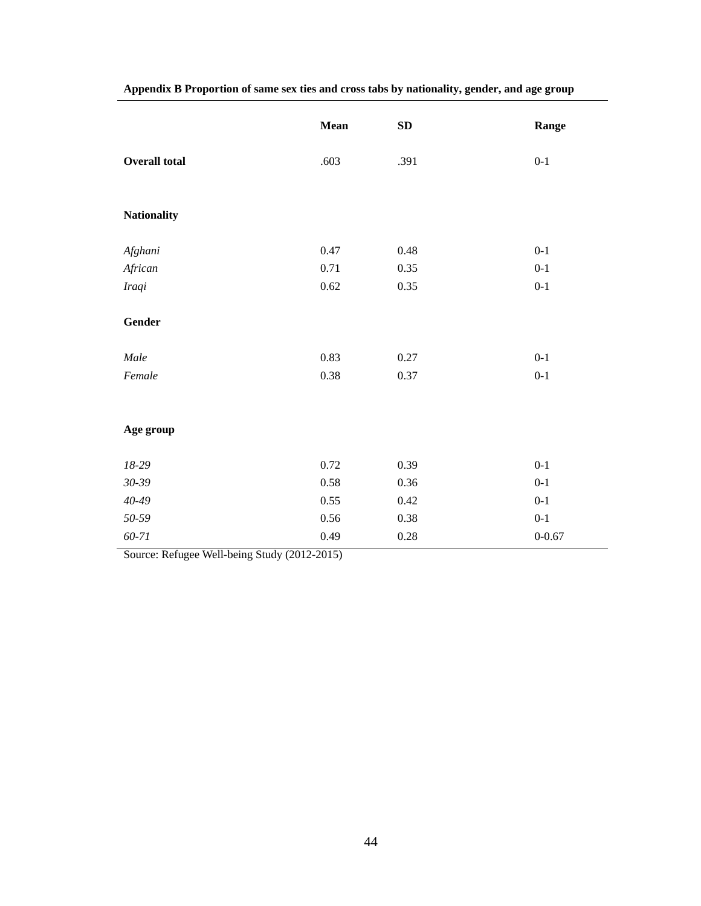**Appendix B Proportion of same sex ties and cross tabs by nationality, gender, and age group**

| | Mean | SD | Range |
|---|---|---|---|
| **Overall total** | .603 | .391 | 0-1 |
| **Nationality** | | | |
| *Afghani* | 0.47 | 0.48 | 0-1 |
| *African* | 0.71 | 0.35 | 0-1 |
| *Iraqi* | 0.62 | 0.35 | 0-1 |
| **Gender** | | | |
| *Male* | 0.83 | 0.27 | 0-1 |
| *Female* | 0.38 | 0.37 | 0-1 |
| **Age group** | | | |
| *18-29* | 0.72 | 0.39 | 0-1 |
| *30-39* | 0.58 | 0.36 | 0-1 |
| *40-49* | 0.55 | 0.42 | 0-1 |
| *50-59* | 0.56 | 0.38 | 0-1 |
| *60-71* | 0.49 | 0.28 | 0-0.67 |

Source: Refugee Well-being Study (2012-2015)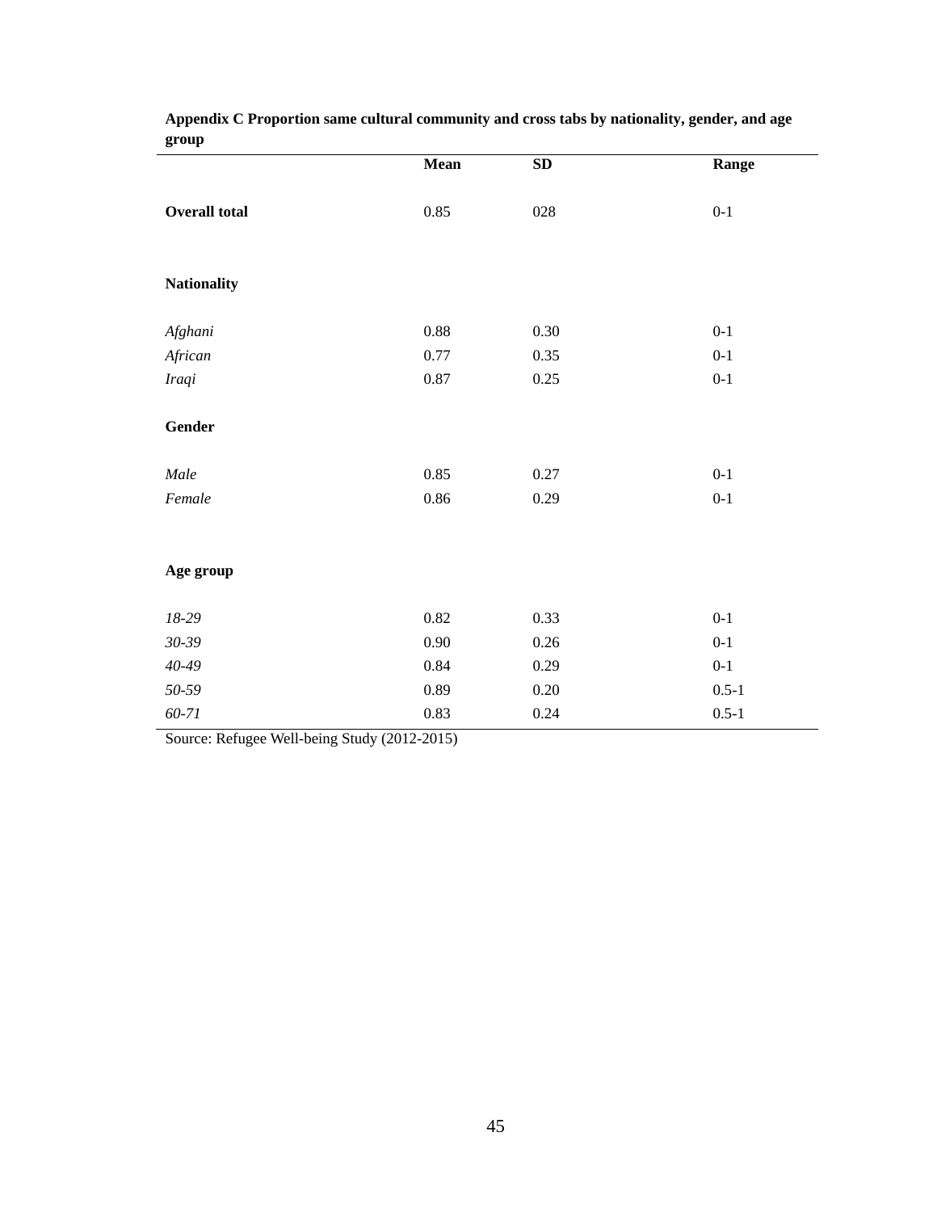**Appendix C Proportion same cultural community and cross tabs by nationality, gender, and age group**

| | Mean | SD | Range |
|---|---|---|---|
| **Overall total** | 0.85 | 028 | 0-1 |
| **Nationality** | | | |
| *Afghani* | 0.88 | 0.30 | 0-1 |
| *African* | 0.77 | 0.35 | 0-1 |
| *Iraqi* | 0.87 | 0.25 | 0-1 |
| **Gender** | | | |
| *Male* | 0.85 | 0.27 | 0-1 |
| *Female* | 0.86 | 0.29 | 0-1 |
| **Age group** | | | |
| *18-29* | 0.82 | 0.33 | 0-1 |
| *30-39* | 0.90 | 0.26 | 0-1 |
| *40-49* | 0.84 | 0.29 | 0-1 |
| *50-59* | 0.89 | 0.20 | 0.5-1 |
| *60-71* | 0.83 | 0.24 | 0.5-1 |

Source: Refugee Well-being Study (2012-2015)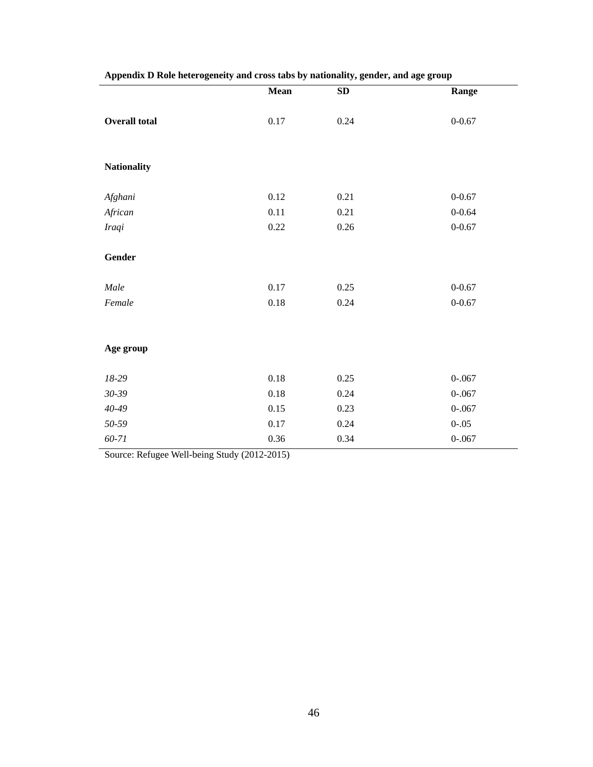**Appendix D Role heterogeneity and cross tabs by nationality, gender, and age group**

| | Mean | SD | Range |
|---|---|---|---|
| **Overall total** | 0.17 | 0.24 | 0-0.67 |
| **Nationality** | | | |
| *Afghani* | 0.12 | 0.21 | 0-0.67 |
| *African* | 0.11 | 0.21 | 0-0.64 |
| *Iraqi* | 0.22 | 0.26 | 0-0.67 |
| **Gender** | | | |
| *Male* | 0.17 | 0.25 | 0-0.67 |
| *Female* | 0.18 | 0.24 | 0-0.67 |
| **Age group** | | | |
| *18-29* | 0.18 | 0.25 | 0-.067 |
| *30-39* | 0.18 | 0.24 | 0-.067 |
| *40-49* | 0.15 | 0.23 | 0-.067 |
| *50-59* | 0.17 | 0.24 | 0-.05 |
| *60-71* | 0.36 | 0.34 | 0-.067 |

Source: Refugee Well-being Study (2012-2015)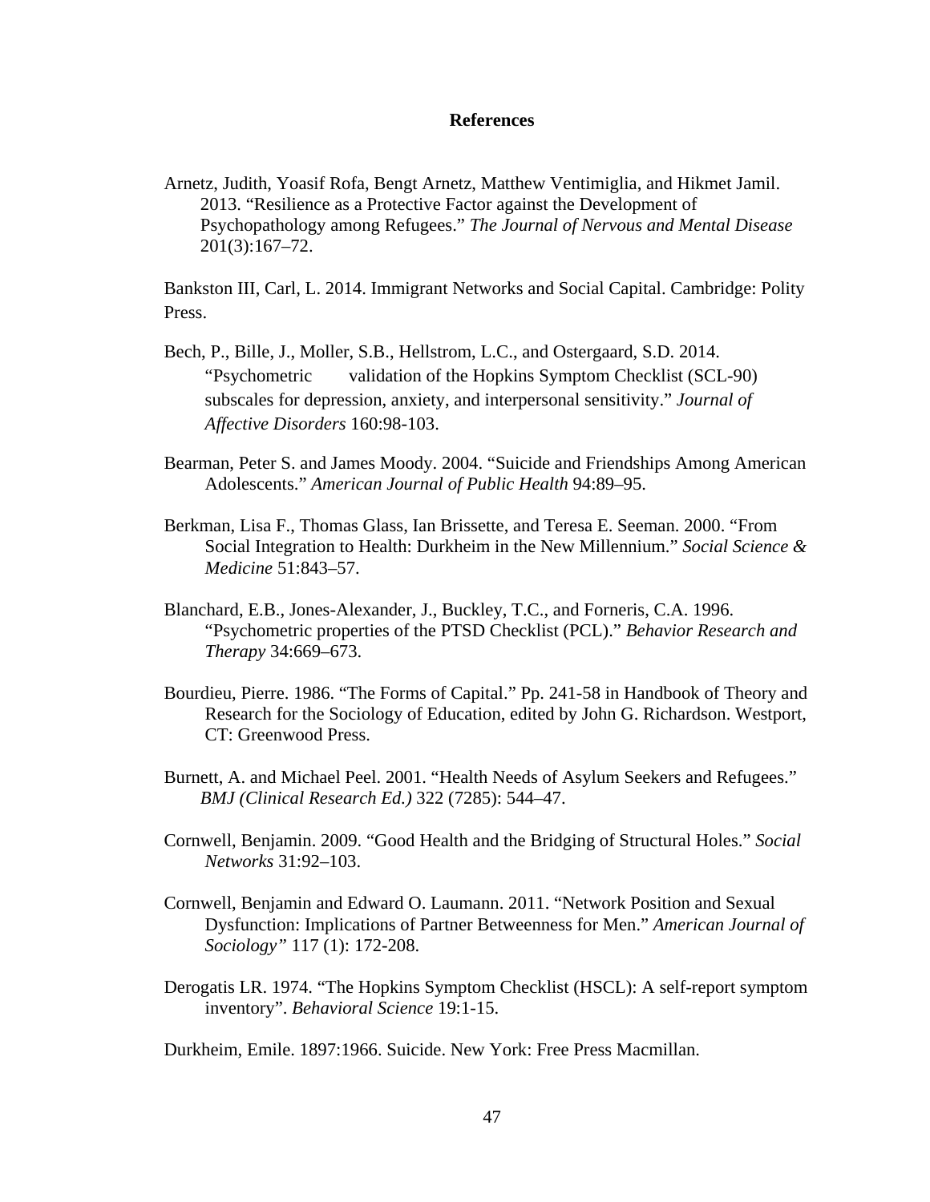# References

Arnetz, Judith, Yoasif Rofa, Bengt Arnetz, Matthew Ventimiglia, and Hikmet Jamil. 2013. "Resilience as a Protective Factor against the Development of Psychopathology among Refugees." *The Journal of Nervous and Mental Disease* 201(3):167–72.

Bankston III, Carl, L. 2014. Immigrant Networks and Social Capital. Cambridge: Polity Press.

Bech, P., Bille, J., Moller, S.B., Hellstrom, L.C., and Ostergaard, S.D. 2014. "Psychometric validation of the Hopkins Symptom Checklist (SCL-90) subscales for depression, anxiety, and interpersonal sensitivity." *Journal of Affective Disorders* 160:98-103.

Bearman, Peter S. and James Moody. 2004. "Suicide and Friendships Among American Adolescents." *American Journal of Public Health* 94:89–95.

Berkman, Lisa F., Thomas Glass, Ian Brissette, and Teresa E. Seeman. 2000. "From Social Integration to Health: Durkheim in the New Millennium." *Social Science & Medicine* 51:843–57.

Blanchard, E.B., Jones-Alexander, J., Buckley, T.C., and Forneris, C.A. 1996. "Psychometric properties of the PTSD Checklist (PCL)." *Behavior Research and Therapy* 34:669–673.

Bourdieu, Pierre. 1986. "The Forms of Capital." Pp. 241-58 in Handbook of Theory and Research for the Sociology of Education, edited by John G. Richardson. Westport, CT: Greenwood Press.

Burnett, A. and Michael Peel. 2001. "Health Needs of Asylum Seekers and Refugees." *BMJ (Clinical Research Ed.)* 322 (7285): 544–47.

Cornwell, Benjamin. 2009. "Good Health and the Bridging of Structural Holes." *Social Networks* 31:92–103.

Cornwell, Benjamin and Edward O. Laumann. 2011. "Network Position and Sexual Dysfunction: Implications of Partner Betweenness for Men." *American Journal of Sociology"* 117 (1): 172-208.

Derogatis LR. 1974. "The Hopkins Symptom Checklist (HSCL): A self-report symptom inventory". *Behavioral Science* 19:1-15.

Durkheim, Emile. 1897:1966. Suicide. New York: Free Press Macmillan.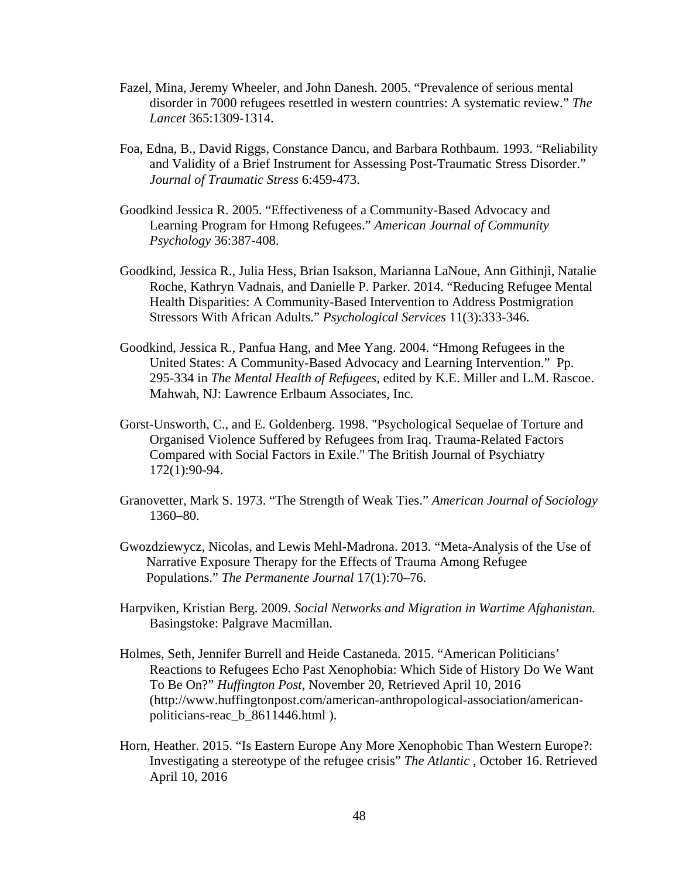Fazel, Mina, Jeremy Wheeler, and John Danesh. 2005. “Prevalence of serious mental disorder in 7000 refugees resettled in western countries: A systematic review.” *The Lancet* 365:1309-1314.

Foa, Edna, B., David Riggs, Constance Dancu, and Barbara Rothbaum. 1993. “Reliability and Validity of a Brief Instrument for Assessing Post-Traumatic Stress Disorder.” *Journal of Traumatic Stress* 6:459-473.

Goodkind Jessica R. 2005. “Effectiveness of a Community-Based Advocacy and Learning Program for Hmong Refugees.” *American Journal of Community Psychology* 36:387-408.

Goodkind, Jessica R., Julia Hess, Brian Isakson, Marianna LaNoue, Ann Githinji, Natalie Roche, Kathryn Vadnais, and Danielle P. Parker. 2014. “Reducing Refugee Mental Health Disparities: A Community-Based Intervention to Address Postmigration Stressors With African Adults.” *Psychological Services* 11(3):333-346.

Goodkind, Jessica R., Panfua Hang, and Mee Yang. 2004. “Hmong Refugees in the United States: A Community-Based Advocacy and Learning Intervention.” Pp. 295-334 in *The Mental Health of Refugees*, edited by K.E. Miller and L.M. Rascoe. Mahwah, NJ: Lawrence Erlbaum Associates, Inc.

Gorst-Unsworth, C., and E. Goldenberg. 1998. "Psychological Sequelae of Torture and Organised Violence Suffered by Refugees from Iraq. Trauma-Related Factors Compared with Social Factors in Exile." The British Journal of Psychiatry 172(1):90-94.

Granovetter, Mark S. 1973. “The Strength of Weak Ties.” *American Journal of Sociology* 1360–80.

Gwozdziewycz, Nicolas, and Lewis Mehl-Madrona. 2013. “Meta-Analysis of the Use of Narrative Exposure Therapy for the Effects of Trauma Among Refugee Populations.” *The Permanente Journal* 17(1):70–76.

Harpviken, Kristian Berg. 2009. *Social Networks and Migration in Wartime Afghanistan.* Basingstoke: Palgrave Macmillan.

Holmes, Seth, Jennifer Burrell and Heide Castaneda. 2015. “American Politicians’ Reactions to Refugees Echo Past Xenophobia: Which Side of History Do We Want To Be On?” *Huffington Post*, November 20, Retrieved April 10, 2016 (http://www.huffingtonpost.com/american-anthropological-association/american-politicians-reac_b_8611446.html ).

Horn, Heather. 2015. “Is Eastern Europe Any More Xenophobic Than Western Europe?: Investigating a stereotype of the refugee crisis” *The Atlantic* , October 16. Retrieved April 10, 2016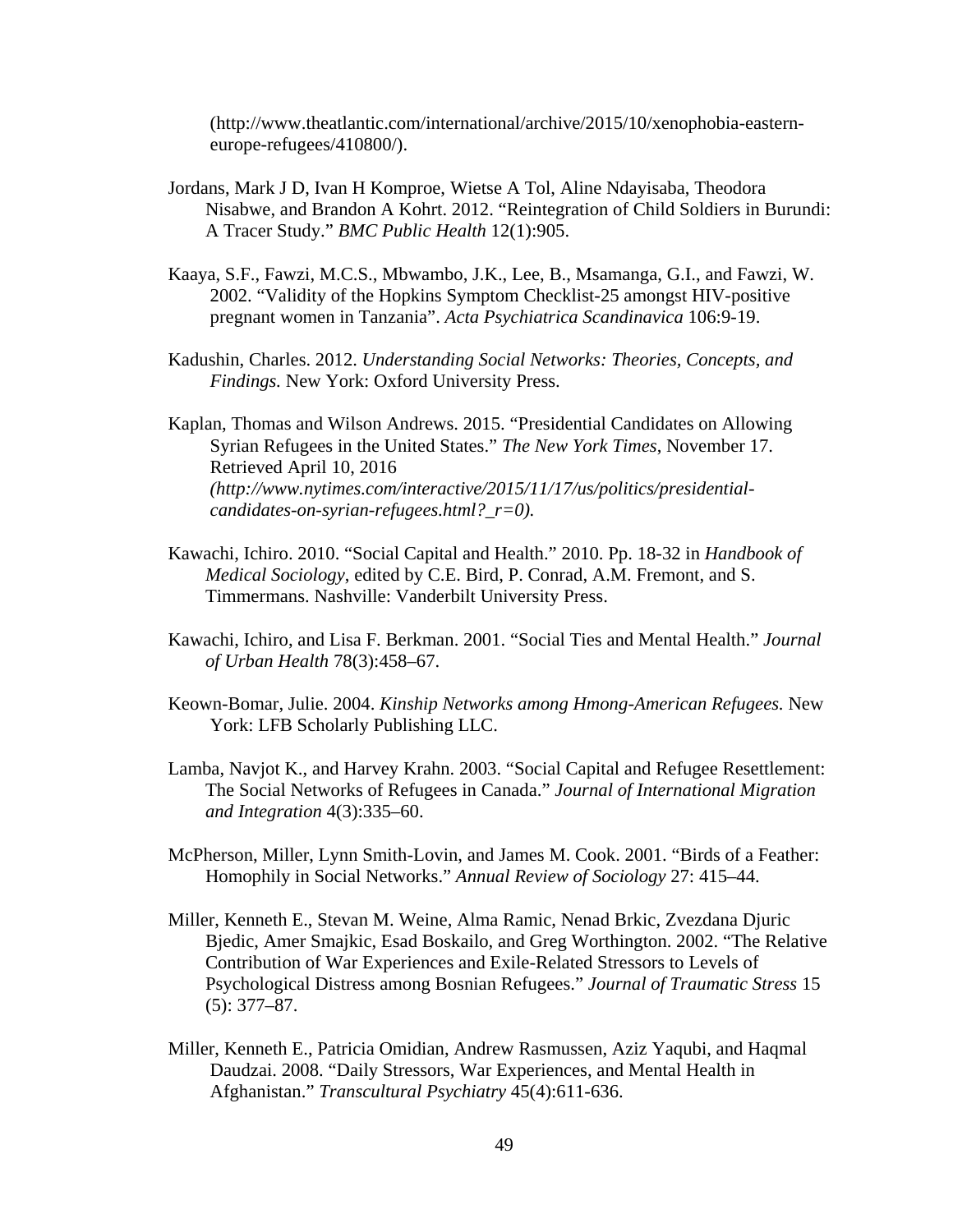(http://www.theatlantic.com/international/archive/2015/10/xenophobia-eastern-europe-refugees/410800/).

Jordans, Mark J D, Ivan H Komproe, Wietse A Tol, Aline Ndayisaba, Theodora Nisabwe, and Brandon A Kohrt. 2012. "Reintegration of Child Soldiers in Burundi: A Tracer Study." *BMC Public Health* 12(1):905.

Kaaya, S.F., Fawzi, M.C.S., Mbwambo, J.K., Lee, B., Msamanga, G.I., and Fawzi, W. 2002. "Validity of the Hopkins Symptom Checklist-25 amongst HIV-positive pregnant women in Tanzania". *Acta Psychiatrica Scandinavica* 106:9-19.

Kadushin, Charles. 2012. *Understanding Social Networks: Theories, Concepts, and Findings.* New York: Oxford University Press.

Kaplan, Thomas and Wilson Andrews. 2015. "Presidential Candidates on Allowing Syrian Refugees in the United States." *The New York Times*, November 17. Retrieved April 10, 2016 *(http://www.nytimes.com/interactive/2015/11/17/us/politics/presidential-candidates-on-syrian-refugees.html?_r=0).*

Kawachi, Ichiro. 2010. "Social Capital and Health." 2010. Pp. 18-32 in *Handbook of Medical Sociology*, edited by C.E. Bird, P. Conrad, A.M. Fremont, and S. Timmermans. Nashville: Vanderbilt University Press.

Kawachi, Ichiro, and Lisa F. Berkman. 2001. "Social Ties and Mental Health." *Journal of Urban Health* 78(3):458–67.

Keown-Bomar, Julie. 2004. *Kinship Networks among Hmong-American Refugees.* New York: LFB Scholarly Publishing LLC.

Lamba, Navjot K., and Harvey Krahn. 2003. "Social Capital and Refugee Resettlement: The Social Networks of Refugees in Canada." *Journal of International Migration and Integration* 4(3):335–60.

McPherson, Miller, Lynn Smith-Lovin, and James M. Cook. 2001. "Birds of a Feather: Homophily in Social Networks." *Annual Review of Sociology* 27: 415–44.

Miller, Kenneth E., Stevan M. Weine, Alma Ramic, Nenad Brkic, Zvezdana Djuric Bjedic, Amer Smajkic, Esad Boskailo, and Greg Worthington. 2002. "The Relative Contribution of War Experiences and Exile-Related Stressors to Levels of Psychological Distress among Bosnian Refugees." *Journal of Traumatic Stress* 15 (5): 377–87.

Miller, Kenneth E., Patricia Omidian, Andrew Rasmussen, Aziz Yaqubi, and Haqmal Daudzai. 2008. "Daily Stressors, War Experiences, and Mental Health in Afghanistan." *Transcultural Psychiatry* 45(4):611-636.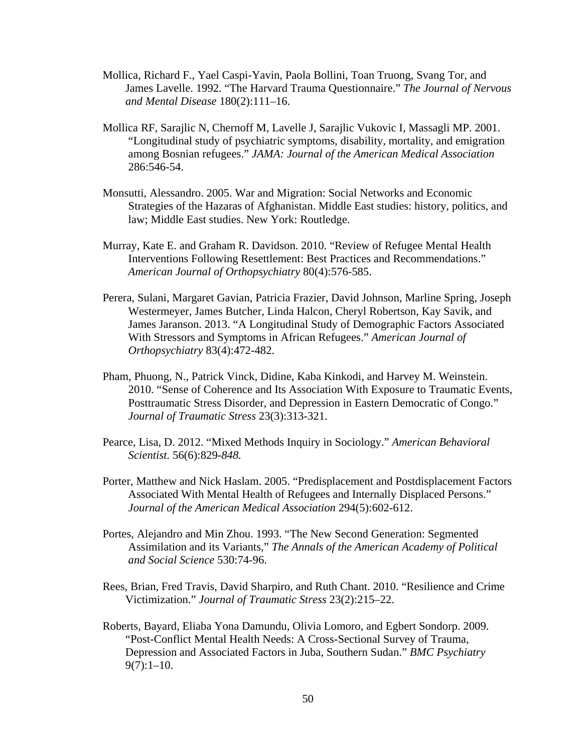Mollica, Richard F., Yael Caspi-Yavin, Paola Bollini, Toan Truong, Svang Tor, and James Lavelle. 1992. "The Harvard Trauma Questionnaire." *The Journal of Nervous and Mental Disease* 180(2):111–16.

Mollica RF, Sarajlic N, Chernoff M, Lavelle J, Sarajlic Vukovic I, Massagli MP. 2001. "Longitudinal study of psychiatric symptoms, disability, mortality, and emigration among Bosnian refugees." *JAMA: Journal of the American Medical Association* 286:546-54.

Monsutti, Alessandro. 2005. War and Migration: Social Networks and Economic Strategies of the Hazaras of Afghanistan. Middle East studies: history, politics, and law; Middle East studies. New York: Routledge.

Murray, Kate E. and Graham R. Davidson. 2010. "Review of Refugee Mental Health Interventions Following Resettlement: Best Practices and Recommendations." *American Journal of Orthopsychiatry* 80(4):576-585.

Perera, Sulani, Margaret Gavian, Patricia Frazier, David Johnson, Marline Spring, Joseph Westermeyer, James Butcher, Linda Halcon, Cheryl Robertson, Kay Savik, and James Jaranson. 2013. "A Longitudinal Study of Demographic Factors Associated With Stressors and Symptoms in African Refugees." *American Journal of Orthopsychiatry* 83(4):472-482.

Pham, Phuong, N., Patrick Vinck, Didine, Kaba Kinkodi, and Harvey M. Weinstein. 2010. "Sense of Coherence and Its Association With Exposure to Traumatic Events, Posttraumatic Stress Disorder, and Depression in Eastern Democratic of Congo." *Journal of Traumatic Stress* 23(3):313-321.

Pearce, Lisa, D. 2012. "Mixed Methods Inquiry in Sociology." *American Behavioral Scientist.* 56(6):829-*848.*

Porter, Matthew and Nick Haslam. 2005. "Predisplacement and Postdisplacement Factors Associated With Mental Health of Refugees and Internally Displaced Persons." *Journal of the American Medical Association* 294(5):602-612.

Portes, Alejandro and Min Zhou. 1993. "The New Second Generation: Segmented Assimilation and its Variants," *The Annals of the American Academy of Political and Social Science* 530:74-96.

Rees, Brian, Fred Travis, David Sharpiro, and Ruth Chant. 2010. "Resilience and Crime Victimization." *Journal of Traumatic Stress* 23(2):215–22.

Roberts, Bayard, Eliaba Yona Damundu, Olivia Lomoro, and Egbert Sondorp. 2009. "Post-Conflict Mental Health Needs: A Cross-Sectional Survey of Trauma, Depression and Associated Factors in Juba, Southern Sudan." *BMC Psychiatry* 9(7):1–10.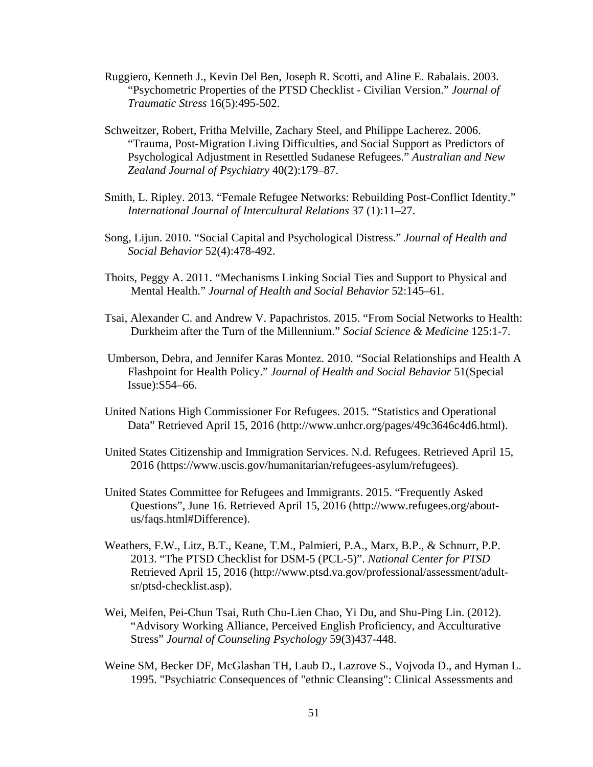Ruggiero, Kenneth J., Kevin Del Ben, Joseph R. Scotti, and Aline E. Rabalais. 2003. "Psychometric Properties of the PTSD Checklist - Civilian Version." *Journal of Traumatic Stress* 16(5):495-502.

Schweitzer, Robert, Fritha Melville, Zachary Steel, and Philippe Lacherez. 2006. "Trauma, Post-Migration Living Difficulties, and Social Support as Predictors of Psychological Adjustment in Resettled Sudanese Refugees." *Australian and New Zealand Journal of Psychiatry* 40(2):179–87.

Smith, L. Ripley. 2013. "Female Refugee Networks: Rebuilding Post-Conflict Identity." *International Journal of Intercultural Relations* 37 (1):11–27.

Song, Lijun. 2010. "Social Capital and Psychological Distress." *Journal of Health and Social Behavior* 52(4):478-492.

Thoits, Peggy A. 2011. "Mechanisms Linking Social Ties and Support to Physical and Mental Health." *Journal of Health and Social Behavior* 52:145–61.

Tsai, Alexander C. and Andrew V. Papachristos. 2015. "From Social Networks to Health: Durkheim after the Turn of the Millennium." *Social Science & Medicine* 125:1-7.

Umberson, Debra, and Jennifer Karas Montez. 2010. "Social Relationships and Health A Flashpoint for Health Policy." *Journal of Health and Social Behavior* 51(Special Issue):S54–66.

United Nations High Commissioner For Refugees. 2015. "Statistics and Operational Data" Retrieved April 15, 2016 (http://www.unhcr.org/pages/49c3646c4d6.html).

United States Citizenship and Immigration Services. N.d. Refugees. Retrieved April 15, 2016 (https://www.uscis.gov/humanitarian/refugees-asylum/refugees).

United States Committee for Refugees and Immigrants. 2015. "Frequently Asked Questions", June 16. Retrieved April 15, 2016 (http://www.refugees.org/about-us/faqs.html#Difference).

Weathers, F.W., Litz, B.T., Keane, T.M., Palmieri, P.A., Marx, B.P., & Schnurr, P.P. 2013. "The PTSD Checklist for DSM-5 (PCL-5)". *National Center for PTSD* Retrieved April 15, 2016 (http://www.ptsd.va.gov/professional/assessment/adult-sr/ptsd-checklist.asp).

Wei, Meifen, Pei-Chun Tsai, Ruth Chu-Lien Chao, Yi Du, and Shu-Ping Lin. (2012). "Advisory Working Alliance, Perceived English Proficiency, and Acculturative Stress" *Journal of Counseling Psychology* 59(3)437-448.

Weine SM, Becker DF, McGlashan TH, Laub D., Lazrove S., Vojvoda D., and Hyman L. 1995. "Psychiatric Consequences of "ethnic Cleansing": Clinical Assessments and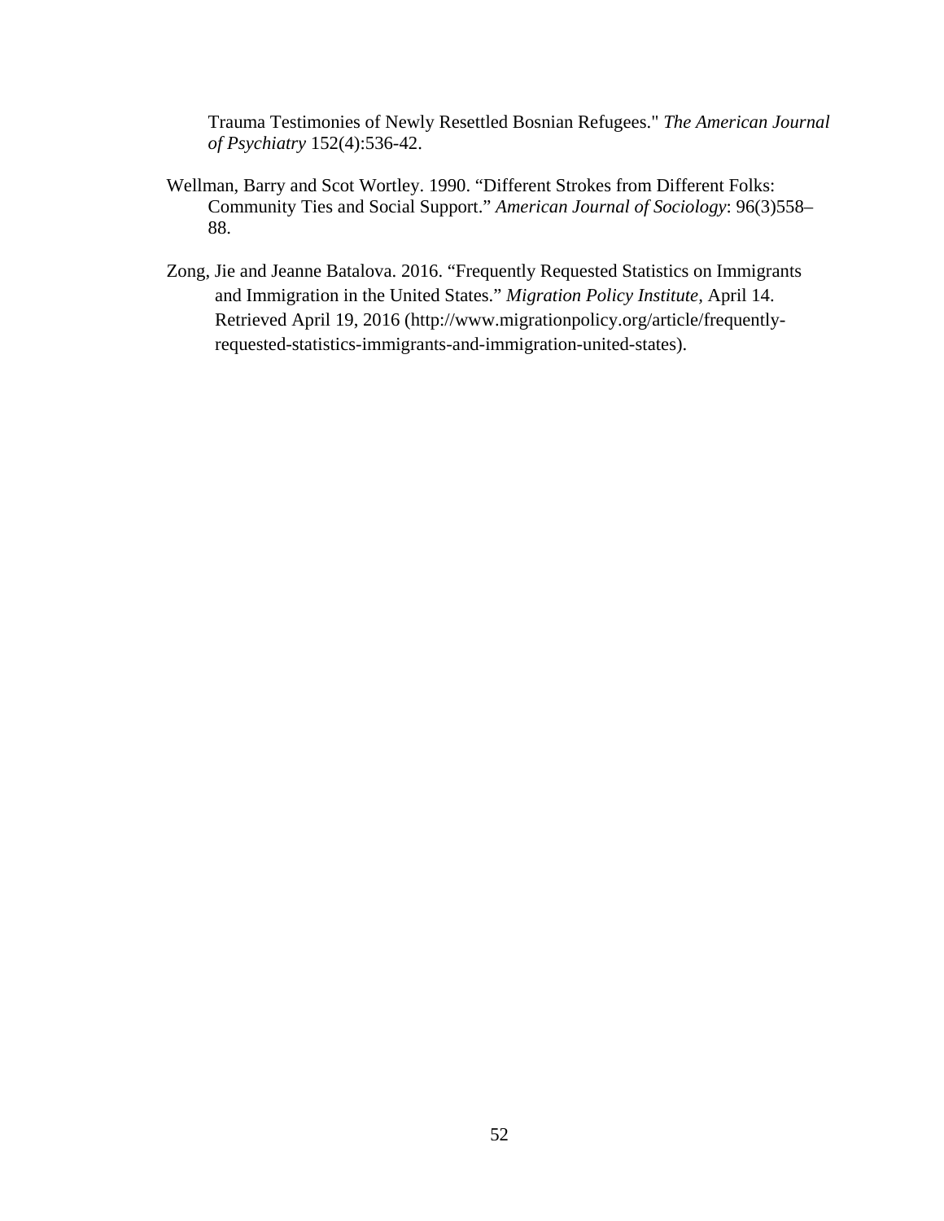Trauma Testimonies of Newly Resettled Bosnian Refugees." *The American Journal of Psychiatry* 152(4):536-42.

Wellman, Barry and Scot Wortley. 1990. "Different Strokes from Different Folks: Community Ties and Social Support." *American Journal of Sociology*: 96(3)558–88.

Zong, Jie and Jeanne Batalova. 2016. "Frequently Requested Statistics on Immigrants and Immigration in the United States." *Migration Policy Institute,* April 14. Retrieved April 19, 2016 (http://www.migrationpolicy.org/article/frequently-requested-statistics-immigrants-and-immigration-united-states).